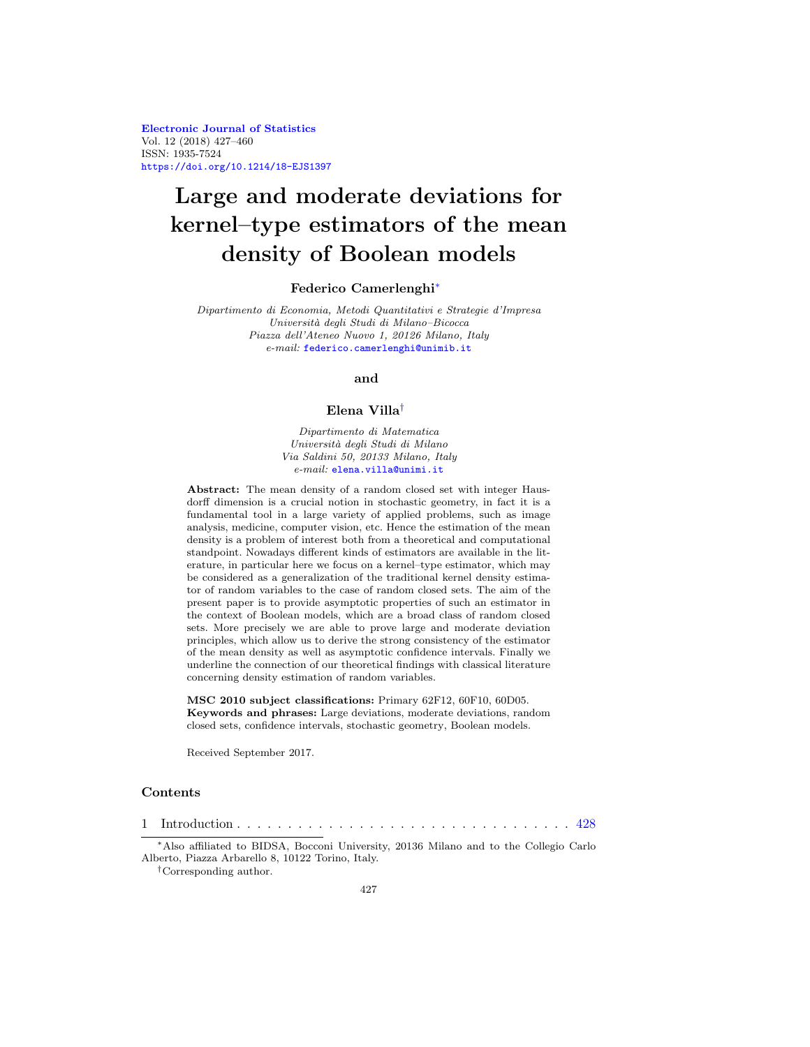Electronic Journal of Statistics
Vol. 12 (2018) 427–460
ISSN: 1935-7524
https://doi.org/10.1214/18-EJS1397

# Large and moderate deviations for kernel–type estimators of the mean density of Boolean models

**Federico Camerlenghi**[*]

*Dipartimento di Economia, Metodi Quantitativi e Strategie d'Impresa*
*Università degli Studi di Milano–Bicocca*
*Piazza dell'Ateneo Nuovo 1, 20126 Milano, Italy*
*e-mail:* federico.camerlenghi@unimib.it

**and**

**Elena Villa**[†]

*Dipartimento di Matematica*
*Università degli Studi di Milano*
*Via Saldini 50, 20133 Milano, Italy*
*e-mail:* elena.villa@unimi.it

**Abstract:** The mean density of a random closed set with integer Hausdorff dimension is a crucial notion in stochastic geometry, in fact it is a fundamental tool in a large variety of applied problems, such as image analysis, medicine, computer vision, etc. Hence the estimation of the mean density is a problem of interest both from a theoretical and computational standpoint. Nowadays different kinds of estimators are available in the literature, in particular here we focus on a kernel–type estimator, which may be considered as a generalization of the traditional kernel density estimator of random variables to the case of random closed sets. The aim of the present paper is to provide asymptotic properties of such an estimator in the context of Boolean models, which are a broad class of random closed sets. More precisely we are able to prove large and moderate deviation principles, which allow us to derive the strong consistency of the estimator of the mean density as well as asymptotic confidence intervals. Finally we underline the connection of our theoretical findings with classical literature concerning density estimation of random variables.

**MSC 2010 subject classifications:** Primary 62F12, 60F10, 60D05.
**Keywords and phrases:** Large deviations, moderate deviations, random closed sets, confidence intervals, stochastic geometry, Boolean models.

Received September 2017.

## Contents

1 Introduction . . . . . . . . . . . . . . . . . . . . . . . . . . . . . . . . . . 428

---

[*] Also affiliated to BIDSA, Bocconi University, 20136 Milano and to the Collegio Carlo Alberto, Piazza Arbarello 8, 10122 Torino, Italy.

[†] Corresponding author.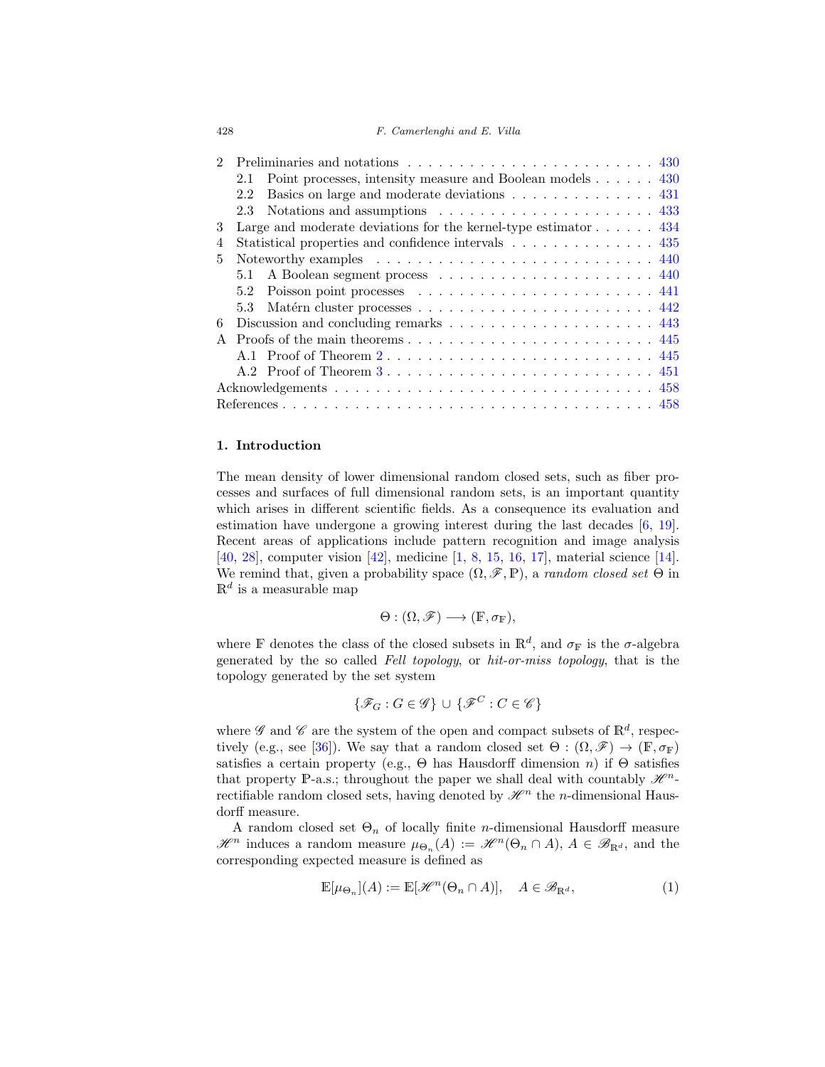2 Preliminaries and notations . . . . . . . . . . . . . . . . . . . . . . . . 430
  2.1 Point processes, intensity measure and Boolean models . . . . . . 430
  2.2 Basics on large and moderate deviations . . . . . . . . . . . . . . 431
  2.3 Notations and assumptions . . . . . . . . . . . . . . . . . . . . . 433
3 Large and moderate deviations for the kernel-type estimator . . . . . . 434
4 Statistical properties and confidence intervals . . . . . . . . . . . . . . 435
5 Noteworthy examples . . . . . . . . . . . . . . . . . . . . . . . . . . . 440
  5.1 A Boolean segment process . . . . . . . . . . . . . . . . . . . . . 440
  5.2 Poisson point processes . . . . . . . . . . . . . . . . . . . . . . . 441
  5.3 Matérn cluster processes . . . . . . . . . . . . . . . . . . . . . . . 442
6 Discussion and concluding remarks . . . . . . . . . . . . . . . . . . . . 443
A Proofs of the main theorems . . . . . . . . . . . . . . . . . . . . . . . . 445
  A.1 Proof of Theorem 2 . . . . . . . . . . . . . . . . . . . . . . . . . . 445
  A.2 Proof of Theorem 3 . . . . . . . . . . . . . . . . . . . . . . . . . . 451
Acknowledgements . . . . . . . . . . . . . . . . . . . . . . . . . . . . . . 458
References . . . . . . . . . . . . . . . . . . . . . . . . . . . . . . . . . . 458

## 1. Introduction

The mean density of lower dimensional random closed sets, such as fiber processes and surfaces of full dimensional random sets, is an important quantity which arises in different scientific fields. As a consequence its evaluation and estimation have undergone a growing interest during the last decades [6, 19]. Recent areas of applications include pattern recognition and image analysis [40, 28], computer vision [42], medicine [1, 8, 15, 16, 17], material science [14]. We remind that, given a probability space $(\Omega, \mathscr{F}, \mathbb{P})$, a *random closed set* $\Theta$ in $\mathbb{R}^d$ is a measurable map

$$\Theta : (\Omega, \mathscr{F}) \longrightarrow (\mathbb{F}, \sigma_{\mathbb{F}}),$$

where $\mathbb{F}$ denotes the class of the closed subsets in $\mathbb{R}^d$, and $\sigma_{\mathbb{F}}$ is the $\sigma$-algebra generated by the so called *Fell topology*, or *hit-or-miss topology*, that is the topology generated by the set system

$$\{\mathscr{F}_G : G \in \mathscr{G}\} \cup \{\mathscr{F}^C : C \in \mathscr{C}\}$$

where $\mathscr{G}$ and $\mathscr{C}$ are the system of the open and compact subsets of $\mathbb{R}^d$, respectively (e.g., see [36]). We say that a random closed set $\Theta : (\Omega, \mathscr{F}) \to (\mathbb{F}, \sigma_{\mathbb{F}})$ satisfies a certain property (e.g., $\Theta$ has Hausdorff dimension $n$) if $\Theta$ satisfies that property $\mathbb{P}$-a.s.; throughout the paper we shall deal with countably $\mathscr{H}^n$-rectifiable random closed sets, having denoted by $\mathscr{H}^n$ the $n$-dimensional Hausdorff measure.

A random closed set $\Theta_n$ of locally finite $n$-dimensional Hausdorff measure $\mathscr{H}^n$ induces a random measure $\mu_{\Theta_n}(A) := \mathscr{H}^n(\Theta_n \cap A)$, $A \in \mathscr{B}_{\mathbb{R}^d}$, and the corresponding expected measure is defined as

$$\mathbb{E}[\mu_{\Theta_n}](A) := \mathbb{E}[\mathscr{H}^n(\Theta_n \cap A)], \quad A \in \mathscr{B}_{\mathbb{R}^d}, \tag{1}$$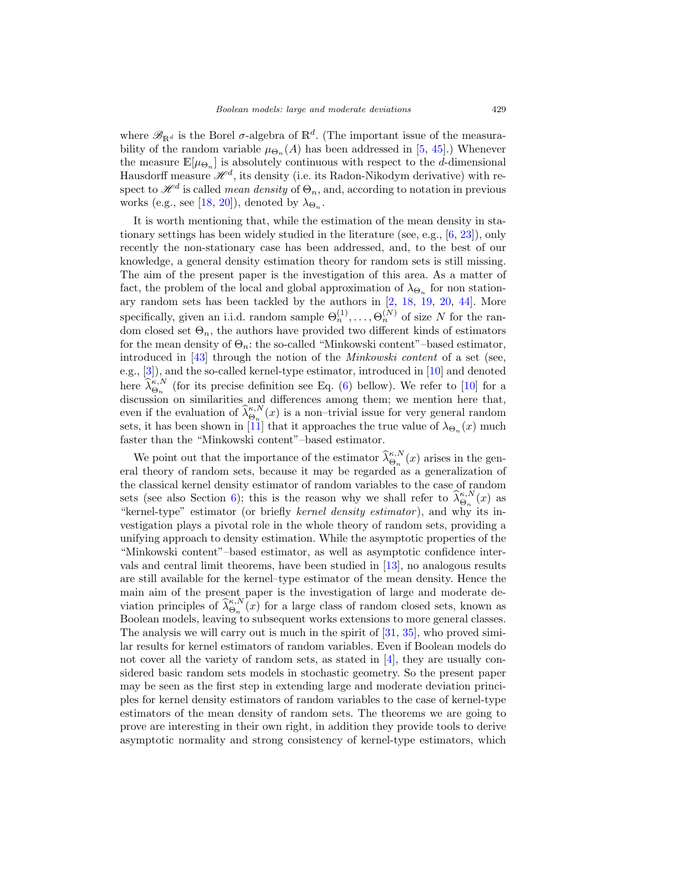where $\mathscr{B}_{\mathbb{R}^d}$ is the Borel $\sigma$-algebra of $\mathbb{R}^d$. (The important issue of the measurability of the random variable $\mu_{\Theta_n}(A)$ has been addressed in [5, 45].) Whenever the measure $\mathbb{E}[\mu_{\Theta_n}]$ is absolutely continuous with respect to the $d$-dimensional Hausdorff measure $\mathscr{H}^d$, its density (i.e. its Radon-Nikodym derivative) with respect to $\mathscr{H}^d$ is called *mean density* of $\Theta_n$, and, according to notation in previous works (e.g., see [18, 20]), denoted by $\lambda_{\Theta_n}$.

It is worth mentioning that, while the estimation of the mean density in stationary settings has been widely studied in the literature (see, e.g., [6, 23]), only recently the non-stationary case has been addressed, and, to the best of our knowledge, a general density estimation theory for random sets is still missing. The aim of the present paper is the investigation of this area. As a matter of fact, the problem of the local and global approximation of $\lambda_{\Theta_n}$ for non stationary random sets has been tackled by the authors in [2, 18, 19, 20, 44]. More specifically, given an i.i.d. random sample $\Theta_n^{(1)}, \ldots, \Theta_n^{(N)}$ of size $N$ for the random closed set $\Theta_n$, the authors have provided two different kinds of estimators for the mean density of $\Theta_n$: the so-called "Minkowski content"–based estimator, introduced in [43] through the notion of the *Minkowski content* of a set (see, e.g., [3]), and the so-called kernel-type estimator, introduced in [10] and denoted here $\widehat{\lambda}_{\Theta_n}^{\kappa,N}$ (for its precise definition see Eq. (6) bellow). We refer to [10] for a discussion on similarities and differences among them; we mention here that, even if the evaluation of $\widehat{\lambda}_{\Theta_n}^{\kappa,N}(x)$ is a non–trivial issue for very general random sets, it has been shown in [11] that it approaches the true value of $\lambda_{\Theta_n}(x)$ much faster than the "Minkowski content"–based estimator.

We point out that the importance of the estimator $\widehat{\lambda}_{\Theta_n}^{\kappa,N}(x)$ arises in the general theory of random sets, because it may be regarded as a generalization of the classical kernel density estimator of random variables to the case of random sets (see also Section 6); this is the reason why we shall refer to $\widehat{\lambda}_{\Theta_n}^{\kappa,N}(x)$ as "kernel-type" estimator (or briefly *kernel density estimator*), and why its investigation plays a pivotal role in the whole theory of random sets, providing a unifying approach to density estimation. While the asymptotic properties of the "Minkowski content"–based estimator, as well as asymptotic confidence intervals and central limit theorems, have been studied in [13], no analogous results are still available for the kernel–type estimator of the mean density. Hence the main aim of the present paper is the investigation of large and moderate deviation principles of $\widehat{\lambda}_{\Theta_n}^{\kappa,N}(x)$ for a large class of random closed sets, known as Boolean models, leaving to subsequent works extensions to more general classes. The analysis we will carry out is much in the spirit of [31, 35], who proved similar results for kernel estimators of random variables. Even if Boolean models do not cover all the variety of random sets, as stated in [4], they are usually considered basic random sets models in stochastic geometry. So the present paper may be seen as the first step in extending large and moderate deviation principles for kernel density estimators of random variables to the case of kernel-type estimators of the mean density of random sets. The theorems we are going to prove are interesting in their own right, in addition they provide tools to derive asymptotic normality and strong consistency of kernel-type estimators, which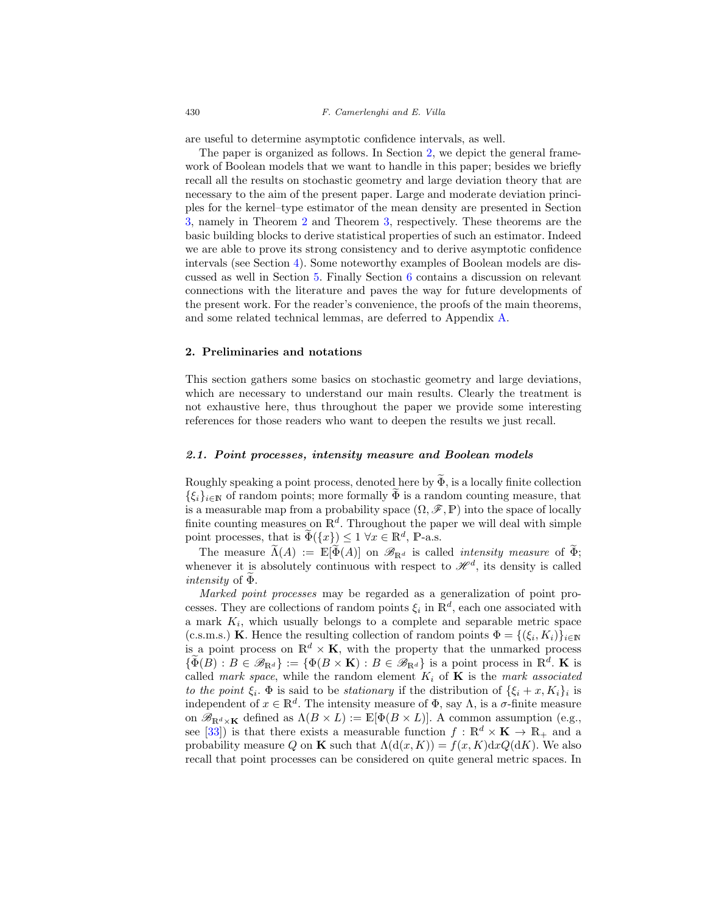are useful to determine asymptotic confidence intervals, as well.

The paper is organized as follows. In Section 2, we depict the general framework of Boolean models that we want to handle in this paper; besides we briefly recall all the results on stochastic geometry and large deviation theory that are necessary to the aim of the present paper. Large and moderate deviation principles for the kernel–type estimator of the mean density are presented in Section 3, namely in Theorem 2 and Theorem 3, respectively. These theorems are the basic building blocks to derive statistical properties of such an estimator. Indeed we are able to prove its strong consistency and to derive asymptotic confidence intervals (see Section 4). Some noteworthy examples of Boolean models are discussed as well in Section 5. Finally Section 6 contains a discussion on relevant connections with the literature and paves the way for future developments of the present work. For the reader's convenience, the proofs of the main theorems, and some related technical lemmas, are deferred to Appendix A.

## 2. Preliminaries and notations

This section gathers some basics on stochastic geometry and large deviations, which are necessary to understand our main results. Clearly the treatment is not exhaustive here, thus throughout the paper we provide some interesting references for those readers who want to deepen the results we just recall.

### *2.1. Point processes, intensity measure and Boolean models*

Roughly speaking a point process, denoted here by $\widetilde{\Phi}$, is a locally finite collection $\{\xi_i\}_{i\in\mathbb{N}}$ of random points; more formally $\widetilde{\Phi}$ is a random counting measure, that is a measurable map from a probability space $(\Omega, \mathscr{F}, \mathbb{P})$ into the space of locally finite counting measures on $\mathbb{R}^d$. Throughout the paper we will deal with simple point processes, that is $\widetilde{\Phi}(\{x\}) \leq 1$ $\forall x \in \mathbb{R}^d$, $\mathbb{P}$-a.s.

The measure $\widetilde{\Lambda}(A) := \mathbb{E}[\widetilde{\Phi}(A)]$ on $\mathscr{B}_{\mathbb{R}^d}$ is called *intensity measure* of $\widetilde{\Phi}$; whenever it is absolutely continuous with respect to $\mathscr{H}^d$, its density is called *intensity* of $\widetilde{\Phi}$.

*Marked point processes* may be regarded as a generalization of point processes. They are collections of random points $\xi_i$ in $\mathbb{R}^d$, each one associated with a mark $K_i$, which usually belongs to a complete and separable metric space (c.s.m.s.) $\mathbf{K}$. Hence the resulting collection of random points $\Phi = \{(\xi_i, K_i)\}_{i\in\mathbb{N}}$ is a point process on $\mathbb{R}^d \times \mathbf{K}$, with the property that the unmarked process $\{\widetilde{\Phi}(B) : B \in \mathscr{B}_{\mathbb{R}^d}\} := \{\Phi(B \times \mathbf{K}) : B \in \mathscr{B}_{\mathbb{R}^d}\}$ is a point process in $\mathbb{R}^d$. $\mathbf{K}$ is called *mark space*, while the random element $K_i$ of $\mathbf{K}$ is the *mark associated to the point* $\xi_i$. $\Phi$ is said to be *stationary* if the distribution of $\{\xi_i + x, K_i\}_i$ is independent of $x \in \mathbb{R}^d$. The intensity measure of $\Phi$, say $\Lambda$, is a $\sigma$-finite measure on $\mathscr{B}_{\mathbb{R}^d\times\mathbf{K}}$ defined as $\Lambda(B \times L) := \mathbb{E}[\Phi(B \times L)]$. A common assumption (e.g., see [33]) is that there exists a measurable function $f : \mathbb{R}^d \times \mathbf{K} \to \mathbb{R}_+$ and a probability measure $Q$ on $\mathbf{K}$ such that $\Lambda(\mathrm{d}(x, K)) = f(x, K)\mathrm{d}xQ(\mathrm{d}K)$. We also recall that point processes can be considered on quite general metric spaces. In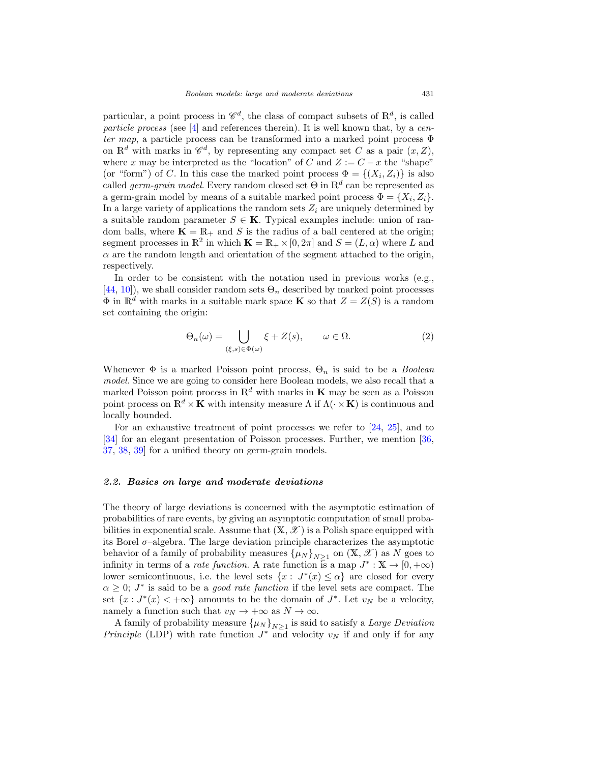particular, a point process in $\mathscr{C}^d$, the class of compact subsets of $\mathbb{R}^d$, is called *particle process* (see [4] and references therein). It is well known that, by a *center map*, a particle process can be transformed into a marked point process $\Phi$ on $\mathbb{R}^d$ with marks in $\mathscr{C}^d$, by representing any compact set $C$ as a pair $(x, Z)$, where $x$ may be interpreted as the "location" of $C$ and $Z := C - x$ the "shape" (or "form") of $C$. In this case the marked point process $\Phi = \{(X_i, Z_i)\}$ is also called *germ-grain model*. Every random closed set $\Theta$ in $\mathbb{R}^d$ can be represented as a germ-grain model by means of a suitable marked point process $\Phi = \{X_i, Z_i\}$. In a large variety of applications the random sets $Z_i$ are uniquely determined by a suitable random parameter $S \in \mathbf{K}$. Typical examples include: union of random balls, where $\mathbf{K} = \mathbb{R}_+$ and $S$ is the radius of a ball centered at the origin; segment processes in $\mathbb{R}^2$ in which $\mathbf{K} = \mathbb{R}_+ \times [0, 2\pi]$ and $S = (L, \alpha)$ where $L$ and $\alpha$ are the random length and orientation of the segment attached to the origin, respectively.

In order to be consistent with the notation used in previous works (e.g., [44, 10]), we shall consider random sets $\Theta_n$ described by marked point processes $\Phi$ in $\mathbb{R}^d$ with marks in a suitable mark space $\mathbf{K}$ so that $Z = Z(S)$ is a random set containing the origin:

$$\Theta_n(\omega) = \bigcup_{(\xi,s)\in\Phi(\omega)} \xi + Z(s), \qquad \omega \in \Omega. \tag{2}$$

Whenever $\Phi$ is a marked Poisson point process, $\Theta_n$ is said to be a *Boolean model*. Since we are going to consider here Boolean models, we also recall that a marked Poisson point process in $\mathbb{R}^d$ with marks in $\mathbf{K}$ may be seen as a Poisson point process on $\mathbb{R}^d \times \mathbf{K}$ with intensity measure $\Lambda$ if $\Lambda(\cdot \times \mathbf{K})$ is continuous and locally bounded.

For an exhaustive treatment of point processes we refer to [24, 25], and to [34] for an elegant presentation of Poisson processes. Further, we mention [36, 37, 38, 39] for a unified theory on germ-grain models.

### 2.2. Basics on large and moderate deviations

The theory of large deviations is concerned with the asymptotic estimation of probabilities of rare events, by giving an asymptotic computation of small probabilities in exponential scale. Assume that $(\mathbb{X}, \mathscr{X})$ is a Polish space equipped with its Borel $\sigma$–algebra. The large deviation principle characterizes the asymptotic behavior of a family of probability measures $\{\mu_N\}_{N\geq 1}$ on $(\mathbb{X}, \mathscr{X})$ as $N$ goes to infinity in terms of a *rate function*. A rate function is a map $J^* : \mathbb{X} \to [0, +\infty)$ lower semicontinuous, i.e. the level sets $\{x : J^*(x) \leq \alpha\}$ are closed for every $\alpha \geq 0$; $J^*$ is said to be a *good rate function* if the level sets are compact. The set $\{x : J^*(x) < +\infty\}$ amounts to be the domain of $J^*$. Let $v_N$ be a velocity, namely a function such that $v_N \to +\infty$ as $N \to \infty$.

A family of probability measure $\{\mu_N\}_{N\geq 1}$ is said to satisfy a *Large Deviation Principle* (LDP) with rate function $J^*$ and velocity $v_N$ if and only if for any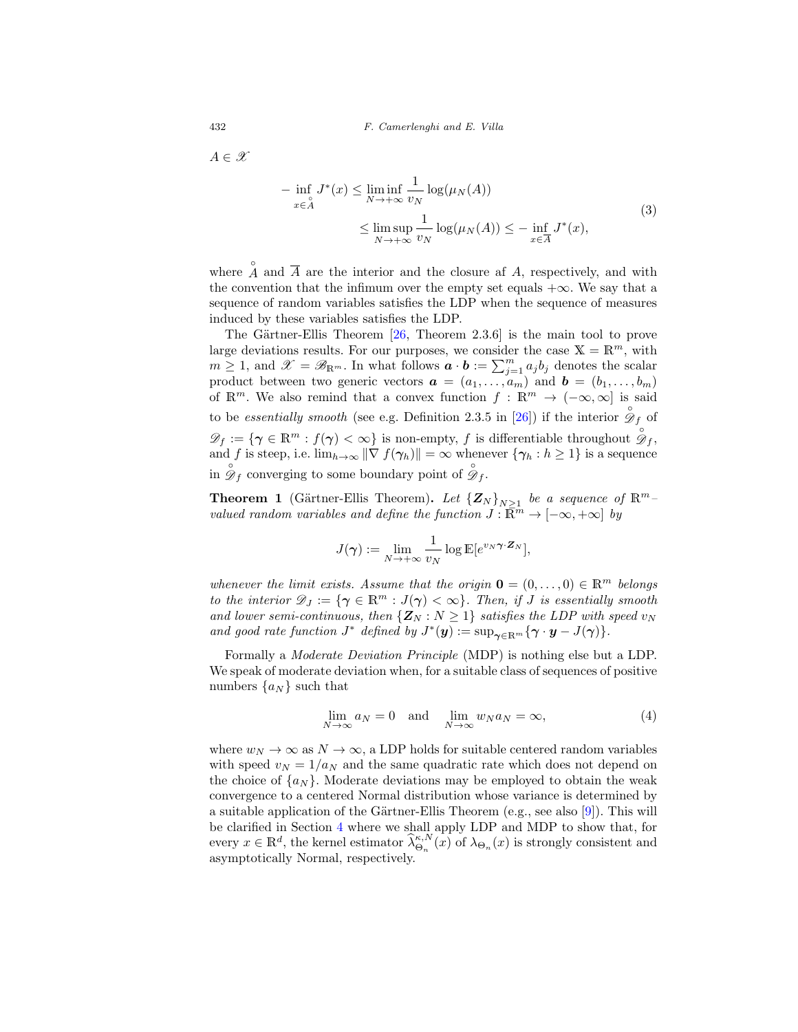$A \in \mathscr{X}$

$$
\begin{aligned}
- \inf_{x \in \mathring{A}} J^*(x) &\leq \liminf_{N \to +\infty} \frac{1}{v_N} \log(\mu_N(A)) \\
&\leq \limsup_{N \to +\infty} \frac{1}{v_N} \log(\mu_N(A)) \leq - \inf_{x \in \overline{A}} J^*(x),
\end{aligned} \tag{3}
$$

where $\mathring{A}$ and $\overline{A}$ are the interior and the closure af $A$, respectively, and with the convention that the infimum over the empty set equals $+\infty$. We say that a sequence of random variables satisfies the LDP when the sequence of measures induced by these variables satisfies the LDP.

The Gärtner-Ellis Theorem [26, Theorem 2.3.6] is the main tool to prove large deviations results. For our purposes, we consider the case $\mathbb{X} = \mathbb{R}^m$, with $m \geq 1$, and $\mathscr{X} = \mathscr{B}_{\mathbb{R}^m}$. In what follows $\boldsymbol{a} \cdot \boldsymbol{b} := \sum_{j=1}^m a_j b_j$ denotes the scalar product between two generic vectors $\boldsymbol{a} = (a_1, \dots, a_m)$ and $\boldsymbol{b} = (b_1, \dots, b_m)$ of $\mathbb{R}^m$. We also remind that a convex function $f : \mathbb{R}^m \to (-\infty, \infty]$ is said to be *essentially smooth* (see e.g. Definition 2.3.5 in [26]) if the interior $\mathring{\mathscr{D}}_f$ of $\mathscr{D}_f := \{\boldsymbol{\gamma} \in \mathbb{R}^m : f(\boldsymbol{\gamma}) < \infty\}$ is non-empty, $f$ is differentiable throughout $\mathring{\mathscr{D}}_f$, and $f$ is steep, i.e. $\lim_{h \to \infty} \|\nabla f(\boldsymbol{\gamma}_h)\| = \infty$ whenever $\{\boldsymbol{\gamma}_h : h \geq 1\}$ is a sequence in $\mathring{\mathscr{D}}_f$ converging to some boundary point of $\mathring{\mathscr{D}}_f$.

**Theorem 1** (Gärtner-Ellis Theorem)**.** *Let $\{\boldsymbol{Z}_N\}_{N \geq 1}$ be a sequence of $\mathbb{R}^m$-valued random variables and define the function $J : \mathbb{R}^m \to [-\infty, +\infty]$ by*

$$
J(\boldsymbol{\gamma}) := \lim_{N \to +\infty} \frac{1}{v_N} \log \mathbb{E}[e^{v_N \boldsymbol{\gamma} \cdot \boldsymbol{Z}_N}],
$$

*whenever the limit exists. Assume that the origin $\mathbf{0} = (0, \dots, 0) \in \mathbb{R}^m$ belongs to the interior $\mathscr{D}_J := \{\boldsymbol{\gamma} \in \mathbb{R}^m : J(\boldsymbol{\gamma}) < \infty\}$. Then, if $J$ is essentially smooth and lower semi-continuous, then $\{\boldsymbol{Z}_N : N \geq 1\}$ satisfies the LDP with speed $v_N$ and good rate function $J^*$ defined by $J^*(\boldsymbol{y}) := \sup_{\boldsymbol{\gamma} \in \mathbb{R}^m} \{\boldsymbol{\gamma} \cdot \boldsymbol{y} - J(\boldsymbol{\gamma})\}$.*

Formally a *Moderate Deviation Principle* (MDP) is nothing else but a LDP. We speak of moderate deviation when, for a suitable class of sequences of positive numbers $\{a_N\}$ such that

$$
\lim_{N \to \infty} a_N = 0 \quad \text{and} \quad \lim_{N \to \infty} w_N a_N = \infty, \tag{4}
$$

where $w_N \to \infty$ as $N \to \infty$, a LDP holds for suitable centered random variables with speed $v_N = 1/a_N$ and the same quadratic rate which does not depend on the choice of $\{a_N\}$. Moderate deviations may be employed to obtain the weak convergence to a centered Normal distribution whose variance is determined by a suitable application of the Gärtner-Ellis Theorem (e.g., see also [9]). This will be clarified in Section 4 where we shall apply LDP and MDP to show that, for every $x \in \mathbb{R}^d$, the kernel estimator $\widehat{\lambda}^{\kappa,N}_{\Theta_n}(x)$ of $\lambda_{\Theta_n}(x)$ is strongly consistent and asymptotically Normal, respectively.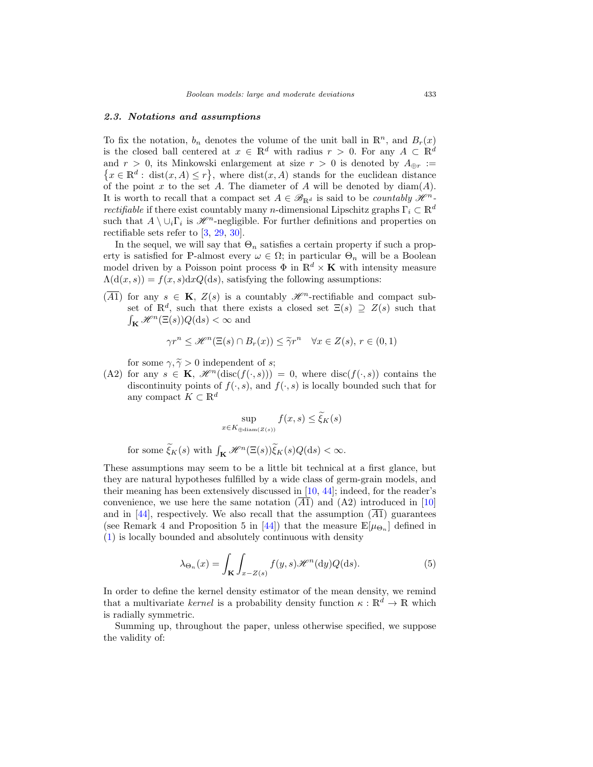### 2.3. Notations and assumptions

To fix the notation, $b_n$ denotes the volume of the unit ball in $\mathbb{R}^n$, and $B_r(x)$ is the closed ball centered at $x \in \mathbb{R}^d$ with radius $r > 0$. For any $A \subset \mathbb{R}^d$ and $r > 0$, its Minkowski enlargement at size $r > 0$ is denoted by $A_{\oplus r} := \{x \in \mathbb{R}^d : \operatorname{dist}(x, A) \le r\}$, where $\operatorname{dist}(x, A)$ stands for the euclidean distance of the point $x$ to the set $A$. The diameter of $A$ will be denoted by $\operatorname{diam}(A)$. It is worth to recall that a compact set $A \in \mathscr{B}_{\mathbb{R}^d}$ is said to be *countably $\mathscr{H}^n$-rectifiable* if there exist countably many $n$-dimensional Lipschitz graphs $\Gamma_i \subset \mathbb{R}^d$ such that $A \setminus \cup_i \Gamma_i$ is $\mathscr{H}^n$-negligible. For further definitions and properties on rectifiable sets refer to [3, 29, 30].

In the sequel, we will say that $\Theta_n$ satisfies a certain property if such a property is satisfied for $\mathbb{P}$-almost every $\omega \in \Omega$; in particular $\Theta_n$ will be a Boolean model driven by a Poisson point process $\Phi$ in $\mathbb{R}^d \times \mathbf{K}$ with intensity measure $\Lambda(\mathrm{d}(x, s)) = f(x, s)\mathrm{d}x Q(\mathrm{d}s)$, satisfying the following assumptions:

($\overline{A1}$) for any $s \in \mathbf{K}$, $Z(s)$ is a countably $\mathscr{H}^n$-rectifiable and compact subset of $\mathbb{R}^d$, such that there exists a closed set $\Xi(s) \supseteq Z(s)$ such that $\int_{\mathbf{K}} \mathscr{H}^n(\Xi(s))Q(\mathrm{d}s) < \infty$ and

$$\gamma r^n \le \mathscr{H}^n(\Xi(s) \cap B_r(x)) \le \widetilde{\gamma} r^n \quad \forall x \in Z(s),\, r \in (0, 1)$$

for some $\gamma, \widetilde{\gamma} > 0$ independent of $s$;

(A2) for any $s \in \mathbf{K}$, $\mathscr{H}^n(\operatorname{disc}(f(\cdot, s))) = 0$, where $\operatorname{disc}(f(\cdot, s))$ contains the discontinuity points of $f(\cdot, s)$, and $f(\cdot, s)$ is locally bounded such that for any compact $K \subset \mathbb{R}^d$

$$\sup_{x \in K_{\oplus \operatorname{diam}(Z(s))}} f(x, s) \le \widetilde{\xi}_K(s)$$

for some $\widetilde{\xi}_K(s)$ with $\int_{\mathbf{K}} \mathscr{H}^n(\Xi(s))\widetilde{\xi}_K(s)Q(\mathrm{d}s) < \infty$.

These assumptions may seem to be a little bit technical at a first glance, but they are natural hypotheses fulfilled by a wide class of germ-grain models, and their meaning has been extensively discussed in [10, 44]; indeed, for the reader's convenience, we use here the same notation ($\overline{A1}$) and (A2) introduced in [10] and in [44], respectively. We also recall that the assumption ($\overline{A1}$) guarantees (see Remark 4 and Proposition 5 in [44]) that the measure $\mathbb{E}[\mu_{\Theta_n}]$ defined in (1) is locally bounded and absolutely continuous with density

$$\lambda_{\Theta_n}(x) = \int_{\mathbf{K}} \int_{x - Z(s)} f(y, s)\mathscr{H}^n(\mathrm{d}y)Q(\mathrm{d}s). \tag{5}$$

In order to define the kernel density estimator of the mean density, we remind that a multivariate *kernel* is a probability density function $\kappa : \mathbb{R}^d \to \mathbb{R}$ which is radially symmetric.

Summing up, throughout the paper, unless otherwise specified, we suppose the validity of: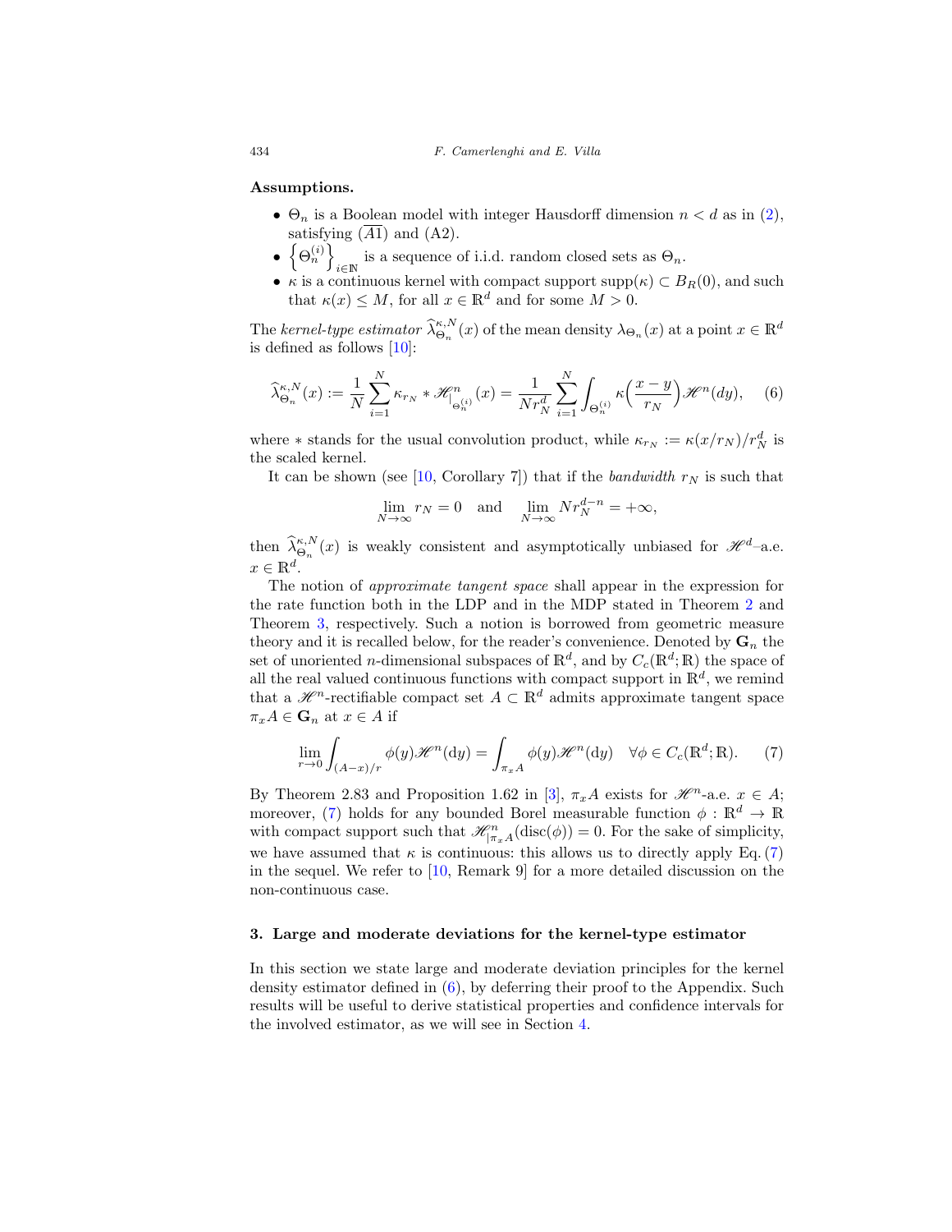**Assumptions.**

- $\Theta_n$ is a Boolean model with integer Hausdorff dimension $n < d$ as in (2), satisfying ($\overline{A1}$) and (A2).
- $\left\{\Theta_n^{(i)}\right\}_{i\in\mathbb{N}}$ is a sequence of i.i.d. random closed sets as $\Theta_n$.
- $\kappa$ is a continuous kernel with compact support $\mathrm{supp}(\kappa) \subset B_R(0)$, and such that $\kappa(x) \leq M$, for all $x \in \mathbb{R}^d$ and for some $M > 0$.

The *kernel-type estimator* $\widehat{\lambda}^{\kappa,N}_{\Theta_n}(x)$ of the mean density $\lambda_{\Theta_n}(x)$ at a point $x \in \mathbb{R}^d$ is defined as follows [10]:

$$\widehat{\lambda}^{\kappa,N}_{\Theta_n}(x) := \frac{1}{N}\sum_{i=1}^{N} \kappa_{r_N} * \mathscr{H}^n_{|_{\Theta_n^{(i)}}}(x) = \frac{1}{N r_N^d}\sum_{i=1}^{N}\int_{\Theta_n^{(i)}} \kappa\Big(\frac{x-y}{r_N}\Big)\mathscr{H}^n(dy), \tag{6}$$

where $*$ stands for the usual convolution product, while $\kappa_{r_N} := \kappa(x/r_N)/r_N^d$ is the scaled kernel.

It can be shown (see [10, Corollary 7]) that if the *bandwidth* $r_N$ is such that

$$\lim_{N\to\infty} r_N = 0 \quad \text{and} \quad \lim_{N\to\infty} N r_N^{d-n} = +\infty,$$

then $\widehat{\lambda}^{\kappa,N}_{\Theta_n}(x)$ is weakly consistent and asymptotically unbiased for $\mathscr{H}^d$–a.e. $x \in \mathbb{R}^d$.

The notion of *approximate tangent space* shall appear in the expression for the rate function both in the LDP and in the MDP stated in Theorem 2 and Theorem 3, respectively. Such a notion is borrowed from geometric measure theory and it is recalled below, for the reader's convenience. Denoted by $\mathbf{G}_n$ the set of unoriented $n$-dimensional subspaces of $\mathbb{R}^d$, and by $C_c(\mathbb{R}^d;\mathbb{R})$ the space of all the real valued continuous functions with compact support in $\mathbb{R}^d$, we remind that a $\mathscr{H}^n$-rectifiable compact set $A \subset \mathbb{R}^d$ admits approximate tangent space $\pi_x A \in \mathbf{G}_n$ at $x \in A$ if

$$\lim_{r\to 0}\int_{(A-x)/r}\phi(y)\mathscr{H}^n(\mathrm{d}y) = \int_{\pi_x A}\phi(y)\mathscr{H}^n(\mathrm{d}y) \quad \forall \phi \in C_c(\mathbb{R}^d;\mathbb{R}). \tag{7}$$

By Theorem 2.83 and Proposition 1.62 in [3], $\pi_x A$ exists for $\mathscr{H}^n$-a.e. $x \in A$; moreover, (7) holds for any bounded Borel measurable function $\phi : \mathbb{R}^d \to \mathbb{R}$ with compact support such that $\mathscr{H}^n_{|\pi_x A}(\mathrm{disc}(\phi)) = 0$. For the sake of simplicity, we have assumed that $\kappa$ is continuous: this allows us to directly apply Eq. (7) in the sequel. We refer to [10, Remark 9] for a more detailed discussion on the non-continuous case.

## 3. Large and moderate deviations for the kernel-type estimator

In this section we state large and moderate deviation principles for the kernel density estimator defined in (6), by deferring their proof to the Appendix. Such results will be useful to derive statistical properties and confidence intervals for the involved estimator, as we will see in Section 4.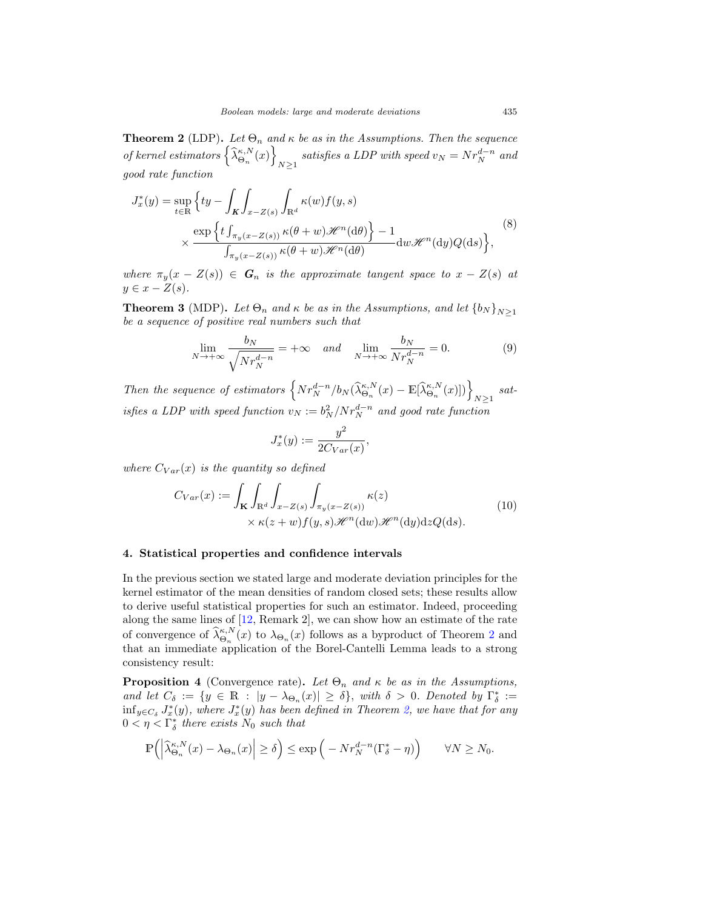**Theorem 2** (LDP)**.** *Let $\Theta_n$ and $\kappa$ be as in the Assumptions. Then the sequence of kernel estimators $\left\{\widehat{\lambda}^{\kappa,N}_{\Theta_n}(x)\right\}_{N\geq 1}$ satisfies a LDP with speed $v_N = Nr_N^{d-n}$ and good rate function*

$$
\begin{aligned}
J^*_x(y) = \sup_{t\in\mathbb{R}} \Big\{ ty - \int_{\boldsymbol{K}} \int_{x-Z(s)} \int_{\mathbb{R}^d} \kappa(w) f(y,s) \\
\times \frac{\exp\left\{t\int_{\pi_y(x-Z(s))}\kappa(\theta+w)\mathscr{H}^n(\mathrm{d}\theta)\right\}-1}{\int_{\pi_y(x-Z(s))}\kappa(\theta+w)\mathscr{H}^n(\mathrm{d}\theta)} \mathrm{d}w \mathscr{H}^n(\mathrm{d}y) Q(\mathrm{d}s) \Big\},
\end{aligned} \tag{8}
$$

*where $\pi_y(x-Z(s)) \in \boldsymbol{G}_n$ is the approximate tangent space to $x-Z(s)$ at $y \in x-Z(s)$.*

**Theorem 3** (MDP)**.** *Let $\Theta_n$ and $\kappa$ be as in the Assumptions, and let $\{b_N\}_{N\geq 1}$ be a sequence of positive real numbers such that*

$$
\lim_{N\to+\infty} \frac{b_N}{\sqrt{Nr_N^{d-n}}} = +\infty \quad \text{and} \quad \lim_{N\to+\infty} \frac{b_N}{Nr_N^{d-n}} = 0. \tag{9}
$$

*Then the sequence of estimators $\left\{Nr_N^{d-n}/b_N(\widehat{\lambda}^{\kappa,N}_{\Theta_n}(x) - \mathbb{E}[\widehat{\lambda}^{\kappa,N}_{\Theta_n}(x)])\right\}_{N\geq 1}$ satisfies a LDP with speed function $v_N := b_N^2/Nr_N^{d-n}$ and good rate function*

$$
J^*_x(y) := \frac{y^2}{2C_{Var}(x)},
$$

*where $C_{Var}(x)$ is the quantity so defined*

$$
\begin{aligned}
C_{Var}(x) := \int_{\mathbf{K}} \int_{\mathbb{R}^d} \int_{x-Z(s)} \int_{\pi_y(x-Z(s))} \kappa(z) \\
\times \kappa(z+w) f(y,s) \mathscr{H}^n(\mathrm{d}w) \mathscr{H}^n(\mathrm{d}y) \mathrm{d}z Q(\mathrm{d}s).
\end{aligned} \tag{10}
$$

## 4. Statistical properties and confidence intervals

In the previous section we stated large and moderate deviation principles for the kernel estimator of the mean densities of random closed sets; these results allow to derive useful statistical properties for such an estimator. Indeed, proceeding along the same lines of [12, Remark 2], we can show how an estimate of the rate of convergence of $\widehat{\lambda}^{\kappa,N}_{\Theta_n}(x)$ to $\lambda_{\Theta_n}(x)$ follows as a byproduct of Theorem 2 and that an immediate application of the Borel-Cantelli Lemma leads to a strong consistency result:

**Proposition 4** (Convergence rate)**.** *Let $\Theta_n$ and $\kappa$ be as in the Assumptions, and let $C_\delta := \{y \in \mathbb{R} : |y - \lambda_{\Theta_n}(x)| \geq \delta\}$, with $\delta > 0$. Denoted by $\Gamma^*_\delta := \inf_{y\in C_\delta} J^*_x(y)$, where $J^*_x(y)$ has been defined in Theorem 2, we have that for any $0 < \eta < \Gamma^*_\delta$ there exists $N_0$ such that*

$$
\mathbb{P}\Big(\Big|\widehat{\lambda}^{\kappa,N}_{\Theta_n}(x) - \lambda_{\Theta_n}(x)\Big| \geq \delta\Big) \leq \exp\Big(-Nr_N^{d-n}(\Gamma^*_\delta - \eta)\Big) \qquad \forall N \geq N_0.
$$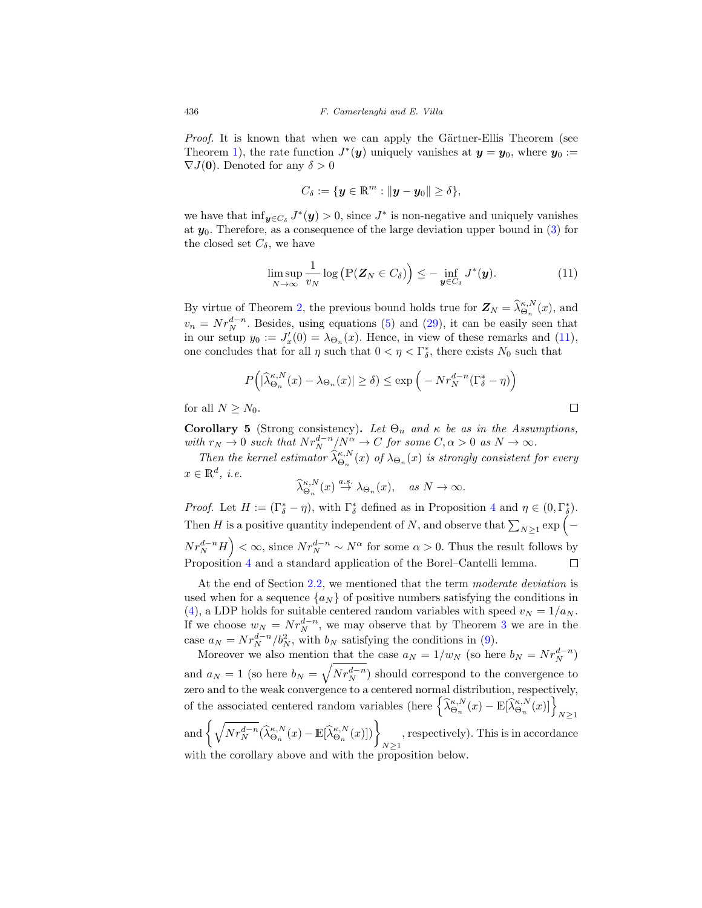*Proof.* It is known that when we can apply the Gärtner-Ellis Theorem (see Theorem 1), the rate function $J^*(\boldsymbol{y})$ uniquely vanishes at $\boldsymbol{y} = \boldsymbol{y}_0$, where $\boldsymbol{y}_0 := \nabla J(\mathbf{0})$. Denoted for any $\delta > 0$

$$C_\delta := \{\boldsymbol{y} \in \mathbb{R}^m : \|\boldsymbol{y} - \boldsymbol{y}_0\| \geq \delta\},$$

we have that $\inf_{\boldsymbol{y}\in C_\delta} J^*(\boldsymbol{y}) > 0$, since $J^*$ is non-negative and uniquely vanishes at $\boldsymbol{y}_0$. Therefore, as a consequence of the large deviation upper bound in (3) for the closed set $C_\delta$, we have

$$\limsup_{N\to\infty} \frac{1}{v_N} \log\Big(\mathbb{P}(\boldsymbol{Z}_N \in C_\delta)\Big) \leq -\inf_{\boldsymbol{y}\in C_\delta} J^*(\boldsymbol{y}). \tag{11}$$

By virtue of Theorem 2, the previous bound holds true for $\boldsymbol{Z}_N = \widehat{\lambda}^{\kappa,N}_{\Theta_n}(x)$, and $v_n = N r_N^{d-n}$. Besides, using equations (5) and (29), it can be easily seen that in our setup $y_0 := J'_x(0) = \lambda_{\Theta_n}(x)$. Hence, in view of these remarks and (11), one concludes that for all $\eta$ such that $0 < \eta < \Gamma^*_\delta$, there exists $N_0$ such that

$$P\Big(|\widehat{\lambda}^{\kappa,N}_{\Theta_n}(x) - \lambda_{\Theta_n}(x)| \geq \delta\Big) \leq \exp\Big(-N r_N^{d-n}(\Gamma^*_\delta - \eta)\Big)$$

for all $N \geq N_0$. $\square$

**Corollary 5** (Strong consistency)**.** *Let $\Theta_n$ and $\kappa$ be as in the Assumptions, with $r_N \to 0$ such that $N r_N^{d-n}/N^\alpha \to C$ for some $C, \alpha > 0$ as $N \to \infty$.*

*Then the kernel estimator $\widehat{\lambda}^{\kappa,N}_{\Theta_n}(x)$ of $\lambda_{\Theta_n}(x)$ is strongly consistent for every $x \in \mathbb{R}^d$, i.e.*

$$\widehat{\lambda}^{\kappa,N}_{\Theta_n}(x) \overset{a.s.}{\to} \lambda_{\Theta_n}(x), \quad \text{as } N \to \infty.$$

*Proof.* Let $H := (\Gamma^*_\delta - \eta)$, with $\Gamma^*_\delta$ defined as in Proposition 4 and $\eta \in (0, \Gamma^*_\delta)$. Then $H$ is a positive quantity independent of $N$, and observe that $\sum_{N\geq 1} \exp\Big(-N r_N^{d-n} H\Big) < \infty$, since $N r_N^{d-n} \sim N^\alpha$ for some $\alpha > 0$. Thus the result follows by Proposition 4 and a standard application of the Borel–Cantelli lemma. $\square$

At the end of Section 2.2, we mentioned that the term *moderate deviation* is used when for a sequence $\{a_N\}$ of positive numbers satisfying the conditions in (4), a LDP holds for suitable centered random variables with speed $v_N = 1/a_N$. If we choose $w_N = N r_N^{d-n}$, we may observe that by Theorem 3 we are in the case $a_N = N r_N^{d-n}/b_N^2$, with $b_N$ satisfying the conditions in (9).

Moreover we also mention that the case $a_N = 1/w_N$ (so here $b_N = N r_N^{d-n}$) and $a_N = 1$ (so here $b_N = \sqrt{N r_N^{d-n}}$) should correspond to the convergence to zero and to the weak convergence to a centered normal distribution, respectively, of the associated centered random variables (here $\Big\{\widehat{\lambda}^{\kappa,N}_{\Theta_n}(x) - \mathbb{E}[\widehat{\lambda}^{\kappa,N}_{\Theta_n}(x)]\Big\}_{N\geq 1}$ and $\Big\{\sqrt{N r_N^{d-n}}(\widehat{\lambda}^{\kappa,N}_{\Theta_n}(x) - \mathbb{E}[\widehat{\lambda}^{\kappa,N}_{\Theta_n}(x)])\Big\}_{N\geq 1}$, respectively). This is in accordance with the corollary above and with the proposition below.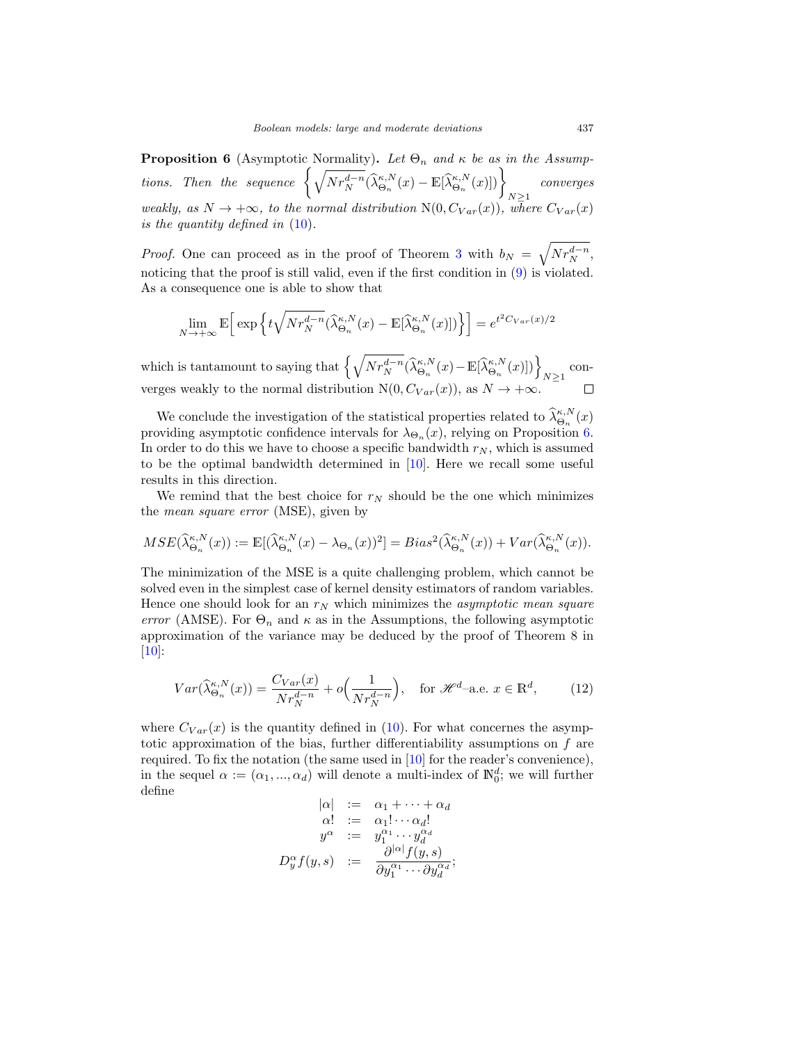**Proposition 6** (Asymptotic Normality)**.** *Let $\Theta_n$ and $\kappa$ be as in the Assumptions. Then the sequence $\Big\{ \sqrt{N r_N^{d-n}} (\widehat{\lambda}^{\kappa,N}_{\Theta_n}(x) - \mathbb{E}[\widehat{\lambda}^{\kappa,N}_{\Theta_n}(x)]) \Big\}_{N\geq 1}$ converges weakly, as $N \to +\infty$, to the normal distribution $\mathrm{N}(0, C_{Var}(x))$, where $C_{Var}(x)$ is the quantity defined in (10).*

*Proof.* One can proceed as in the proof of Theorem 3 with $b_N = \sqrt{N r_N^{d-n}}$, noticing that the proof is still valid, even if the first condition in (9) is violated. As a consequence one is able to show that

$$\lim_{N\to+\infty} \mathbb{E}\Big[ \exp\Big\{ t \sqrt{N r_N^{d-n}} (\widehat{\lambda}^{\kappa,N}_{\Theta_n}(x) - \mathbb{E}[\widehat{\lambda}^{\kappa,N}_{\Theta_n}(x)]) \Big\} \Big] = e^{t^2 C_{Var}(x)/2}$$

which is tantamount to saying that $\Big\{ \sqrt{N r_N^{d-n}} (\widehat{\lambda}^{\kappa,N}_{\Theta_n}(x) - \mathbb{E}[\widehat{\lambda}^{\kappa,N}_{\Theta_n}(x)]) \Big\}_{N\geq 1}$ converges weakly to the normal distribution $\mathrm{N}(0, C_{Var}(x))$, as $N \to +\infty$. $\square$

We conclude the investigation of the statistical properties related to $\widehat{\lambda}^{\kappa,N}_{\Theta_n}(x)$ providing asymptotic confidence intervals for $\lambda_{\Theta_n}(x)$, relying on Proposition 6. In order to do this we have to choose a specific bandwidth $r_N$, which is assumed to be the optimal bandwidth determined in [10]. Here we recall some useful results in this direction.

We remind that the best choice for $r_N$ should be the one which minimizes the *mean square error* (MSE), given by

$$MSE(\widehat{\lambda}^{\kappa,N}_{\Theta_n}(x)) := \mathbb{E}[(\widehat{\lambda}^{\kappa,N}_{\Theta_n}(x) - \lambda_{\Theta_n}(x))^2] = Bias^2(\widehat{\lambda}^{\kappa,N}_{\Theta_n}(x)) + Var(\widehat{\lambda}^{\kappa,N}_{\Theta_n}(x)).$$

The minimization of the MSE is a quite challenging problem, which cannot be solved even in the simplest case of kernel density estimators of random variables. Hence one should look for an $r_N$ which minimizes the *asymptotic mean square error* (AMSE). For $\Theta_n$ and $\kappa$ as in the Assumptions, the following asymptotic approximation of the variance may be deduced by the proof of Theorem 8 in [10]:

$$Var(\widehat{\lambda}^{\kappa,N}_{\Theta_n}(x)) = \frac{C_{Var}(x)}{N r_N^{d-n}} + o\Big(\frac{1}{N r_N^{d-n}}\Big), \quad \text{for } \mathscr{H}^d\text{–a.e. } x \in \mathbb{R}^d, \tag{12}$$

where $C_{Var}(x)$ is the quantity defined in (10). For what concernes the asymptotic approximation of the bias, further differentiability assumptions on $f$ are required. To fix the notation (the same used in [10] for the reader's convenience), in the sequel $\alpha := (\alpha_1, ..., \alpha_d)$ will denote a multi-index of $\mathbb{N}_0^d$; we will further define

$$\begin{aligned}
|\alpha| &:= \alpha_1 + \cdots + \alpha_d \\
\alpha! &:= \alpha_1! \cdots \alpha_d! \\
y^\alpha &:= y_1^{\alpha_1} \cdots y_d^{\alpha_d} \\
D_y^\alpha f(y,s) &:= \frac{\partial^{|\alpha|} f(y,s)}{\partial y_1^{\alpha_1} \cdots \partial y_d^{\alpha_d}};
\end{aligned}$$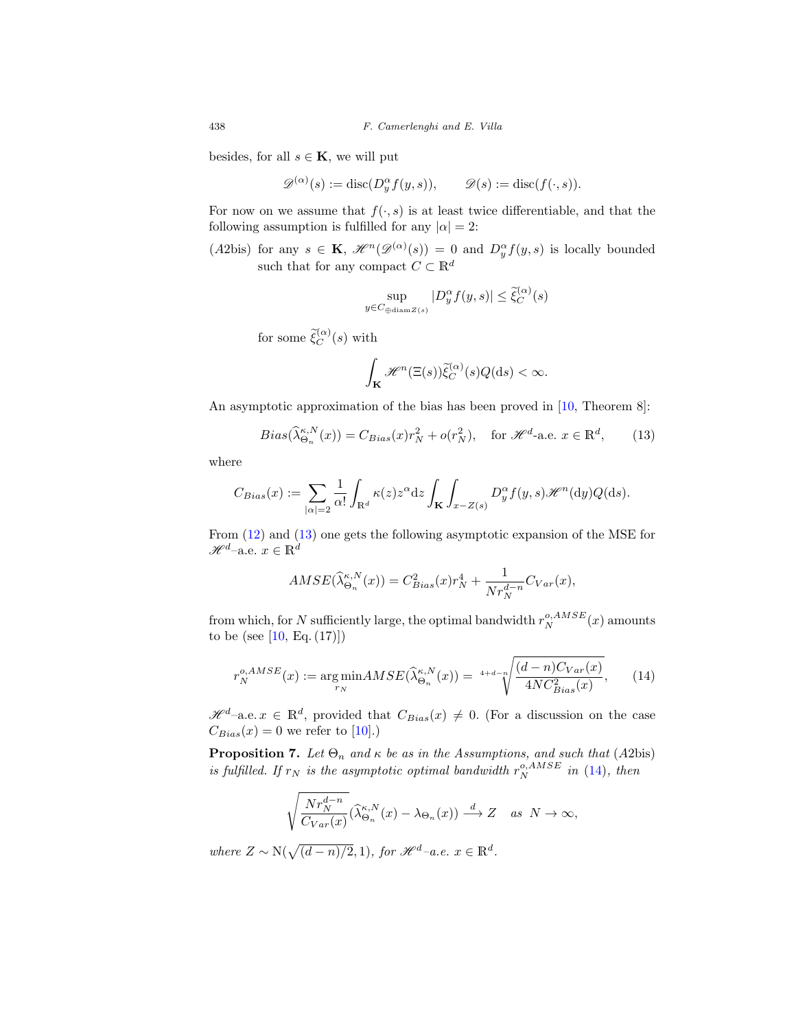besides, for all $s \in \mathbf{K}$, we will put

$$\mathscr{D}^{(\alpha)}(s) := \operatorname{disc}(D_y^\alpha f(y,s)), \qquad \mathscr{D}(s) := \operatorname{disc}(f(\cdot,s)).$$

For now on we assume that $f(\cdot,s)$ is at least twice differentiable, and that the following assumption is fulfilled for any $|\alpha| = 2$:

(A2bis) for any $s \in \mathbf{K}$, $\mathscr{H}^n(\mathscr{D}^{(\alpha)}(s)) = 0$ and $D_y^\alpha f(y,s)$ is locally bounded such that for any compact $C \subset \mathbb{R}^d$

$$\sup_{y \in C_{\oplus \operatorname{diam} Z(s)}} |D_y^\alpha f(y,s)| \leq \widetilde{\xi}_C^{(\alpha)}(s)$$

for some $\widetilde{\xi}_C^{(\alpha)}(s)$ with

$$\int_{\mathbf{K}} \mathscr{H}^n(\Xi(s)) \widetilde{\xi}_C^{(\alpha)}(s) Q(\mathrm{d}s) < \infty.$$

An asymptotic approximation of the bias has been proved in [10, Theorem 8]:

$$Bias(\widehat{\lambda}_{\Theta_n}^{\kappa,N}(x)) = C_{Bias}(x) r_N^2 + o(r_N^2), \quad \text{for } \mathscr{H}^d\text{-a.e. } x \in \mathbb{R}^d, \tag{13}$$

where

$$C_{Bias}(x) := \sum_{|\alpha|=2} \frac{1}{\alpha!} \int_{\mathbb{R}^d} \kappa(z) z^\alpha \mathrm{d}z \int_{\mathbf{K}} \int_{x - Z(s)} D_y^\alpha f(y,s) \mathscr{H}^n(\mathrm{d}y) Q(\mathrm{d}s).$$

From (12) and (13) one gets the following asymptotic expansion of the MSE for $\mathscr{H}^d$–a.e. $x \in \mathbb{R}^d$

$$AMSE(\widehat{\lambda}_{\Theta_n}^{\kappa,N}(x)) = C_{Bias}^2(x) r_N^4 + \frac{1}{N r_N^{d-n}} C_{Var}(x),$$

from which, for $N$ sufficiently large, the optimal bandwidth $r_N^{o,AMSE}(x)$ amounts to be (see [10, Eq. (17)])

$$r_N^{o,AMSE}(x) := \underset{r_N}{\arg\min} AMSE(\widehat{\lambda}_{\Theta_n}^{\kappa,N}(x)) = \sqrt[4+d-n]{\frac{(d-n) C_{Var}(x)}{4N C_{Bias}^2(x)}}, \tag{14}$$

$\mathscr{H}^d$–a.e. $x \in \mathbb{R}^d$, provided that $C_{Bias}(x) \neq 0$. (For a discussion on the case $C_{Bias}(x) = 0$ we refer to [10].)

**Proposition 7.** *Let $\Theta_n$ and $\kappa$ be as in the Assumptions, and such that (A2bis) is fulfilled. If $r_N$ is the asymptotic optimal bandwidth $r_N^{o,AMSE}$ in (14), then*

$$\sqrt{\frac{N r_N^{d-n}}{C_{Var}(x)}} (\widehat{\lambda}_{\Theta_n}^{\kappa,N}(x) - \lambda_{\Theta_n}(x)) \xrightarrow{d} Z \quad \text{as } N \to \infty,$$

*where $Z \sim \mathrm{N}(\sqrt{(d-n)/2}, 1)$, for $\mathscr{H}^d$–a.e. $x \in \mathbb{R}^d$.*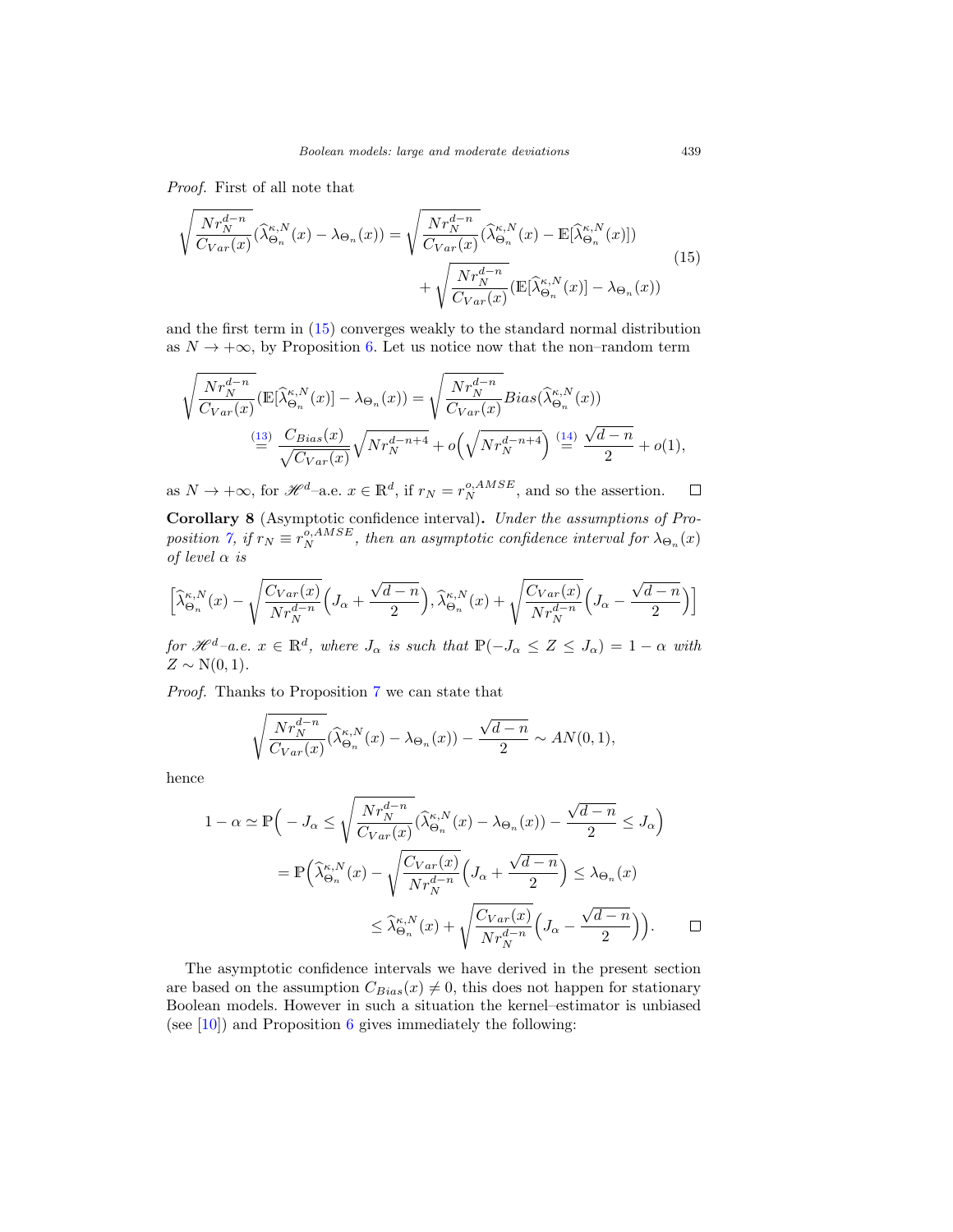*Proof.* First of all note that

$$\sqrt{\frac{Nr_N^{d-n}}{C_{Var}(x)}}(\widehat{\lambda}^{\kappa,N}_{\Theta_n}(x)-\lambda_{\Theta_n}(x)) = \sqrt{\frac{Nr_N^{d-n}}{C_{Var}(x)}}(\widehat{\lambda}^{\kappa,N}_{\Theta_n}(x)-\mathbb{E}[\widehat{\lambda}^{\kappa,N}_{\Theta_n}(x)]) + \sqrt{\frac{Nr_N^{d-n}}{C_{Var}(x)}}(\mathbb{E}[\widehat{\lambda}^{\kappa,N}_{\Theta_n}(x)]-\lambda_{\Theta_n}(x)) \tag{15}$$

and the first term in (15) converges weakly to the standard normal distribution as $N \to +\infty$, by Proposition 6. Let us notice now that the non–random term

$$\sqrt{\frac{Nr_N^{d-n}}{C_{Var}(x)}}(\mathbb{E}[\widehat{\lambda}^{\kappa,N}_{\Theta_n}(x)]-\lambda_{\Theta_n}(x)) = \sqrt{\frac{Nr_N^{d-n}}{C_{Var}(x)}} Bias(\widehat{\lambda}^{\kappa,N}_{\Theta_n}(x))$$
$$\overset{(13)}{=} \frac{C_{Bias}(x)}{\sqrt{C_{Var}(x)}}\sqrt{Nr_N^{d-n+4}} + o\Big(\sqrt{Nr_N^{d-n+4}}\Big) \overset{(14)}{=} \frac{\sqrt{d-n}}{2} + o(1),$$

as $N \to +\infty$, for $\mathscr{H}^d$–a.e. $x \in \mathbb{R}^d$, if $r_N = r_N^{o,AMSE}$, and so the assertion. $\square$

**Corollary 8** (Asymptotic confidence interval)**.** *Under the assumptions of Proposition 7, if $r_N \equiv r_N^{o,AMSE}$, then an asymptotic confidence interval for $\lambda_{\Theta_n}(x)$ of level $\alpha$ is*

$$\Big[\widehat{\lambda}^{\kappa,N}_{\Theta_n}(x) - \sqrt{\frac{C_{Var}(x)}{Nr_N^{d-n}}}\Big(J_\alpha + \frac{\sqrt{d-n}}{2}\Big), \widehat{\lambda}^{\kappa,N}_{\Theta_n}(x) + \sqrt{\frac{C_{Var}(x)}{Nr_N^{d-n}}}\Big(J_\alpha - \frac{\sqrt{d-n}}{2}\Big)\Big]$$

*for $\mathscr{H}^d$–a.e. $x \in \mathbb{R}^d$, where $J_\alpha$ is such that $\mathbb{P}(-J_\alpha \le Z \le J_\alpha) = 1-\alpha$ with $Z \sim \mathrm{N}(0,1)$.*

*Proof.* Thanks to Proposition 7 we can state that

$$\sqrt{\frac{Nr_N^{d-n}}{C_{Var}(x)}}(\widehat{\lambda}^{\kappa,N}_{\Theta_n}(x)-\lambda_{\Theta_n}(x)) - \frac{\sqrt{d-n}}{2} \sim AN(0,1),$$

hence

$$1-\alpha \simeq \mathbb{P}\Big(-J_\alpha \le \sqrt{\frac{Nr_N^{d-n}}{C_{Var}(x)}}(\widehat{\lambda}^{\kappa,N}_{\Theta_n}(x)-\lambda_{\Theta_n}(x)) - \frac{\sqrt{d-n}}{2} \le J_\alpha\Big)$$
$$= \mathbb{P}\Big(\widehat{\lambda}^{\kappa,N}_{\Theta_n}(x) - \sqrt{\frac{C_{Var}(x)}{Nr_N^{d-n}}}\Big(J_\alpha + \frac{\sqrt{d-n}}{2}\Big) \le \lambda_{\Theta_n}(x) \le \widehat{\lambda}^{\kappa,N}_{\Theta_n}(x) + \sqrt{\frac{C_{Var}(x)}{Nr_N^{d-n}}}\Big(J_\alpha - \frac{\sqrt{d-n}}{2}\Big)\Big).$$

$\square$

The asymptotic confidence intervals we have derived in the present section are based on the assumption $C_{Bias}(x) \neq 0$, this does not happen for stationary Boolean models. However in such a situation the kernel–estimator is unbiased (see [10]) and Proposition 6 gives immediately the following: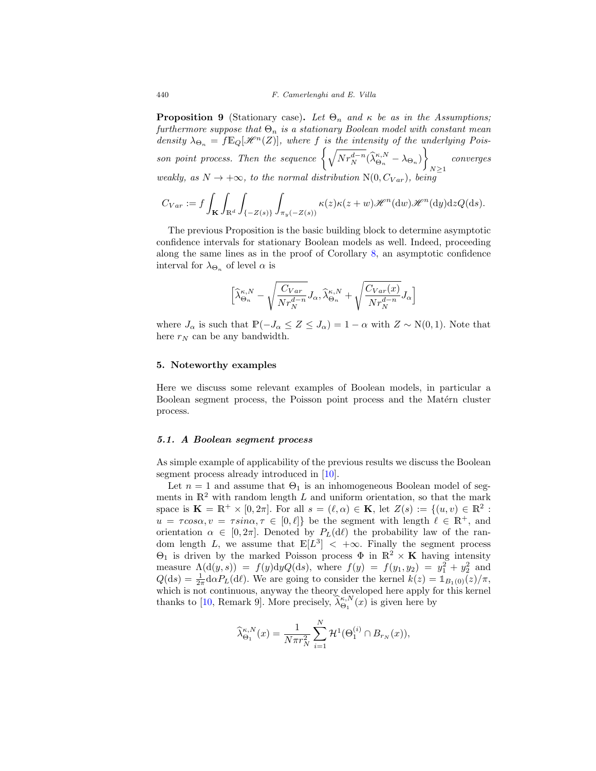**Proposition 9** (Stationary case)**.** *Let $\Theta_n$ and $\kappa$ be as in the Assumptions; furthermore suppose that $\Theta_n$ is a stationary Boolean model with constant mean density $\lambda_{\Theta_n} = f\mathbb{E}_Q[\mathscr{H}^n(Z)]$, where $f$ is the intensity of the underlying Poisson point process. Then the sequence $\left\{\sqrt{Nr_N^{d-n}}(\widehat{\lambda}^{\kappa,N}_{\Theta_n} - \lambda_{\Theta_n})\right\}_{N\geq 1}$ converges weakly, as $N \to +\infty$, to the normal distribution $\mathrm{N}(0, C_{Var})$, being*

$$C_{Var} := f\int_{\mathbf{K}}\int_{\mathbb{R}^d}\int_{\{-Z(s)\}}\int_{\pi_y(-Z(s))}\kappa(z)\kappa(z+w)\mathscr{H}^n(\mathrm{d}w)\mathscr{H}^n(\mathrm{d}y)\mathrm{d}zQ(\mathrm{d}s).$$

The previous Proposition is the basic building block to determine asymptotic confidence intervals for stationary Boolean models as well. Indeed, proceeding along the same lines as in the proof of Corollary 8, an asymptotic confidence interval for $\lambda_{\Theta_n}$ of level $\alpha$ is

$$\left[\widehat{\lambda}^{\kappa,N}_{\Theta_n} - \sqrt{\frac{C_{Var}}{Nr_N^{d-n}}}J_\alpha, \widehat{\lambda}^{\kappa,N}_{\Theta_n} + \sqrt{\frac{C_{Var}(x)}{Nr_N^{d-n}}}J_\alpha\right]$$

where $J_\alpha$ is such that $\mathbb{P}(-J_\alpha \leq Z \leq J_\alpha) = 1-\alpha$ with $Z \sim \mathrm{N}(0,1)$. Note that here $r_N$ can be any bandwidth.

## 5. Noteworthy examples

Here we discuss some relevant examples of Boolean models, in particular a Boolean segment process, the Poisson point process and the Matérn cluster process.

### *5.1. A Boolean segment process*

As simple example of applicability of the previous results we discuss the Boolean segment process already introduced in [10].

Let $n = 1$ and assume that $\Theta_1$ is an inhomogeneous Boolean model of segments in $\mathbb{R}^2$ with random length $L$ and uniform orientation, so that the mark space is $\mathbf{K} = \mathbb{R}^+ \times [0, 2\pi]$. For all $s = (\ell, \alpha) \in \mathbf{K}$, let $Z(s) := \{(u, v) \in \mathbb{R}^2 : u = \tau cos\alpha, v = \tau sin\alpha, \tau \in [0, \ell]\}$ be the segment with length $\ell \in \mathbb{R}^+$, and orientation $\alpha \in [0, 2\pi]$. Denoted by $P_L(\mathrm{d}\ell)$ the probability law of the random length $L$, we assume that $\mathbb{E}[L^3] < +\infty$. Finally the segment process $\Theta_1$ is driven by the marked Poisson process $\Phi$ in $\mathbb{R}^2 \times \mathbf{K}$ having intensity measure $\Lambda(\mathrm{d}(y, s)) = f(y)\mathrm{d}yQ(\mathrm{d}s)$, where $f(y) = f(y_1, y_2) = y_1^2 + y_2^2$ and $Q(\mathrm{d}s) = \frac{1}{2\pi}\mathrm{d}\alpha P_L(\mathrm{d}\ell)$. We are going to consider the kernel $k(z) = \mathbb{1}_{B_1(0)}(z)/\pi$, which is not continuous, anyway the theory developed here apply for this kernel thanks to [10, Remark 9]. More precisely, $\widehat{\lambda}^{\kappa,N}_{\Theta_1}(x)$ is given here by

$$\widehat{\lambda}^{\kappa,N}_{\Theta_1}(x) = \frac{1}{N\pi r_N^2}\sum_{i=1}^{N}\mathcal{H}^1(\Theta_1^{(i)} \cap B_{r_N}(x)),$$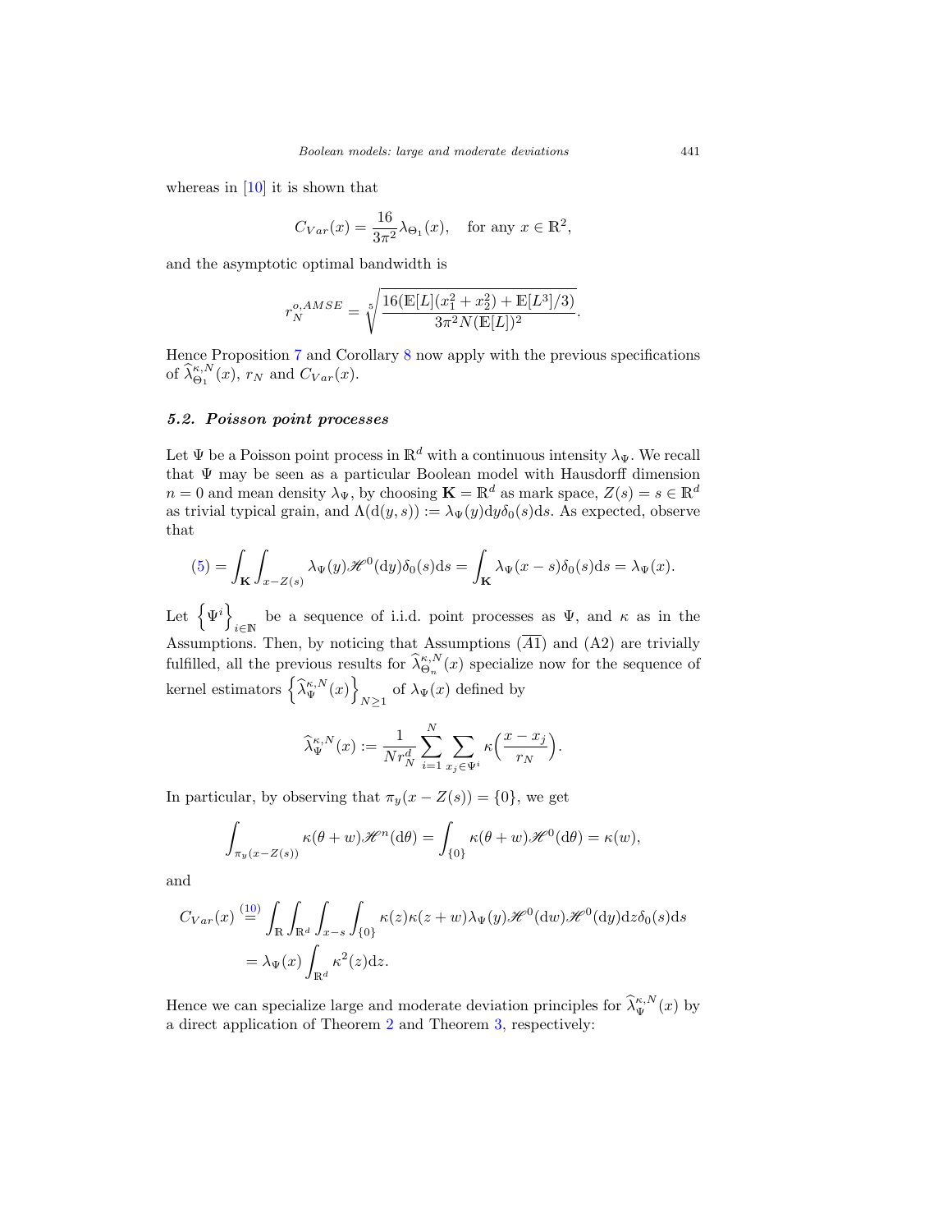whereas in [10] it is shown that

$$C_{Var}(x) = \frac{16}{3\pi^2}\lambda_{\Theta_1}(x), \quad \text{for any } x \in \mathbb{R}^2,$$

and the asymptotic optimal bandwidth is

$$r_N^{o,AMSE} = \sqrt[5]{\frac{16(\mathbb{E}[L](x_1^2 + x_2^2) + \mathbb{E}[L^3]/3)}{3\pi^2 N(\mathbb{E}[L])^2}}.$$

Hence Proposition 7 and Corollary 8 now apply with the previous specifications of $\widehat{\lambda}_{\Theta_1}^{\kappa,N}(x)$, $r_N$ and $C_{Var}(x)$.

### *5.2. Poisson point processes*

Let $\Psi$ be a Poisson point process in $\mathbb{R}^d$ with a continuous intensity $\lambda_\Psi$. We recall that $\Psi$ may be seen as a particular Boolean model with Hausdorff dimension $n = 0$ and mean density $\lambda_\Psi$, by choosing $\mathbf{K} = \mathbb{R}^d$ as mark space, $Z(s) = s \in \mathbb{R}^d$ as trivial typical grain, and $\Lambda(\mathrm{d}(y, s)) := \lambda_\Psi(y)\mathrm{d}y\delta_0(s)\mathrm{d}s$. As expected, observe that

$$(5) = \int_{\mathbf{K}} \int_{x-Z(s)} \lambda_\Psi(y)\mathscr{H}^0(\mathrm{d}y)\delta_0(s)\mathrm{d}s = \int_{\mathbf{K}} \lambda_\Psi(x-s)\delta_0(s)\mathrm{d}s = \lambda_\Psi(x).$$

Let $\left\{\Psi^i\right\}_{i\in\mathbb{N}}$ be a sequence of i.i.d. point processes as $\Psi$, and $\kappa$ as in the Assumptions. Then, by noticing that Assumptions $(\overline{A1})$ and (A2) are trivially fulfilled, all the previous results for $\widehat{\lambda}_{\Theta_n}^{\kappa,N}(x)$ specialize now for the sequence of kernel estimators $\left\{\widehat{\lambda}_\Psi^{\kappa,N}(x)\right\}_{N\geq 1}$ of $\lambda_\Psi(x)$ defined by

$$\widehat{\lambda}_\Psi^{\kappa,N}(x) := \frac{1}{Nr_N^d}\sum_{i=1}^N \sum_{x_j\in\Psi^i} \kappa\Big(\frac{x-x_j}{r_N}\Big).$$

In particular, by observing that $\pi_y(x - Z(s)) = \{0\}$, we get

$$\int_{\pi_y(x-Z(s))} \kappa(\theta + w)\mathscr{H}^n(\mathrm{d}\theta) = \int_{\{0\}} \kappa(\theta + w)\mathscr{H}^0(\mathrm{d}\theta) = \kappa(w),$$

and

$$\begin{aligned} C_{Var}(x) &\overset{(10)}{=} \int_{\mathbb{R}}\int_{\mathbb{R}^d}\int_{x-s}\int_{\{0\}} \kappa(z)\kappa(z+w)\lambda_\Psi(y)\mathscr{H}^0(\mathrm{d}w)\mathscr{H}^0(\mathrm{d}y)\mathrm{d}z\delta_0(s)\mathrm{d}s \\ &= \lambda_\Psi(x)\int_{\mathbb{R}^d} \kappa^2(z)\mathrm{d}z. \end{aligned}$$

Hence we can specialize large and moderate deviation principles for $\widehat{\lambda}_\Psi^{\kappa,N}(x)$ by a direct application of Theorem 2 and Theorem 3, respectively: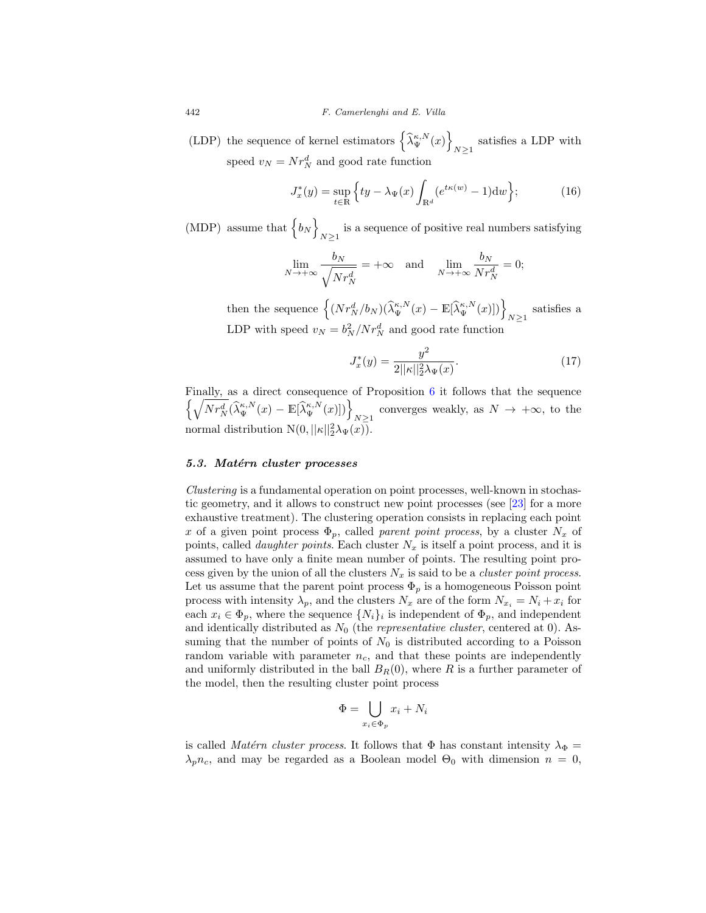(LDP) the sequence of kernel estimators $\left\{\widehat{\lambda}_{\Psi}^{\kappa,N}(x)\right\}_{N\geq 1}$ satisfies a LDP with speed $v_N = Nr_N^d$ and good rate function

$$J_x^*(y) = \sup_{t\in\mathbb{R}}\Big\{ty - \lambda_\Psi(x)\int_{\mathbb{R}^d}(e^{t\kappa(w)}-1)\mathrm{d}w\Big\}; \tag{16}$$

(MDP) assume that $\left\{b_N\right\}_{N\geq 1}$ is a sequence of positive real numbers satisfying

$$\lim_{N\to+\infty}\frac{b_N}{\sqrt{Nr_N^d}} = +\infty \quad \text{and} \quad \lim_{N\to+\infty}\frac{b_N}{Nr_N^d} = 0;$$

then the sequence $\left\{(Nr_N^d/b_N)(\widehat{\lambda}_{\Psi}^{\kappa,N}(x) - \mathbb{E}[\widehat{\lambda}_{\Psi}^{\kappa,N}(x)])\right\}_{N\geq 1}$ satisfies a LDP with speed $v_N = b_N^2/Nr_N^d$ and good rate function

$$J_x^*(y) = \frac{y^2}{2||\kappa||_2^2\lambda_\Psi(x)}. \tag{17}$$

Finally, as a direct consequence of Proposition 6 it follows that the sequence $\left\{\sqrt{Nr_N^d}(\widehat{\lambda}_{\Psi}^{\kappa,N}(x) - \mathbb{E}[\widehat{\lambda}_{\Psi}^{\kappa,N}(x)])\right\}_{N\geq 1}$ converges weakly, as $N\to+\infty$, to the normal distribution $\mathrm{N}(0, ||\kappa||_2^2\lambda_\Psi(x))$.

### 5.3. Matérn cluster processes

*Clustering* is a fundamental operation on point processes, well-known in stochastic geometry, and it allows to construct new point processes (see [23] for a more exhaustive treatment). The clustering operation consists in replacing each point $x$ of a given point process $\Phi_p$, called *parent point process*, by a cluster $N_x$ of points, called *daughter points*. Each cluster $N_x$ is itself a point process, and it is assumed to have only a finite mean number of points. The resulting point process given by the union of all the clusters $N_x$ is said to be a *cluster point process*. Let us assume that the parent point process $\Phi_p$ is a homogeneous Poisson point process with intensity $\lambda_p$, and the clusters $N_x$ are of the form $N_{x_i} = N_i + x_i$ for each $x_i \in \Phi_p$, where the sequence $\{N_i\}_i$ is independent of $\Phi_p$, and independent and identically distributed as $N_0$ (the *representative cluster*, centered at 0). Assuming that the number of points of $N_0$ is distributed according to a Poisson random variable with parameter $n_c$, and that these points are independently and uniformly distributed in the ball $B_R(0)$, where $R$ is a further parameter of the model, then the resulting cluster point process

$$\Phi = \bigcup_{x_i\in\Phi_p} x_i + N_i$$

is called *Matérn cluster process*. It follows that $\Phi$ has constant intensity $\lambda_\Phi = \lambda_p n_c$, and may be regarded as a Boolean model $\Theta_0$ with dimension $n = 0$,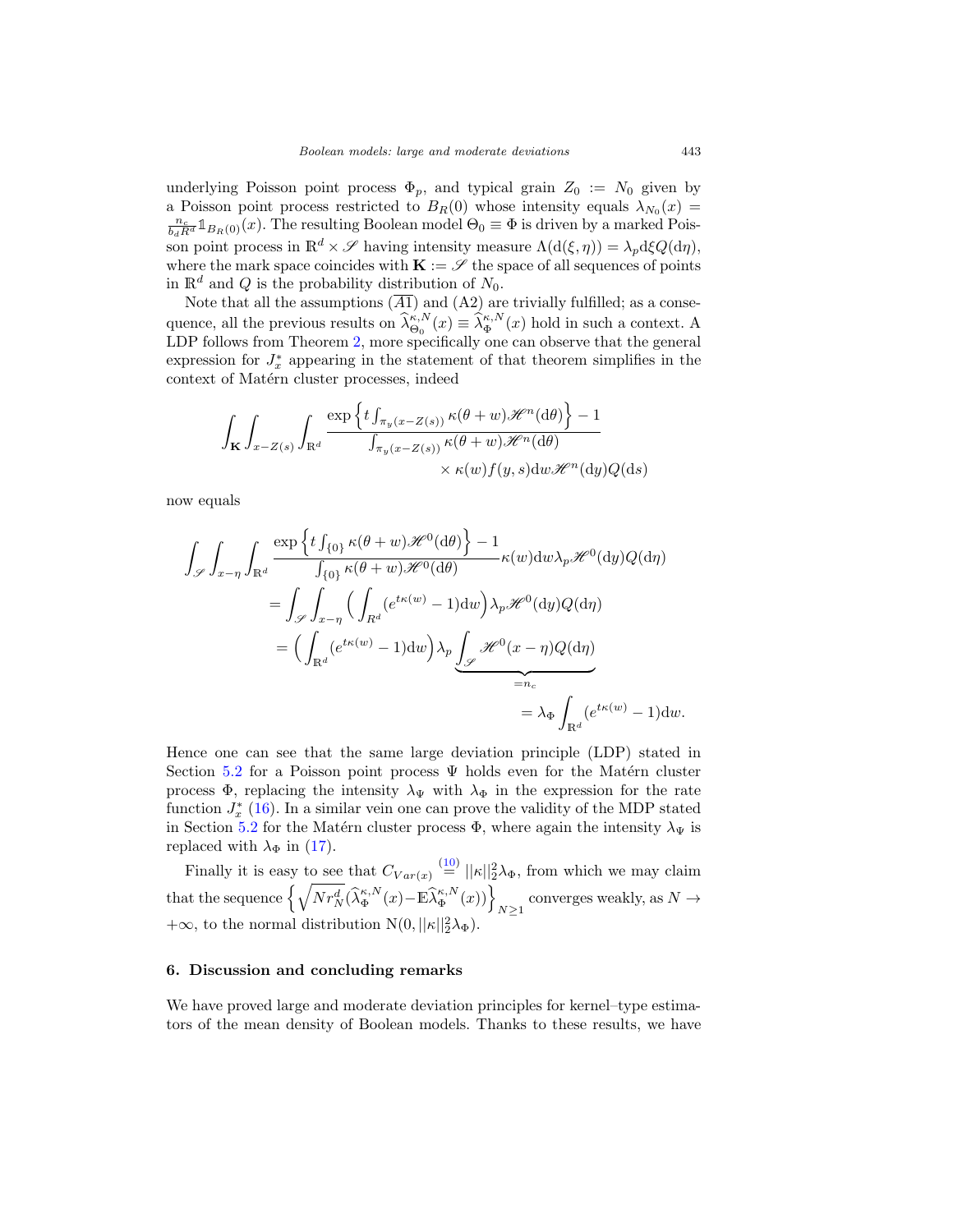underlying Poisson point process $\Phi_p$, and typical grain $Z_0 := N_0$ given by a Poisson point process restricted to $B_R(0)$ whose intensity equals $\lambda_{N_0}(x) = \frac{n_c}{b_d R^d}\mathbb{1}_{B_R(0)}(x)$. The resulting Boolean model $\Theta_0 \equiv \Phi$ is driven by a marked Poisson point process in $\mathbb{R}^d \times \mathscr{S}$ having intensity measure $\Lambda(\mathrm{d}(\xi,\eta)) = \lambda_p \mathrm{d}\xi Q(\mathrm{d}\eta)$, where the mark space coincides with $\mathbf{K} := \mathscr{S}$ the space of all sequences of points in $\mathbb{R}^d$ and $Q$ is the probability distribution of $N_0$.

Note that all the assumptions $(\overline{A1})$ and (A2) are trivially fulfilled; as a consequence, all the previous results on $\widehat{\lambda}^{\kappa,N}_{\Theta_0}(x) \equiv \widehat{\lambda}^{\kappa,N}_{\Phi}(x)$ hold in such a context. A LDP follows from Theorem 2, more specifically one can observe that the general expression for $J^*_x$ appearing in the statement of that theorem simplifies in the context of Matérn cluster processes, indeed

$$\int_{\mathbf{K}} \int_{x-Z(s)} \int_{\mathbb{R}^d} \frac{\exp\left\{t \int_{\pi_y(x-Z(s))} \kappa(\theta+w)\mathscr{H}^n(\mathrm{d}\theta)\right\} - 1}{\int_{\pi_y(x-Z(s))} \kappa(\theta+w)\mathscr{H}^n(\mathrm{d}\theta)} \times \kappa(w) f(y,s)\mathrm{d}w \mathscr{H}^n(\mathrm{d}y) Q(\mathrm{d}s)$$

now equals

$$\begin{aligned}
\int_{\mathscr{S}} \int_{x-\eta} \int_{\mathbb{R}^d} & \frac{\exp\left\{t \int_{\{0\}} \kappa(\theta+w)\mathscr{H}^0(\mathrm{d}\theta)\right\} - 1}{\int_{\{0\}} \kappa(\theta+w)\mathscr{H}^0(\mathrm{d}\theta)} \kappa(w)\mathrm{d}w \lambda_p \mathscr{H}^0(\mathrm{d}y) Q(\mathrm{d}\eta) \\
&= \int_{\mathscr{S}} \int_{x-\eta} \Big( \int_{R^d} (e^{t\kappa(w)} - 1)\mathrm{d}w \Big) \lambda_p \mathscr{H}^0(\mathrm{d}y) Q(\mathrm{d}\eta) \\
&= \Big( \int_{\mathbb{R}^d} (e^{t\kappa(w)} - 1)\mathrm{d}w \Big) \lambda_p \underbrace{\int_{\mathscr{S}} \mathscr{H}^0(x-\eta) Q(\mathrm{d}\eta)}_{=n_c} \\
&= \lambda_\Phi \int_{\mathbb{R}^d} (e^{t\kappa(w)} - 1)\mathrm{d}w.
\end{aligned}$$

Hence one can see that the same large deviation principle (LDP) stated in Section 5.2 for a Poisson point process $\Psi$ holds even for the Matérn cluster process $\Phi$, replacing the intensity $\lambda_\Psi$ with $\lambda_\Phi$ in the expression for the rate function $J^*_x$ (16). In a similar vein one can prove the validity of the MDP stated in Section 5.2 for the Matérn cluster process $\Phi$, where again the intensity $\lambda_\Psi$ is replaced with $\lambda_\Phi$ in (17).

Finally it is easy to see that $C_{Var(x)} \overset{(10)}{=} ||\kappa||_2^2 \lambda_\Phi$, from which we may claim that the sequence $\left\{\sqrt{N r_N^d}(\widehat{\lambda}^{\kappa,N}_{\Phi}(x) - \mathbb{E}\widehat{\lambda}^{\kappa,N}_{\Phi}(x))\right\}_{N\geq 1}$ converges weakly, as $N \to +\infty$, to the normal distribution $\mathrm{N}(0, ||\kappa||_2^2 \lambda_\Phi)$.

## 6. Discussion and concluding remarks

We have proved large and moderate deviation principles for kernel–type estimators of the mean density of Boolean models. Thanks to these results, we have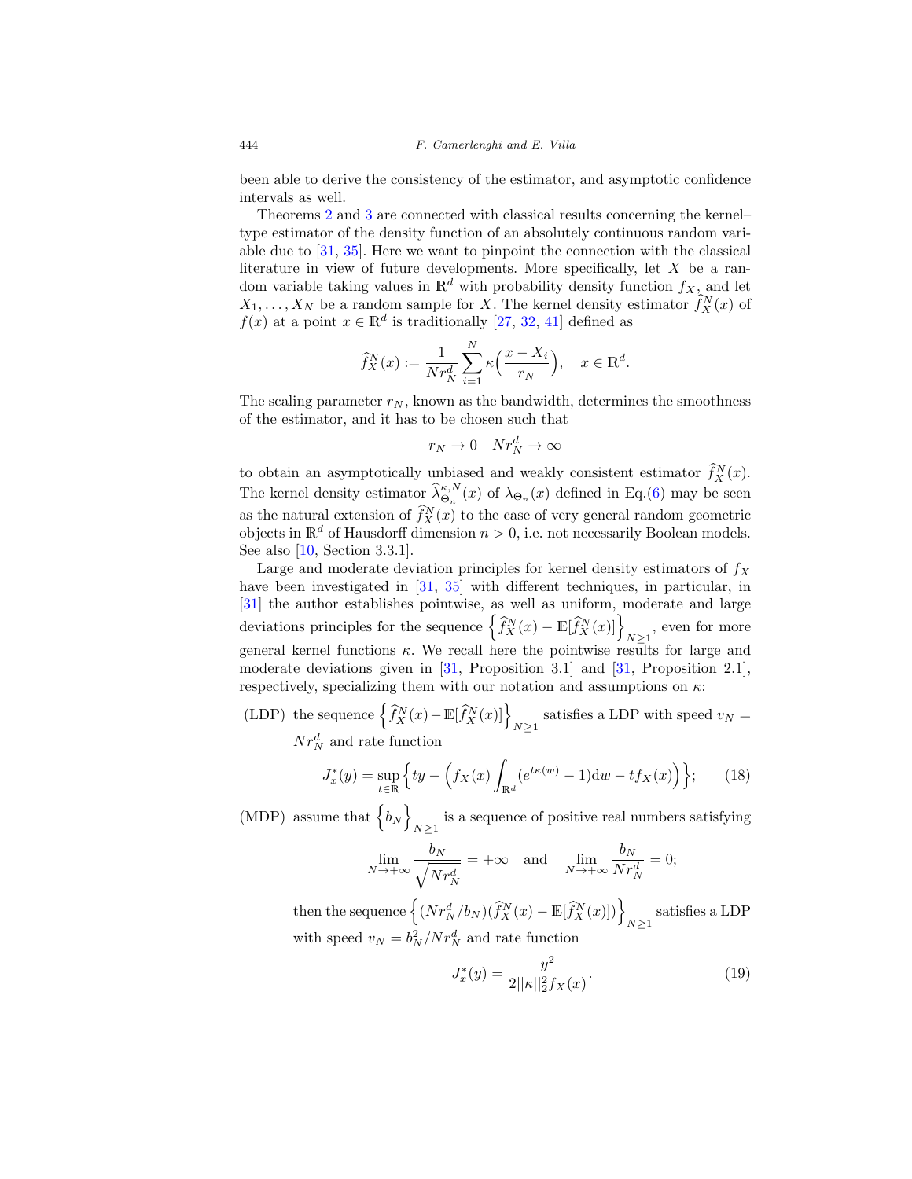been able to derive the consistency of the estimator, and asymptotic confidence intervals as well.

Theorems 2 and 3 are connected with classical results concerning the kernel–type estimator of the density function of an absolutely continuous random variable due to [31, 35]. Here we want to pinpoint the connection with the classical literature in view of future developments. More specifically, let $X$ be a random variable taking values in $\mathbb{R}^d$ with probability density function $f_X$, and let $X_1, \ldots, X_N$ be a random sample for $X$. The kernel density estimator $\widehat{f}_X^N(x)$ of $f(x)$ at a point $x \in \mathbb{R}^d$ is traditionally [27, 32, 41] defined as

$$\widehat{f}_X^N(x) := \frac{1}{Nr_N^d} \sum_{i=1}^{N} \kappa\Big(\frac{x - X_i}{r_N}\Big), \quad x \in \mathbb{R}^d.$$

The scaling parameter $r_N$, known as the bandwidth, determines the smoothness of the estimator, and it has to be chosen such that

$$r_N \to 0 \quad Nr_N^d \to \infty$$

to obtain an asymptotically unbiased and weakly consistent estimator $\widehat{f}_X^N(x)$. The kernel density estimator $\widehat{\lambda}_{\Theta_n}^{\kappa,N}(x)$ of $\lambda_{\Theta_n}(x)$ defined in Eq.(6) may be seen as the natural extension of $\widehat{f}_X^N(x)$ to the case of very general random geometric objects in $\mathbb{R}^d$ of Hausdorff dimension $n > 0$, i.e. not necessarily Boolean models. See also [10, Section 3.3.1].

Large and moderate deviation principles for kernel density estimators of $f_X$ have been investigated in [31, 35] with different techniques, in particular, in [31] the author establishes pointwise, as well as uniform, moderate and large deviations principles for the sequence $\Big\{\widehat{f}_X^N(x) - \mathbb{E}[\widehat{f}_X^N(x)]\Big\}_{N\geq 1}$, even for more general kernel functions $\kappa$. We recall here the pointwise results for large and moderate deviations given in [31, Proposition 3.1] and [31, Proposition 2.1], respectively, specializing them with our notation and assumptions on $\kappa$:

(LDP) the sequence $\Big\{\widehat{f}_X^N(x) - \mathbb{E}[\widehat{f}_X^N(x)]\Big\}_{N\geq 1}$ satisfies a LDP with speed $v_N = Nr_N^d$ and rate function

$$J_x^*(y) = \sup_{t\in\mathbb{R}} \Big\{ty - \Big(f_X(x)\int_{\mathbb{R}^d}(e^{t\kappa(w)} - 1)\mathrm{d}w - tf_X(x)\Big)\Big\}; \tag{18}$$

(MDP) assume that $\Big\{b_N\Big\}_{N\geq 1}$ is a sequence of positive real numbers satisfying

$$\lim_{N\to+\infty} \frac{b_N}{\sqrt{Nr_N^d}} = +\infty \quad \text{and} \quad \lim_{N\to+\infty} \frac{b_N}{Nr_N^d} = 0;$$

then the sequence $\Big\{(Nr_N^d/b_N)(\widehat{f}_X^N(x) - \mathbb{E}[\widehat{f}_X^N(x)])\Big\}_{N\geq 1}$ satisfies a LDP with speed $v_N = b_N^2/Nr_N^d$ and rate function

$$J_x^*(y) = \frac{y^2}{2||\kappa||_2^2 f_X(x)}. \tag{19}$$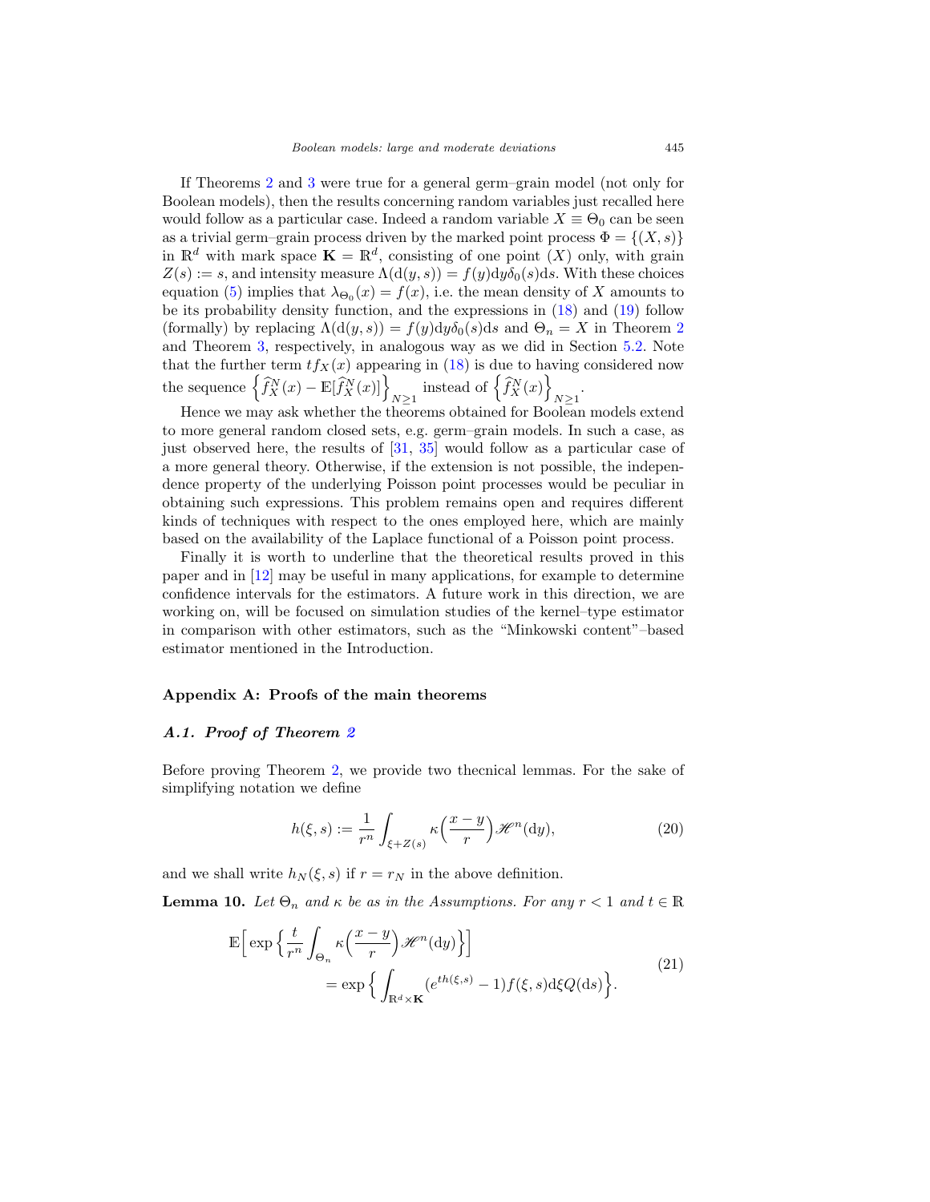If Theorems 2 and 3 were true for a general germ–grain model (not only for Boolean models), then the results concerning random variables just recalled here would follow as a particular case. Indeed a random variable $X \equiv \Theta_0$ can be seen as a trivial germ–grain process driven by the marked point process $\Phi = \{(X, s)\}$ in $\mathbb{R}^d$ with mark space $\mathbf{K} = \mathbb{R}^d$, consisting of one point $(X)$ only, with grain $Z(s) := s$, and intensity measure $\Lambda(\mathrm{d}(y, s)) = f(y)\mathrm{d}y\delta_0(s)\mathrm{d}s$. With these choices equation (5) implies that $\lambda_{\Theta_0}(x) = f(x)$, i.e. the mean density of $X$ amounts to be its probability density function, and the expressions in (18) and (19) follow (formally) by replacing $\Lambda(\mathrm{d}(y, s)) = f(y)\mathrm{d}y\delta_0(s)\mathrm{d}s$ and $\Theta_n = X$ in Theorem 2 and Theorem 3, respectively, in analogous way as we did in Section 5.2. Note that the further term $tf_X(x)$ appearing in (18) is due to having considered now the sequence $\left\{\widehat{f}_X^N(x) - \mathbb{E}[\widehat{f}_X^N(x)]\right\}_{N\geq 1}$ instead of $\left\{\widehat{f}_X^N(x)\right\}_{N\geq 1}$.

Hence we may ask whether the theorems obtained for Boolean models extend to more general random closed sets, e.g. germ–grain models. In such a case, as just observed here, the results of [31, 35] would follow as a particular case of a more general theory. Otherwise, if the extension is not possible, the independence property of the underlying Poisson point processes would be peculiar in obtaining such expressions. This problem remains open and requires different kinds of techniques with respect to the ones employed here, which are mainly based on the availability of the Laplace functional of a Poisson point process.

Finally it is worth to underline that the theoretical results proved in this paper and in [12] may be useful in many applications, for example to determine confidence intervals for the estimators. A future work in this direction, we are working on, will be focused on simulation studies of the kernel–type estimator in comparison with other estimators, such as the "Minkowski content"–based estimator mentioned in the Introduction.

## Appendix A: Proofs of the main theorems

### A.1. Proof of Theorem 2

Before proving Theorem 2, we provide two thecnical lemmas. For the sake of simplifying notation we define

$$h(\xi, s) := \frac{1}{r^n} \int_{\xi + Z(s)} \kappa\Big(\frac{x - y}{r}\Big) \mathscr{H}^n(\mathrm{d}y), \tag{20}$$

and we shall write $h_N(\xi, s)$ if $r = r_N$ in the above definition.

**Lemma 10.** *Let $\Theta_n$ and $\kappa$ be as in the Assumptions. For any $r < 1$ and $t \in \mathbb{R}$*

$$\begin{aligned}\mathbb{E}\Big[\exp\Big\{\frac{t}{r^n}\int_{\Theta_n} \kappa\Big(\frac{x - y}{r}\Big)\mathscr{H}^n(\mathrm{d}y)\Big\}\Big]& \\ = \exp\Big\{\int_{\mathbb{R}^d \times \mathbf{K}} &(e^{th(\xi, s)} - 1) f(\xi, s)\mathrm{d}\xi Q(\mathrm{d}s)\Big\}.\end{aligned} \tag{21}$$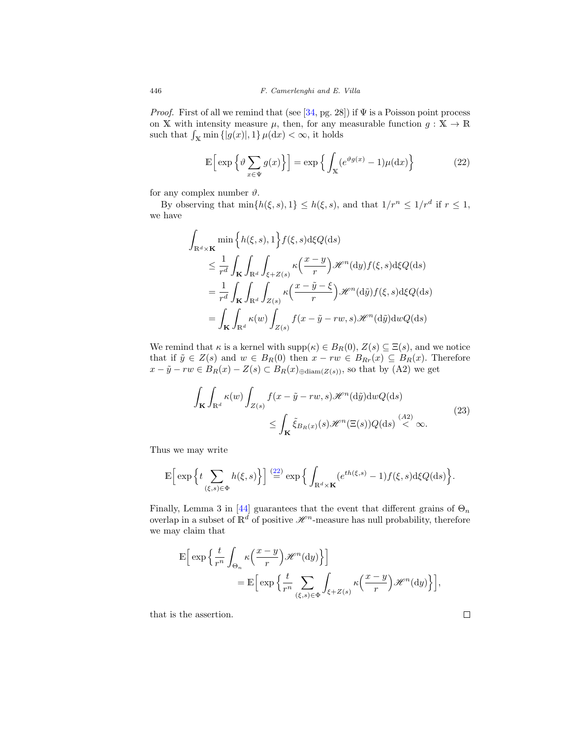*Proof.* First of all we remind that (see [34, pg. 28]) if $\Psi$ is a Poisson point process on $\mathbb{X}$ with intensity measure $\mu$, then, for any measurable function $g : \mathbb{X} \to \mathbb{R}$ such that $\int_{\mathbb{X}} \min\{|g(x)|, 1\} \mu(\mathrm{d}x) < \infty$, it holds

$$\mathbb{E}\Big[\exp\Big\{\vartheta \sum_{x\in\Psi} g(x)\Big\}\Big] = \exp\Big\{\int_{\mathbb{X}} (e^{\vartheta g(x)} - 1)\mu(\mathrm{d}x)\Big\} \tag{22}$$

for any complex number $\vartheta$.

By observing that $\min\{h(\xi, s), 1\} \leq h(\xi, s)$, and that $1/r^n \leq 1/r^d$ if $r \leq 1$, we have

$$\begin{aligned}
&\int_{\mathbb{R}^d\times\mathbf{K}} \min\Big\{h(\xi, s), 1\Big\} f(\xi, s)\mathrm{d}\xi Q(\mathrm{d}s) \\
&\quad \leq \frac{1}{r^d}\int_{\mathbf{K}}\int_{\mathbb{R}^d}\int_{\xi+Z(s)} \kappa\Big(\frac{x-y}{r}\Big)\mathscr{H}^n(\mathrm{d}y) f(\xi, s)\mathrm{d}\xi Q(\mathrm{d}s) \\
&\quad = \frac{1}{r^d}\int_{\mathbf{K}}\int_{\mathbb{R}^d}\int_{Z(s)} \kappa\Big(\frac{x-\tilde{y}-\xi}{r}\Big)\mathscr{H}^n(\mathrm{d}\tilde{y}) f(\xi, s)\mathrm{d}\xi Q(\mathrm{d}s) \\
&\quad = \int_{\mathbf{K}}\int_{\mathbb{R}^d} \kappa(w)\int_{Z(s)} f(x-\tilde{y}-rw, s)\mathscr{H}^n(\mathrm{d}\tilde{y})\mathrm{d}w Q(\mathrm{d}s)
\end{aligned}$$

We remind that $\kappa$ is a kernel with $\mathrm{supp}(\kappa) \in B_R(0)$, $Z(s) \subseteq \Xi(s)$, and we notice that if $\tilde{y} \in Z(s)$ and $w \in B_R(0)$ then $x - rw \in B_{Rr}(x) \subseteq B_R(x)$. Therefore $x - \tilde{y} - rw \in B_R(x) - Z(s) \subset B_R(x)_{\oplus\mathrm{diam}(Z(s))}$, so that by (A2) we get

$$\begin{aligned}
\int_{\mathbf{K}}\int_{\mathbb{R}^d} \kappa(w)\int_{Z(s)} & f(x-\tilde{y}-rw, s)\mathscr{H}^n(\mathrm{d}\tilde{y})\mathrm{d}w Q(\mathrm{d}s) \\
& \leq \int_{\mathbf{K}} \tilde{\xi}_{B_R(x)}(s)\mathscr{H}^n(\Xi(s))Q(\mathrm{d}s) \overset{(A2)}{<} \infty.
\end{aligned} \tag{23}$$

Thus we may write

$$\mathbb{E}\Big[\exp\Big\{t\sum_{(\xi,s)\in\Phi} h(\xi, s)\Big\}\Big] \overset{(22)}{=} \exp\Big\{\int_{\mathbb{R}^d\times\mathbf{K}} (e^{th(\xi,s)} - 1)f(\xi, s)\mathrm{d}\xi Q(\mathrm{d}s)\Big\}.$$

Finally, Lemma 3 in [44] guarantees that the event that different grains of $\Theta_n$ overlap in a subset of $\mathbb{R}^d$ of positive $\mathscr{H}^n$-measure has null probability, therefore we may claim that

$$\begin{aligned}
\mathbb{E}\Big[\exp\Big\{\frac{t}{r^n}\int_{\Theta_n} & \kappa\Big(\frac{x-y}{r}\Big)\mathscr{H}^n(\mathrm{d}y)\Big\}\Big] \\
& = \mathbb{E}\Big[\exp\Big\{\frac{t}{r^n}\sum_{(\xi,s)\in\Phi}\int_{\xi+Z(s)} \kappa\Big(\frac{x-y}{r}\Big)\mathscr{H}^n(\mathrm{d}y)\Big\}\Big],
\end{aligned}$$

that is the assertion. $\square$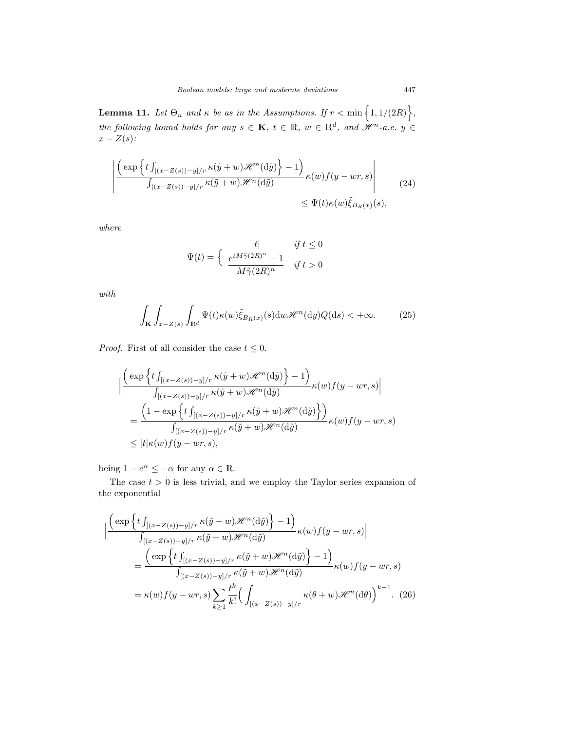**Lemma 11.** *Let $\Theta_n$ and $\kappa$ be as in the Assumptions. If $r < \min\Big\{1, 1/(2R)\Big\}$, the following bound holds for any $s \in \mathbf{K}$, $t \in \mathbb{R}$, $w \in \mathbb{R}^d$, and $\mathscr{H}^n$-a.e. $y \in x - Z(s)$:*

$$\left| \frac{\Big( \exp\Big\{ t \int_{[(x-Z(s))-y]/r} \kappa(\tilde{y}+w) \mathscr{H}^n(\mathrm{d}\tilde{y}) \Big\} - 1 \Big)}{\int_{[(x-Z(s))-y]/r} \kappa(\tilde{y}+w) \mathscr{H}^n(\mathrm{d}\tilde{y})} \kappa(w) f(y - wr, s) \right| \leq \Psi(t) \kappa(w) \tilde{\xi}_{B_R(x)}(s), \tag{24}$$

*where*

$$\Psi(t) = \begin{cases} |t| & \text{if } t \leq 0 \\ \dfrac{e^{tM\tilde{\gamma}(2R)^n} - 1}{M\tilde{\gamma}(2R)^n} & \text{if } t > 0 \end{cases}$$

*with*

$$\int_{\mathbf{K}} \int_{x-Z(s)} \int_{\mathbb{R}^d} \Psi(t) \kappa(w) \tilde{\xi}_{B_R(x)}(s) \mathrm{d}w \mathscr{H}^n(\mathrm{d}y) Q(\mathrm{d}s) < +\infty. \tag{25}$$

*Proof.* First of all consider the case $t \leq 0$.

$$\begin{aligned}
&\Big| \frac{\Big( \exp\Big\{ t \int_{[(x-Z(s))-y]/r} \kappa(\tilde{y}+w) \mathscr{H}^n(\mathrm{d}\tilde{y}) \Big\} - 1 \Big)}{\int_{[(x-Z(s))-y]/r} \kappa(\tilde{y}+w) \mathscr{H}^n(\mathrm{d}\tilde{y})} \kappa(w) f(y - wr, s) \Big| \\
&\quad = \frac{\Big( 1 - \exp\Big\{ t \int_{[(x-Z(s))-y]/r} \kappa(\tilde{y}+w) \mathscr{H}^n(\mathrm{d}\tilde{y}) \Big\} \Big)}{\int_{[(x-Z(s))-y]/r} \kappa(\tilde{y}+w) \mathscr{H}^n(\mathrm{d}\tilde{y})} \kappa(w) f(y - wr, s) \\
&\quad \leq |t| \kappa(w) f(y - wr, s),
\end{aligned}$$

being $1 - e^{\alpha} \leq -\alpha$ for any $\alpha \in \mathbb{R}$.

The case $t > 0$ is less trivial, and we employ the Taylor series expansion of the exponential

$$\begin{aligned}
&\Big| \frac{\Big( \exp\Big\{ t \int_{[(x-Z(s))-y]/r} \kappa(\tilde{y}+w) \mathscr{H}^n(\mathrm{d}\tilde{y}) \Big\} - 1 \Big)}{\int_{[(x-Z(s))-y]/r} \kappa(\tilde{y}+w) \mathscr{H}^n(\mathrm{d}\tilde{y})} \kappa(w) f(y - wr, s) \Big| \\
&\quad = \frac{\Big( \exp\Big\{ t \int_{[(x-Z(s))-y]/r} \kappa(\tilde{y}+w) \mathscr{H}^n(\mathrm{d}\tilde{y}) \Big\} - 1 \Big)}{\int_{[(x-Z(s))-y]/r} \kappa(\tilde{y}+w) \mathscr{H}^n(\mathrm{d}\tilde{y})} \kappa(w) f(y - wr, s) \\
&\quad = \kappa(w) f(y - wr, s) \sum_{k \geq 1} \frac{t^k}{k!} \Big( \int_{[(x-Z(s))-y]/r} \kappa(\theta + w) \mathscr{H}^n(\mathrm{d}\theta) \Big)^{k-1}.
\end{aligned} \tag{26}$$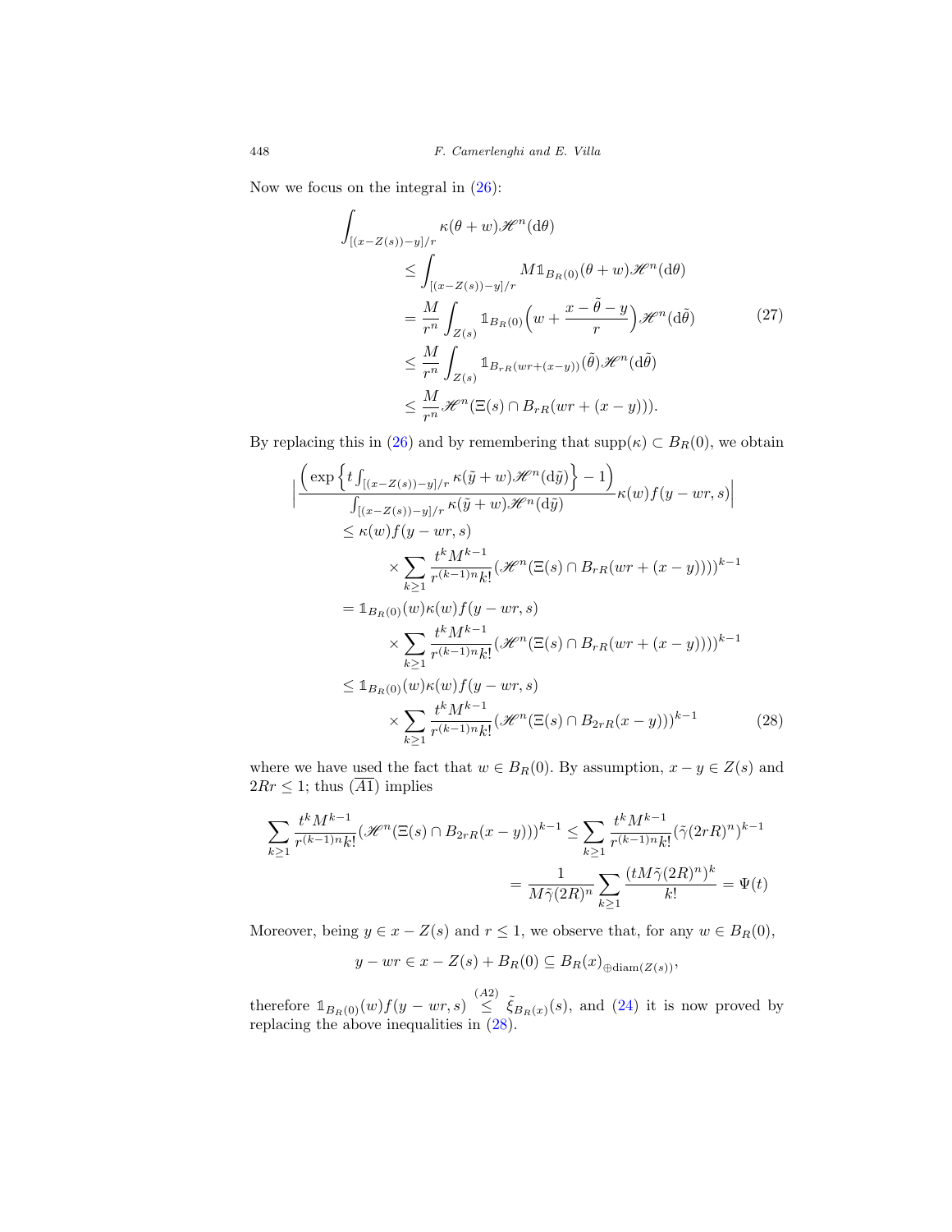Now we focus on the integral in (26):

$$
\begin{aligned}
\int_{[(x-Z(s))-y]/r} \kappa(\theta + w)\mathscr{H}^n(\mathrm{d}\theta)
&\leq \int_{[(x-Z(s))-y]/r} M \mathbb{1}_{B_R(0)}(\theta + w)\mathscr{H}^n(\mathrm{d}\theta) \\
&= \frac{M}{r^n}\int_{Z(s)} \mathbb{1}_{B_R(0)}\Big(w + \frac{x - \tilde{\theta} - y}{r}\Big)\mathscr{H}^n(\mathrm{d}\tilde{\theta}) \\
&\leq \frac{M}{r^n}\int_{Z(s)} \mathbb{1}_{B_{rR}(wr + (x-y))}(\tilde{\theta})\mathscr{H}^n(\mathrm{d}\tilde{\theta}) \\
&\leq \frac{M}{r^n}\mathscr{H}^n(\Xi(s) \cap B_{rR}(wr + (x-y))).
\end{aligned} \tag{27}
$$

By replacing this in (26) and by remembering that $\mathrm{supp}(\kappa) \subset B_R(0)$, we obtain

$$
\begin{aligned}
&\Big| \frac{\Big(\exp\Big\{t\int_{[(x-Z(s))-y]/r}\kappa(\tilde{y}+w)\mathscr{H}^n(\mathrm{d}\tilde{y})\Big\} - 1\Big)}{\int_{[(x-Z(s))-y]/r}\kappa(\tilde{y}+w)\mathscr{H}^n(\mathrm{d}\tilde{y})}\kappa(w)f(y - wr, s)\Big| \\
&\quad \leq \kappa(w)f(y-wr,s) \\
&\qquad\qquad \times \sum_{k\geq 1}\frac{t^k M^{k-1}}{r^{(k-1)n}k!}(\mathscr{H}^n(\Xi(s)\cap B_{rR}(wr + (x-y))))^{k-1} \\
&\quad = \mathbb{1}_{B_R(0)}(w)\kappa(w)f(y-wr,s) \\
&\qquad\qquad \times \sum_{k\geq 1}\frac{t^k M^{k-1}}{r^{(k-1)n}k!}(\mathscr{H}^n(\Xi(s)\cap B_{rR}(wr + (x-y))))^{k-1} \\
&\quad \leq \mathbb{1}_{B_R(0)}(w)\kappa(w)f(y-wr,s) \\
&\qquad\qquad \times \sum_{k\geq 1}\frac{t^k M^{k-1}}{r^{(k-1)n}k!}(\mathscr{H}^n(\Xi(s)\cap B_{2rR}(x-y)))^{k-1}
\end{aligned} \tag{28}
$$

where we have used the fact that $w \in B_R(0)$. By assumption, $x - y \in Z(s)$ and $2Rr \leq 1$; thus $(\overline{A1})$ implies

$$
\begin{aligned}
\sum_{k\geq 1}\frac{t^k M^{k-1}}{r^{(k-1)n}k!}(\mathscr{H}^n(\Xi(s)\cap B_{2rR}(x-y)))^{k-1} &\leq \sum_{k\geq 1}\frac{t^k M^{k-1}}{r^{(k-1)n}k!}(\tilde{\gamma}(2rR)^n)^{k-1} \\
&= \frac{1}{M\tilde{\gamma}(2R)^n}\sum_{k\geq 1}\frac{(tM\tilde{\gamma}(2R)^n)^k}{k!} = \Psi(t)
\end{aligned}
$$

Moreover, being $y \in x - Z(s)$ and $r \leq 1$, we observe that, for any $w \in B_R(0)$,

$$
y - wr \in x - Z(s) + B_R(0) \subseteq B_R(x)_{\oplus \mathrm{diam}(Z(s))},
$$

therefore $\mathbb{1}_{B_R(0)}(w)f(y-wr,s) \overset{(A2)}{\leq} \tilde{\xi}_{B_R(x)}(s)$, and (24) it is now proved by replacing the above inequalities in (28).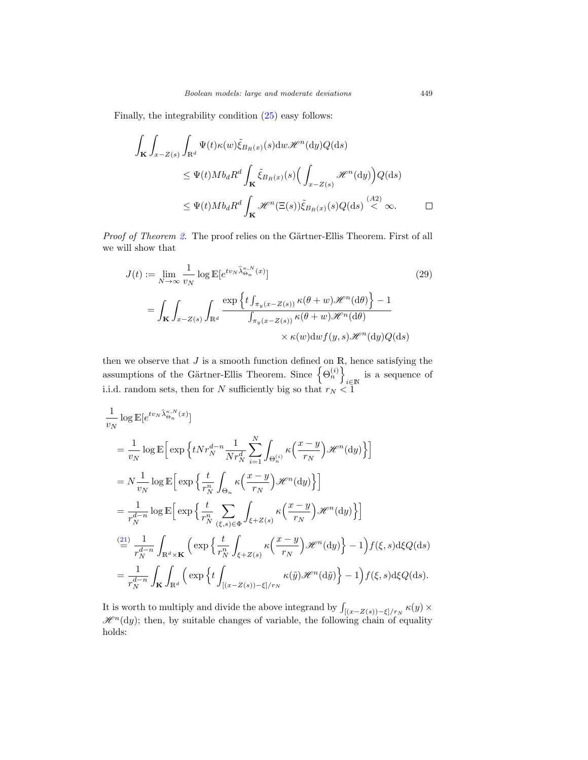Finally, the integrability condition (25) easy follows:

$$
\begin{aligned}
\int_{\mathbf{K}} \int_{x-Z(s)} \int_{\mathbb{R}^d} & \Psi(t)\kappa(w)\tilde{\xi}_{B_R(x)}(s)\mathrm{d}w\mathscr{H}^n(\mathrm{d}y)Q(\mathrm{d}s) \\
&\leq \Psi(t)Mb_dR^d \int_{\mathbf{K}} \tilde{\xi}_{B_R(x)}(s)\Big(\int_{x-Z(s)} \mathscr{H}^n(\mathrm{d}y)\Big)Q(\mathrm{d}s) \\
&\leq \Psi(t)Mb_dR^d \int_{\mathbf{K}} \mathscr{H}^n(\Xi(s))\tilde{\xi}_{B_R(x)}(s)Q(\mathrm{d}s) \overset{(A2)}{<} \infty. \qquad \square
\end{aligned}
$$

*Proof of Theorem 2.* The proof relies on the Gärtner-Ellis Theorem. First of all we will show that

$$
\begin{aligned}
J(t) &:= \lim_{N\to\infty} \frac{1}{v_N} \log \mathbb{E}[e^{tv_N \widehat{\lambda}^{\kappa,N}_{\Theta_n}(x)}] \qquad (29) \\
&= \int_{\mathbf{K}} \int_{x-Z(s)} \int_{\mathbb{R}^d} \frac{\exp\Big\{t\int_{\pi_y(x-Z(s))} \kappa(\theta+w)\mathscr{H}^n(\mathrm{d}\theta)\Big\}-1}{\int_{\pi_y(x-Z(s))} \kappa(\theta+w)\mathscr{H}^n(\mathrm{d}\theta)} \\
&\qquad\qquad \times \kappa(w)\mathrm{d}wf(y,s)\mathscr{H}^n(\mathrm{d}y)Q(\mathrm{d}s)
\end{aligned}
$$

then we observe that $J$ is a smooth function defined on $\mathbb{R}$, hence satisfying the assumptions of the Gärtner-Ellis Theorem. Since $\Big\{\Theta_n^{(i)}\Big\}_{i\in\mathbb{N}}$ is a sequence of i.i.d. random sets, then for $N$ sufficiently big so that $r_N < 1$

$$
\begin{aligned}
\frac{1}{v_N} & \log \mathbb{E}[e^{tv_N \widehat{\lambda}^{\kappa,N}_{\Theta_n}(x)}] \\
&= \frac{1}{v_N} \log \mathbb{E}\Big[\exp\Big\{tNr_N^{d-n}\frac{1}{Nr_N^d}\sum_{i=1}^N \int_{\Theta_n^{(i)}} \kappa\Big(\frac{x-y}{r_N}\Big)\mathscr{H}^n(\mathrm{d}y)\Big\}\Big] \\
&= N\frac{1}{v_N} \log \mathbb{E}\Big[\exp\Big\{\frac{t}{r_N^n}\int_{\Theta_n} \kappa\Big(\frac{x-y}{r_N}\Big)\mathscr{H}^n(\mathrm{d}y)\Big\}\Big] \\
&= \frac{1}{r_N^{d-n}} \log \mathbb{E}\Big[\exp\Big\{\frac{t}{r_N^n}\sum_{(\xi,s)\in\Phi}\int_{\xi+Z(s)} \kappa\Big(\frac{x-y}{r_N}\Big)\mathscr{H}^n(\mathrm{d}y)\Big\}\Big] \\
&\overset{(21)}{=} \frac{1}{r_N^{d-n}} \int_{\mathbb{R}^d\times\mathbf{K}} \Big(\exp\Big\{\frac{t}{r_N^n}\int_{\xi+Z(s)} \kappa\Big(\frac{x-y}{r_N}\Big)\mathscr{H}^n(\mathrm{d}y)\Big\}-1\Big)f(\xi,s)\mathrm{d}\xi Q(\mathrm{d}s) \\
&= \frac{1}{r_N^{d-n}} \int_{\mathbf{K}}\int_{\mathbb{R}^d} \Big(\exp\Big\{t\int_{[(x-Z(s))-\xi]/r_N} \kappa(\tilde{y})\mathscr{H}^n(\mathrm{d}\tilde{y})\Big\}-1\Big)f(\xi,s)\mathrm{d}\xi Q(\mathrm{d}s).
\end{aligned}
$$

It is worth to multiply and divide the above integrand by $\int_{[(x-Z(s))-\xi]/r_N} \kappa(y) \times \mathscr{H}^n(\mathrm{d}y)$; then, by suitable changes of variable, the following chain of equality holds: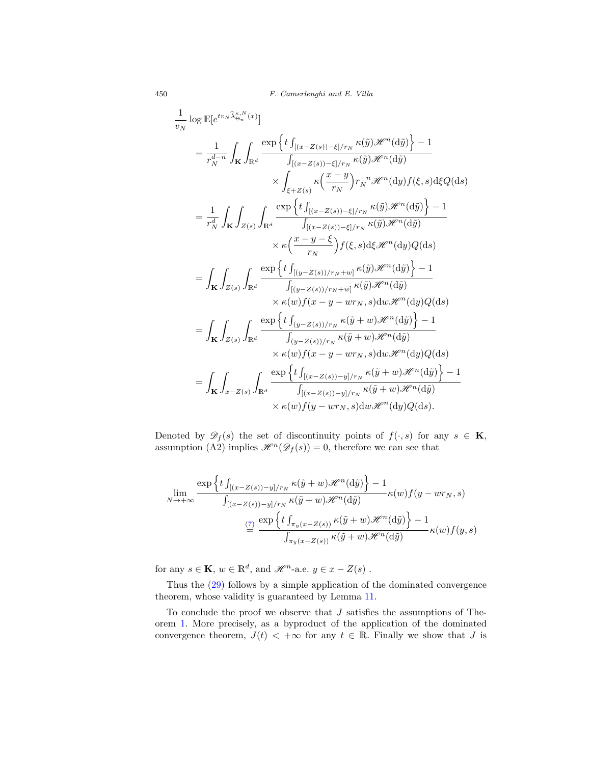$$
\begin{aligned}
&\frac{1}{v_N}\log \mathbb{E}[e^{tv_N\widehat{\lambda}^{\kappa,N}_{\Theta_n}(x)}] \\
&= \frac{1}{r_N^{d-n}}\int_{\mathbf{K}}\int_{\mathbb{R}^d} \frac{\exp\left\{t\int_{[(x-Z(s))-\xi]/r_N}\kappa(\tilde{y})\mathscr{H}^n(\mathrm{d}\tilde{y})\right\}-1}{\int_{[(x-Z(s))-\xi]/r_N}\kappa(\tilde{y})\mathscr{H}^n(\mathrm{d}\tilde{y})} \\
&\qquad\qquad \times \int_{\xi+Z(s)}\kappa\Big(\frac{x-y}{r_N}\Big) r_N^{-n}\mathscr{H}^n(\mathrm{d}y) f(\xi,s)\mathrm{d}\xi Q(\mathrm{d}s) \\
&= \frac{1}{r_N^{d}}\int_{\mathbf{K}}\int_{Z(s)}\int_{\mathbb{R}^d} \frac{\exp\left\{t\int_{[(x-Z(s))-\xi]/r_N}\kappa(\tilde{y})\mathscr{H}^n(\mathrm{d}\tilde{y})\right\}-1}{\int_{[(x-Z(s))-\xi]/r_N}\kappa(\tilde{y})\mathscr{H}^n(\mathrm{d}\tilde{y})} \\
&\qquad\qquad \times \kappa\Big(\frac{x-y-\xi}{r_N}\Big) f(\xi,s)\mathrm{d}\xi\mathscr{H}^n(\mathrm{d}y) Q(\mathrm{d}s) \\
&= \int_{\mathbf{K}}\int_{Z(s)}\int_{\mathbb{R}^d} \frac{\exp\left\{t\int_{[(y-Z(s))/r_N+w]}\kappa(\tilde{y})\mathscr{H}^n(\mathrm{d}\tilde{y})\right\}-1}{\int_{[(y-Z(s))/r_N+w]}\kappa(\tilde{y})\mathscr{H}^n(\mathrm{d}\tilde{y})} \\
&\qquad\qquad \times \kappa(w) f(x-y-wr_N,s)\mathrm{d}w\mathscr{H}^n(\mathrm{d}y) Q(\mathrm{d}s) \\
&= \int_{\mathbf{K}}\int_{Z(s)}\int_{\mathbb{R}^d} \frac{\exp\left\{t\int_{(y-Z(s))/r_N}\kappa(\tilde{y}+w)\mathscr{H}^n(\mathrm{d}\tilde{y})\right\}-1}{\int_{(y-Z(s))/r_N}\kappa(\tilde{y}+w)\mathscr{H}^n(\mathrm{d}\tilde{y})} \\
&\qquad\qquad \times \kappa(w) f(x-y-wr_N,s)\mathrm{d}w\mathscr{H}^n(\mathrm{d}y) Q(\mathrm{d}s) \\
&= \int_{\mathbf{K}}\int_{x-Z(s)}\int_{\mathbb{R}^d} \frac{\exp\left\{t\int_{[(x-Z(s))-y]/r_N}\kappa(\tilde{y}+w)\mathscr{H}^n(\mathrm{d}\tilde{y})\right\}-1}{\int_{[(x-Z(s))-y]/r_N}\kappa(\tilde{y}+w)\mathscr{H}^n(\mathrm{d}\tilde{y})} \\
&\qquad\qquad \times \kappa(w) f(y-wr_N,s)\mathrm{d}w\mathscr{H}^n(\mathrm{d}y) Q(\mathrm{d}s).
\end{aligned}
$$

Denoted by $\mathscr{D}_f(s)$ the set of discontinuity points of $f(\cdot,s)$ for any $s\in\mathbf{K}$, assumption (A2) implies $\mathscr{H}^n(\mathscr{D}_f(s))=0$, therefore we can see that

$$
\begin{aligned}
\lim_{N\to+\infty} &\frac{\exp\left\{t\int_{[(x-Z(s))-y]/r_N}\kappa(\tilde{y}+w)\mathscr{H}^n(\mathrm{d}\tilde{y})\right\}-1}{\int_{[(x-Z(s))-y]/r_N}\kappa(\tilde{y}+w)\mathscr{H}^n(\mathrm{d}\tilde{y})}\kappa(w)f(y-wr_N,s) \\
&\overset{(7)}{=} \frac{\exp\left\{t\int_{\pi_y(x-Z(s))}\kappa(\tilde{y}+w)\mathscr{H}^n(\mathrm{d}\tilde{y})\right\}-1}{\int_{\pi_y(x-Z(s))}\kappa(\tilde{y}+w)\mathscr{H}^n(\mathrm{d}\tilde{y})}\kappa(w)f(y,s)
\end{aligned}
$$

for any $s\in\mathbf{K}$, $w\in\mathbb{R}^d$, and $\mathscr{H}^n$-a.e. $y\in x-Z(s)$ .

Thus the (29) follows by a simple application of the dominated convergence theorem, whose validity is guaranteed by Lemma 11.

To conclude the proof we observe that $J$ satisfies the assumptions of Theorem 1. More precisely, as a byproduct of the application of the dominated convergence theorem, $J(t)<+\infty$ for any $t\in\mathbb{R}$. Finally we show that $J$ is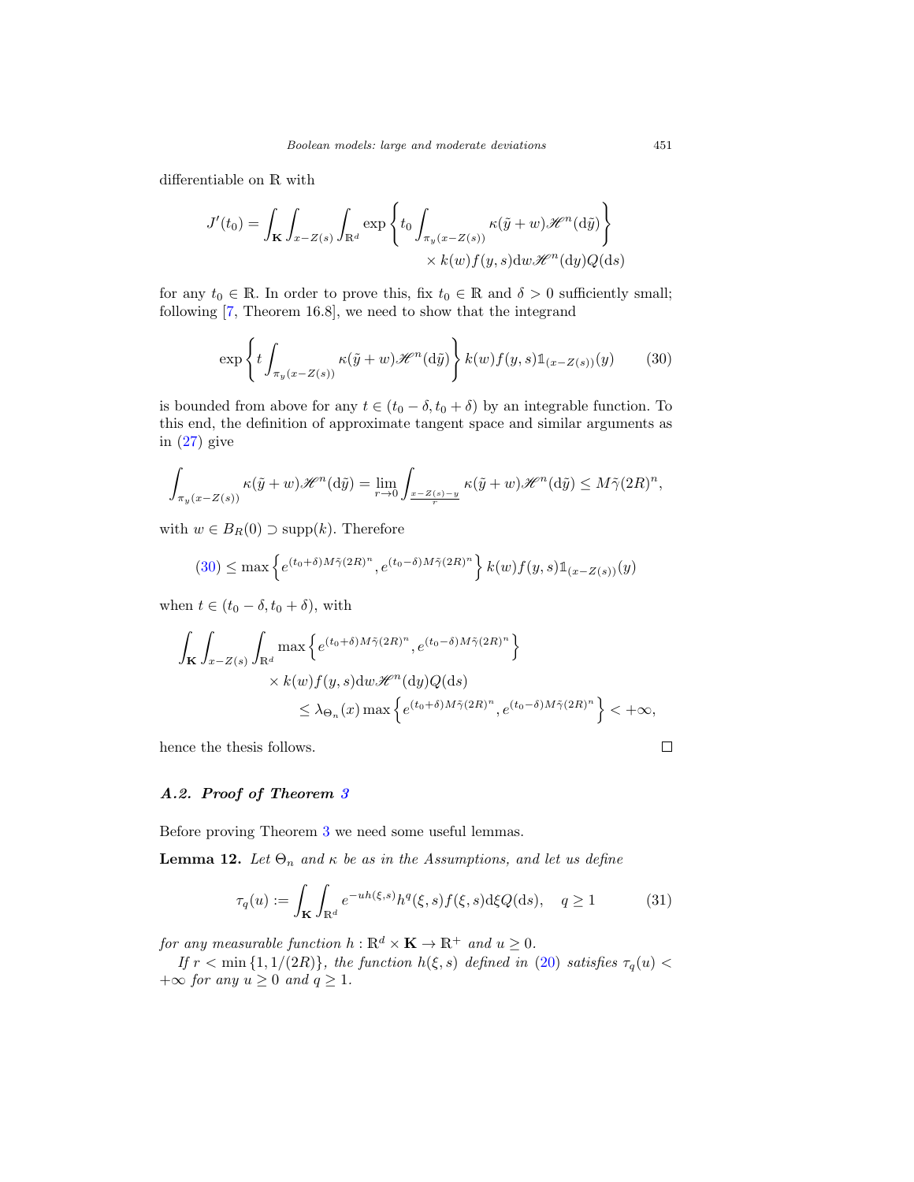differentiable on $\mathbb{R}$ with

$$J'(t_0) = \int_{\mathbf{K}} \int_{x-Z(s)} \int_{\mathbb{R}^d} \exp\left\{ t_0 \int_{\pi_y(x-Z(s))} \kappa(\tilde{y}+w)\mathscr{H}^n(\mathrm{d}\tilde{y}) \right\} \times k(w) f(y,s) \mathrm{d}w \mathscr{H}^n(\mathrm{d}y) Q(\mathrm{d}s)$$

for any $t_0 \in \mathbb{R}$. In order to prove this, fix $t_0 \in \mathbb{R}$ and $\delta > 0$ sufficiently small; following [7, Theorem 16.8], we need to show that the integrand

$$\exp\left\{ t \int_{\pi_y(x-Z(s))} \kappa(\tilde{y}+w)\mathscr{H}^n(\mathrm{d}\tilde{y}) \right\} k(w) f(y,s) \mathbb{1}_{(x-Z(s))}(y) \tag{30}$$

is bounded from above for any $t \in (t_0 - \delta, t_0 + \delta)$ by an integrable function. To this end, the definition of approximate tangent space and similar arguments as in (27) give

$$\int_{\pi_y(x-Z(s))} \kappa(\tilde{y}+w)\mathscr{H}^n(\mathrm{d}\tilde{y}) = \lim_{r\to 0} \int_{\frac{x-Z(s)-y}{r}} \kappa(\tilde{y}+w)\mathscr{H}^n(\mathrm{d}\tilde{y}) \leq M\tilde{\gamma}(2R)^n,$$

with $w \in B_R(0) \supset \mathrm{supp}(k)$. Therefore

$$(30) \leq \max\left\{ e^{(t_0+\delta)M\tilde{\gamma}(2R)^n}, e^{(t_0-\delta)M\tilde{\gamma}(2R)^n} \right\} k(w) f(y,s) \mathbb{1}_{(x-Z(s))}(y)$$

when $t \in (t_0 - \delta, t_0 + \delta)$, with

$$\begin{aligned} \int_{\mathbf{K}} \int_{x-Z(s)} \int_{\mathbb{R}^d} & \max\left\{ e^{(t_0+\delta)M\tilde{\gamma}(2R)^n}, e^{(t_0-\delta)M\tilde{\gamma}(2R)^n} \right\} \\ & \times k(w) f(y,s) \mathrm{d}w \mathscr{H}^n(\mathrm{d}y) Q(\mathrm{d}s) \\ & \leq \lambda_{\Theta_n}(x) \max\left\{ e^{(t_0+\delta)M\tilde{\gamma}(2R)^n}, e^{(t_0-\delta)M\tilde{\gamma}(2R)^n} \right\} < +\infty, \end{aligned}$$

hence the thesis follows. ☐

### *A.2. Proof of Theorem 3*

Before proving Theorem 3 we need some useful lemmas.

**Lemma 12.** *Let $\Theta_n$ and $\kappa$ be as in the Assumptions, and let us define*

$$\tau_q(u) := \int_{\mathbf{K}} \int_{\mathbb{R}^d} e^{-uh(\xi,s)} h^q(\xi,s) f(\xi,s) \mathrm{d}\xi Q(\mathrm{d}s), \quad q \geq 1 \tag{31}$$

*for any measurable function $h : \mathbb{R}^d \times \mathbf{K} \to \mathbb{R}^+$ and $u \geq 0$.*

*If $r < \min\{1, 1/(2R)\}$, the function $h(\xi,s)$ defined in (20) satisfies $\tau_q(u) < +\infty$ for any $u \geq 0$ and $q \geq 1$.*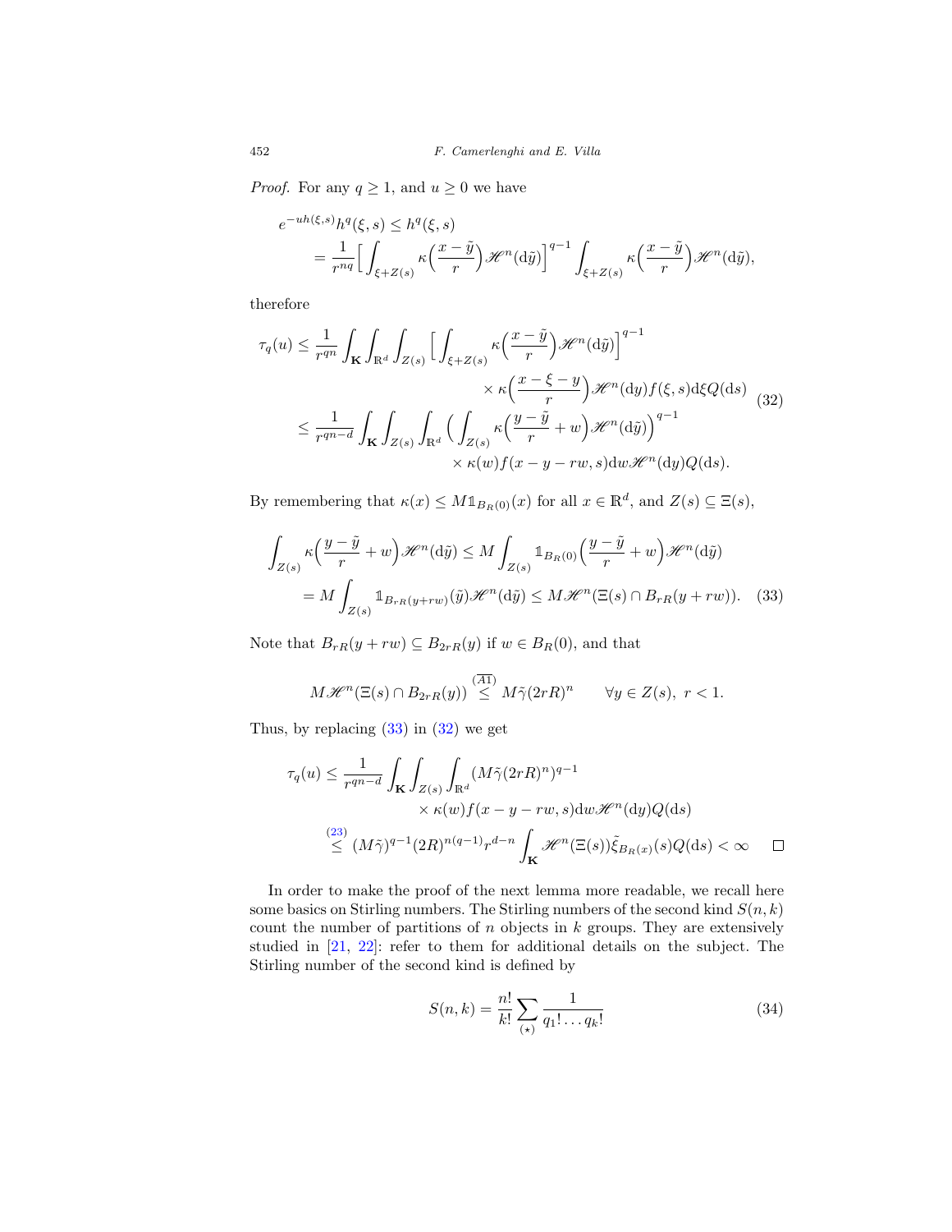*Proof.* For any $q \geq 1$, and $u \geq 0$ we have

$$
\begin{aligned}
e^{-uh(\xi,s)}h^q(\xi,s) &\leq h^q(\xi,s) \\
&= \frac{1}{r^{nq}}\Big[\int_{\xi+Z(s)} \kappa\Big(\frac{x-\tilde{y}}{r}\Big)\mathscr{H}^n(\mathrm{d}\tilde{y})\Big]^{q-1} \int_{\xi+Z(s)} \kappa\Big(\frac{x-\tilde{y}}{r}\Big)\mathscr{H}^n(\mathrm{d}\tilde{y}),
\end{aligned}
$$

therefore

$$
\begin{aligned}
\tau_q(u) &\leq \frac{1}{r^{qn}} \int_{\mathbf{K}} \int_{\mathbb{R}^d} \int_{Z(s)} \Big[\int_{\xi+Z(s)} \kappa\Big(\frac{x-\tilde{y}}{r}\Big)\mathscr{H}^n(\mathrm{d}\tilde{y})\Big]^{q-1} \\
&\qquad\qquad \times \kappa\Big(\frac{x-\xi-y}{r}\Big)\mathscr{H}^n(\mathrm{d}y) f(\xi,s)\mathrm{d}\xi Q(\mathrm{d}s) \\
&\leq \frac{1}{r^{qn-d}} \int_{\mathbf{K}} \int_{Z(s)} \int_{\mathbb{R}^d} \Big(\int_{Z(s)} \kappa\Big(\frac{y-\tilde{y}}{r}+w\Big)\mathscr{H}^n(\mathrm{d}\tilde{y})\Big)^{q-1} \\
&\qquad\qquad \times \kappa(w) f(x-y-rw,s)\mathrm{d}w\mathscr{H}^n(\mathrm{d}y)Q(\mathrm{d}s).
\end{aligned}
\tag{32}
$$

By remembering that $\kappa(x) \leq M\mathbb{1}_{B_R(0)}(x)$ for all $x \in \mathbb{R}^d$, and $Z(s) \subseteq \Xi(s)$,

$$
\begin{aligned}
\int_{Z(s)} \kappa\Big(\frac{y-\tilde{y}}{r}+w\Big)\mathscr{H}^n(\mathrm{d}\tilde{y}) &\leq M\int_{Z(s)} \mathbb{1}_{B_R(0)}\Big(\frac{y-\tilde{y}}{r}+w\Big)\mathscr{H}^n(\mathrm{d}\tilde{y}) \\
&= M\int_{Z(s)} \mathbb{1}_{B_{rR}(y+rw)}(\tilde{y})\mathscr{H}^n(\mathrm{d}\tilde{y}) \leq M\mathscr{H}^n(\Xi(s)\cap B_{rR}(y+rw)).
\end{aligned}
\tag{33}
$$

Note that $B_{rR}(y+rw) \subseteq B_{2rR}(y)$ if $w \in B_R(0)$, and that

$$
M\mathscr{H}^n(\Xi(s)\cap B_{2rR}(y)) \overset{(\overline{A1})}{\leq} M\tilde{\gamma}(2rR)^n \qquad \forall y \in Z(s),\ r<1.
$$

Thus, by replacing (33) in (32) we get

$$
\begin{aligned}
\tau_q(u) &\leq \frac{1}{r^{qn-d}} \int_{\mathbf{K}} \int_{Z(s)} \int_{\mathbb{R}^d} (M\tilde{\gamma}(2rR)^n)^{q-1} \\
&\qquad\qquad \times \kappa(w) f(x-y-rw,s)\mathrm{d}w\mathscr{H}^n(\mathrm{d}y)Q(\mathrm{d}s) \\
&\overset{(23)}{\leq} (M\tilde{\gamma})^{q-1}(2R)^{n(q-1)}r^{d-n}\int_{\mathbf{K}} \mathscr{H}^n(\Xi(s))\tilde{\xi}_{B_R(x)}(s)Q(\mathrm{d}s) < \infty \qquad \square
\end{aligned}
$$

In order to make the proof of the next lemma more readable, we recall here some basics on Stirling numbers. The Stirling numbers of the second kind $S(n,k)$ count the number of partitions of $n$ objects in $k$ groups. They are extensively studied in [21, 22]: refer to them for additional details on the subject. The Stirling number of the second kind is defined by

$$
S(n,k) = \frac{n!}{k!}\sum_{(\star)} \frac{1}{q_1!\dots q_k!}
\tag{34}
$$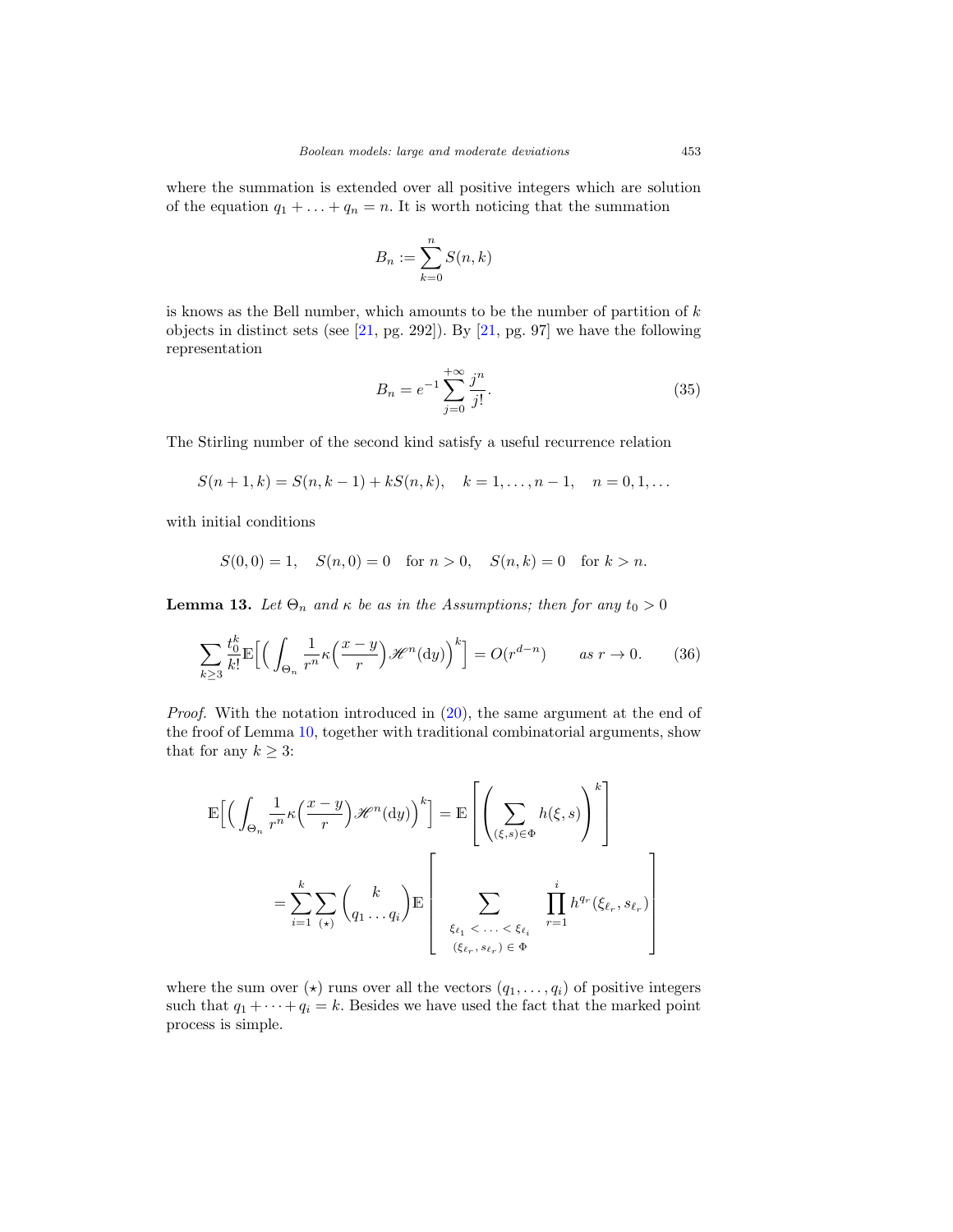where the summation is extended over all positive integers which are solution of the equation $q_1 + \ldots + q_n = n$. It is worth noticing that the summation

$$B_n := \sum_{k=0}^{n} S(n,k)$$

is knows as the Bell number, which amounts to be the number of partition of $k$ objects in distinct sets (see [21, pg. 292]). By [21, pg. 97] we have the following representation

$$B_n = e^{-1} \sum_{j=0}^{+\infty} \frac{j^n}{j!}. \tag{35}$$

The Stirling number of the second kind satisfy a useful recurrence relation

$$S(n+1,k) = S(n,k-1) + kS(n,k), \quad k = 1,\ldots,n-1, \quad n = 0,1,\ldots$$

with initial conditions

$$S(0,0) = 1, \quad S(n,0) = 0 \quad \text{for } n > 0, \quad S(n,k) = 0 \quad \text{for } k > n.$$

**Lemma 13.** *Let $\Theta_n$ and $\kappa$ be as in the Assumptions; then for any $t_0 > 0$*

$$\sum_{k \geq 3} \frac{t_0^k}{k!} \mathbb{E}\Big[\Big(\int_{\Theta_n} \frac{1}{r^n} \kappa\Big(\frac{x-y}{r}\Big) \mathscr{H}^n(\mathrm{d}y)\Big)^k\Big] = O(r^{d-n}) \qquad \text{as } r \to 0. \tag{36}$$

*Proof.* With the notation introduced in (20), the same argument at the end of the froof of Lemma 10, together with traditional combinatorial arguments, show that for any $k \geq 3$:

$$\mathbb{E}\Big[\Big(\int_{\Theta_n} \frac{1}{r^n} \kappa\Big(\frac{x-y}{r}\Big) \mathscr{H}^n(\mathrm{d}y)\Big)^k\Big] = \mathbb{E}\left[\left(\sum_{(\xi,s)\in\Phi} h(\xi,s)\right)^k\right]$$

$$= \sum_{i=1}^{k} \sum_{(\star)} \binom{k}{q_1 \ldots q_i} \mathbb{E}\left[\sum_{\substack{\xi_{\ell_1} < \ldots < \xi_{\ell_i} \\ (\xi_{\ell_r}, s_{\ell_r}) \in \Phi}} \prod_{r=1}^{i} h^{q_r}(\xi_{\ell_r}, s_{\ell_r})\right]$$

where the sum over $(\star)$ runs over all the vectors $(q_1,\ldots,q_i)$ of positive integers such that $q_1 + \cdots + q_i = k$. Besides we have used the fact that the marked point process is simple.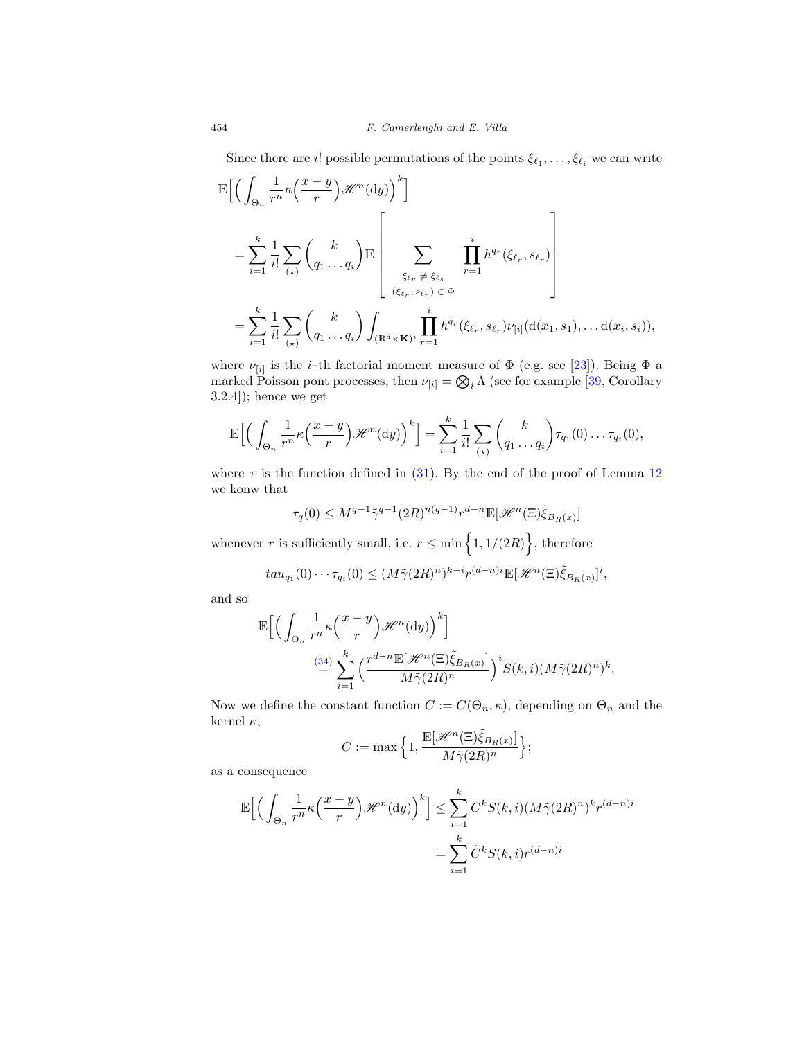Since there are $i!$ possible permutations of the points $\xi_{\ell_1}, \dots, \xi_{\ell_i}$ we can write

$$
\begin{aligned}
&\mathbb{E}\Big[\Big(\int_{\Theta_n} \frac{1}{r^n}\kappa\Big(\frac{x-y}{r}\Big)\mathscr{H}^n(\mathrm{d}y)\Big)^k\Big] \\
&= \sum_{i=1}^k \frac{1}{i!}\sum_{(\star)} \binom{k}{q_1 \dots q_i} \mathbb{E}\left[ \sum_{\substack{\xi_{\ell_r} \neq \xi_{\ell_s} \\ (\xi_{\ell_r}, s_{\ell_r}) \in \Phi}} \prod_{r=1}^i h^{q_r}(\xi_{\ell_r}, s_{\ell_r}) \right] \\
&= \sum_{i=1}^k \frac{1}{i!}\sum_{(\star)} \binom{k}{q_1 \dots q_i} \int_{(\mathbb{R}^d \times \mathbf{K})^i} \prod_{r=1}^i h^{q_r}(\xi_{\ell_r}, s_{\ell_r}) \nu_{[i]}(\mathrm{d}(x_1, s_1), \dots \mathrm{d}(x_i, s_i)),
\end{aligned}
$$

where $\nu_{[i]}$ is the $i$–th factorial moment measure of $\Phi$ (e.g. see [23]). Being $\Phi$ a marked Poisson pont processes, then $\nu_{[i]} = \bigotimes_i \Lambda$ (see for example [39, Corollary 3.2.4]); hence we get

$$
\mathbb{E}\Big[\Big(\int_{\Theta_n} \frac{1}{r^n}\kappa\Big(\frac{x-y}{r}\Big)\mathscr{H}^n(\mathrm{d}y)\Big)^k\Big] = \sum_{i=1}^k \frac{1}{i!}\sum_{(\star)} \binom{k}{q_1 \dots q_i} \tau_{q_1}(0) \dots \tau_{q_i}(0),
$$

where $\tau$ is the function defined in (31). By the end of the proof of Lemma 12 we konw that

$$
\tau_q(0) \leq M^{q-1}\tilde{\gamma}^{q-1}(2R)^{n(q-1)} r^{d-n}\mathbb{E}[\mathscr{H}^n(\Xi)\tilde{\xi}_{B_R(x)}]
$$

whenever $r$ is sufficiently small, i.e. $r \leq \min\Big\{1, 1/(2R)\Big\}$, therefore

$$
tau_{q_1}(0) \cdots \tau_{q_i}(0) \leq (M\tilde{\gamma}(2R)^n)^{k-i} r^{(d-n)i}\mathbb{E}[\mathscr{H}^n(\Xi)\tilde{\xi}_{B_R(x)}]^i,
$$

and so

$$
\begin{aligned}
&\mathbb{E}\Big[\Big(\int_{\Theta_n} \frac{1}{r^n}\kappa\Big(\frac{x-y}{r}\Big)\mathscr{H}^n(\mathrm{d}y)\Big)^k\Big] \\
&\qquad \overset{(34)}{=} \sum_{i=1}^k \Big(\frac{r^{d-n}\mathbb{E}[\mathscr{H}^n(\Xi)\tilde{\xi}_{B_R(x)}]}{M\tilde{\gamma}(2R)^n}\Big)^i S(k,i)(M\tilde{\gamma}(2R)^n)^k.
\end{aligned}
$$

Now we define the constant function $C := C(\Theta_n, \kappa)$, depending on $\Theta_n$ and the kernel $\kappa$,

$$
C := \max\Big\{1, \frac{\mathbb{E}[\mathscr{H}^n(\Xi)\tilde{\xi}_{B_R(x)}]}{M\tilde{\gamma}(2R)^n}\Big\};
$$

as a consequence

$$
\begin{aligned}
\mathbb{E}\Big[\Big(\int_{\Theta_n} \frac{1}{r^n}\kappa\Big(\frac{x-y}{r}\Big)\mathscr{H}^n(\mathrm{d}y)\Big)^k\Big] &\leq \sum_{i=1}^k C^k S(k,i)(M\tilde{\gamma}(2R)^n)^k r^{(d-n)i} \\
&= \sum_{i=1}^k \tilde{C}^k S(k,i) r^{(d-n)i}
\end{aligned}
$$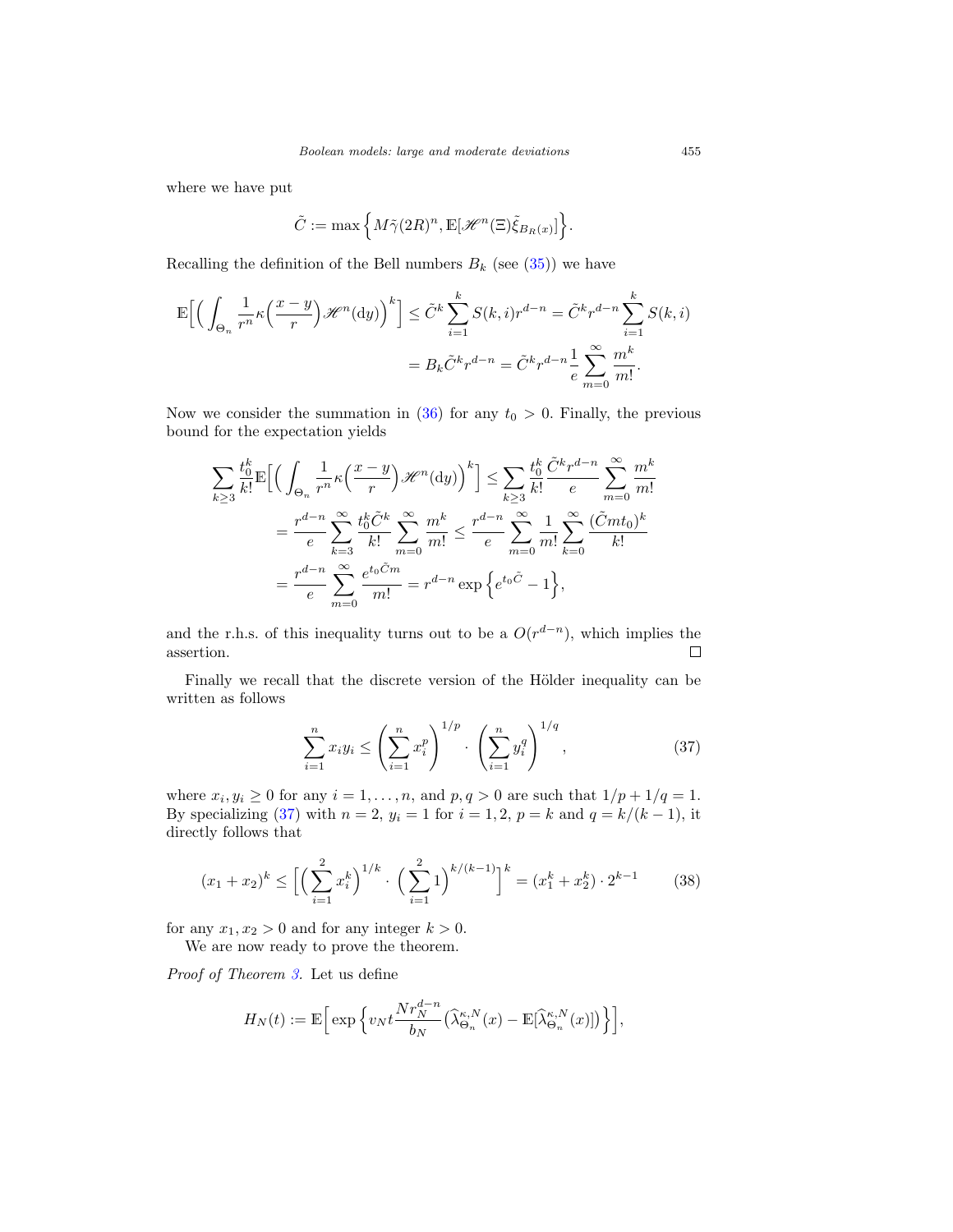where we have put

$$\tilde{C} := \max\Big\{ M\tilde{\gamma}(2R)^n, \mathbb{E}[\mathscr{H}^n(\Xi)\tilde{\xi}_{B_R(x)}]\Big\}.$$

Recalling the definition of the Bell numbers $B_k$ (see (35)) we have

$$\begin{aligned}
\mathbb{E}\Big[\Big(\int_{\Theta_n}\frac{1}{r^n}\kappa\Big(\frac{x-y}{r}\Big)\mathscr{H}^n(\mathrm{d}y)\Big)^k\Big] &\le \tilde{C}^k\sum_{i=1}^k S(k,i)r^{d-n} = \tilde{C}^k r^{d-n}\sum_{i=1}^k S(k,i)\\
&= B_k\tilde{C}^k r^{d-n} = \tilde{C}^k r^{d-n}\frac{1}{e}\sum_{m=0}^{\infty}\frac{m^k}{m!}.
\end{aligned}$$

Now we consider the summation in (36) for any $t_0>0$. Finally, the previous bound for the expectation yields

$$\begin{aligned}
\sum_{k\ge 3}\frac{t_0^k}{k!}\mathbb{E}\Big[\Big(\int_{\Theta_n}\frac{1}{r^n}\kappa\Big(\frac{x-y}{r}\Big)\mathscr{H}^n(\mathrm{d}y)\Big)^k\Big] &\le \sum_{k\ge 3}\frac{t_0^k}{k!}\frac{\tilde{C}^k r^{d-n}}{e}\sum_{m=0}^{\infty}\frac{m^k}{m!}\\
&= \frac{r^{d-n}}{e}\sum_{k=3}^{\infty}\frac{t_0^k\tilde{C}^k}{k!}\sum_{m=0}^{\infty}\frac{m^k}{m!} \le \frac{r^{d-n}}{e}\sum_{m=0}^{\infty}\frac{1}{m!}\sum_{k=0}^{\infty}\frac{(\tilde{C}mt_0)^k}{k!}\\
&= \frac{r^{d-n}}{e}\sum_{m=0}^{\infty}\frac{e^{t_0\tilde{C}m}}{m!} = r^{d-n}\exp\Big\{e^{t_0\tilde{C}}-1\Big\},
\end{aligned}$$

and the r.h.s. of this inequality turns out to be a $O(r^{d-n})$, which implies the assertion. ☐

Finally we recall that the discrete version of the Hölder inequality can be written as follows

$$\sum_{i=1}^n x_i y_i \le \left(\sum_{i=1}^n x_i^p\right)^{1/p}\cdot\left(\sum_{i=1}^n y_i^q\right)^{1/q}, \tag{37}$$

where $x_i, y_i \ge 0$ for any $i=1,\dots,n$, and $p,q>0$ are such that $1/p+1/q=1$. By specializing (37) with $n=2$, $y_i=1$ for $i=1,2$, $p=k$ and $q=k/(k-1)$, it directly follows that

$$(x_1+x_2)^k \le \Big[\Big(\sum_{i=1}^2 x_i^k\Big)^{1/k}\cdot\Big(\sum_{i=1}^2 1\Big)^{k/(k-1)}\Big]^k = (x_1^k+x_2^k)\cdot 2^{k-1} \tag{38}$$

for any $x_1,x_2>0$ and for any integer $k>0$.

We are now ready to prove the theorem.

*Proof of Theorem 3.* Let us define

$$H_N(t) := \mathbb{E}\Big[\exp\Big\{v_N t\frac{N r_N^{d-n}}{b_N}\big(\widehat{\lambda}^{\kappa,N}_{\Theta_n}(x)-\mathbb{E}[\widehat{\lambda}^{\kappa,N}_{\Theta_n}(x)]\big)\Big\}\Big],$$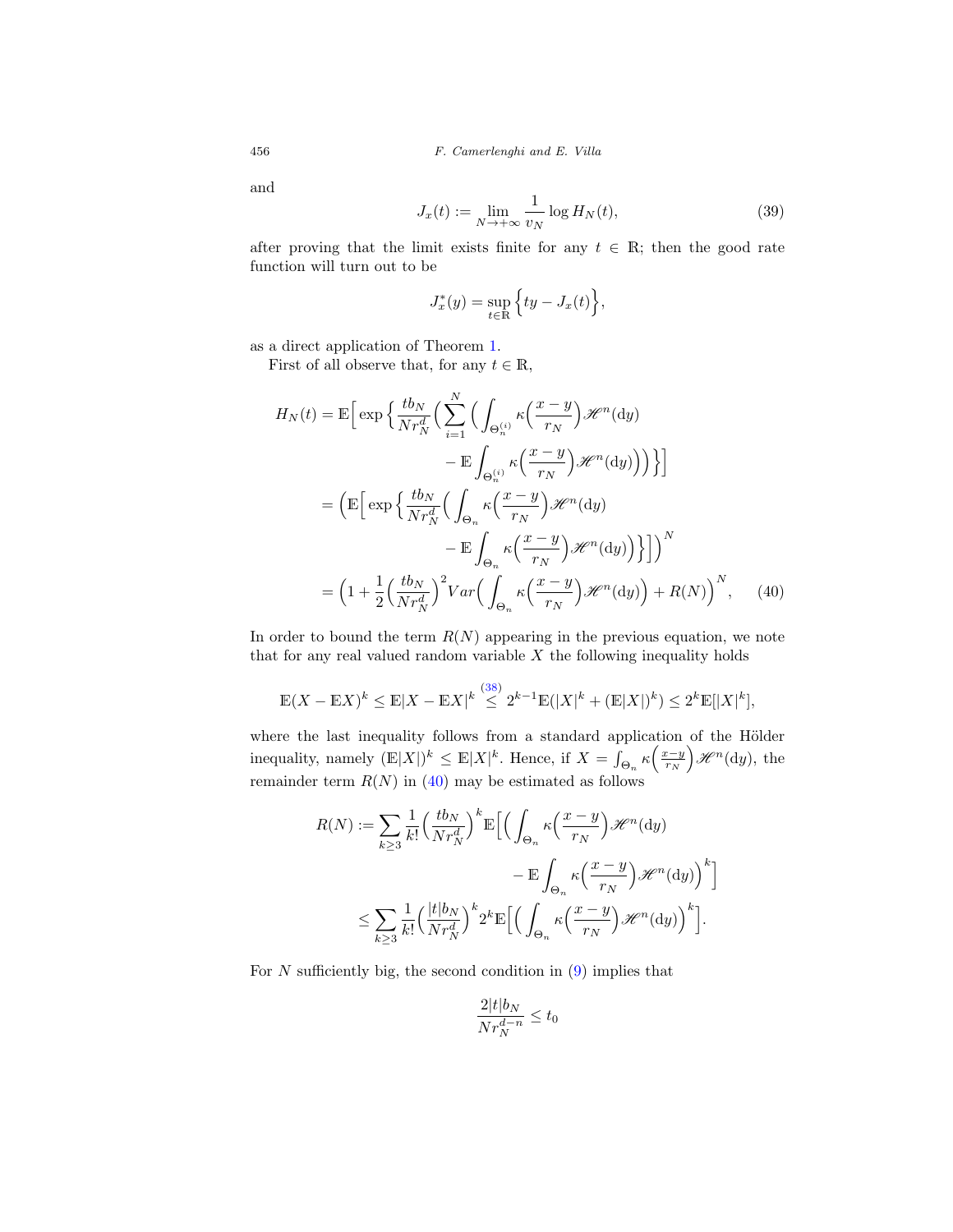and

$$J_x(t) := \lim_{N\to+\infty} \frac{1}{v_N} \log H_N(t), \tag{39}$$

after proving that the limit exists finite for any $t \in \mathbb{R}$; then the good rate function will turn out to be

$$J_x^*(y) = \sup_{t\in\mathbb{R}} \Big\{ ty - J_x(t) \Big\},$$

as a direct application of Theorem 1.

First of all observe that, for any $t \in \mathbb{R}$,

$$\begin{aligned}
H_N(t) &= \mathbb{E}\Big[ \exp\Big\{ \frac{tb_N}{Nr_N^d} \Big( \sum_{i=1}^N \Big( \int_{\Theta_n^{(i)}} \kappa\Big(\frac{x-y}{r_N}\Big) \mathscr{H}^n(\mathrm{d}y) \\
&\qquad\qquad - \mathbb{E}\int_{\Theta_n^{(i)}} \kappa\Big(\frac{x-y}{r_N}\Big)\mathscr{H}^n(\mathrm{d}y)\Big)\Big)\Big\}\Big] \\
&= \Big( \mathbb{E}\Big[ \exp\Big\{ \frac{tb_N}{Nr_N^d} \Big( \int_{\Theta_n} \kappa\Big(\frac{x-y}{r_N}\Big)\mathscr{H}^n(\mathrm{d}y) \\
&\qquad\qquad - \mathbb{E}\int_{\Theta_n} \kappa\Big(\frac{x-y}{r_N}\Big)\mathscr{H}^n(\mathrm{d}y)\Big)\Big\}\Big]\Big)^N \\
&= \Big( 1 + \frac{1}{2}\Big(\frac{tb_N}{Nr_N^d}\Big)^2 Var\Big( \int_{\Theta_n} \kappa\Big(\frac{x-y}{r_N}\Big)\mathscr{H}^n(\mathrm{d}y)\Big) + R(N)\Big)^N,
\end{aligned} \tag{40}$$

In order to bound the term $R(N)$ appearing in the previous equation, we note that for any real valued random variable $X$ the following inequality holds

$$\mathbb{E}(X - \mathbb{E}X)^k \leq \mathbb{E}|X - \mathbb{E}X|^k \overset{(38)}{\leq} 2^{k-1}\mathbb{E}(|X|^k + (\mathbb{E}|X|)^k) \leq 2^k \mathbb{E}[|X|^k],$$

where the last inequality follows from a standard application of the Hölder inequality, namely $(\mathbb{E}|X|)^k \leq \mathbb{E}|X|^k$. Hence, if $X = \int_{\Theta_n} \kappa\Big(\frac{x-y}{r_N}\Big)\mathscr{H}^n(\mathrm{d}y)$, the remainder term $R(N)$ in (40) may be estimated as follows

$$\begin{aligned}
R(N) &:= \sum_{k\geq 3} \frac{1}{k!}\Big(\frac{tb_N}{Nr_N^d}\Big)^k \mathbb{E}\Big[\Big( \int_{\Theta_n} \kappa\Big(\frac{x-y}{r_N}\Big)\mathscr{H}^n(\mathrm{d}y) \\
&\qquad\qquad - \mathbb{E}\int_{\Theta_n}\kappa\Big(\frac{x-y}{r_N}\Big)\mathscr{H}^n(\mathrm{d}y)\Big)^k\Big] \\
&\leq \sum_{k\geq 3}\frac{1}{k!}\Big(\frac{|t|b_N}{Nr_N^d}\Big)^k 2^k \mathbb{E}\Big[\Big(\int_{\Theta_n}\kappa\Big(\frac{x-y}{r_N}\Big)\mathscr{H}^n(\mathrm{d}y)\Big)^k\Big].
\end{aligned}$$

For $N$ sufficiently big, the second condition in (9) implies that

$$\frac{2|t|b_N}{Nr_N^{d-n}} \leq t_0$$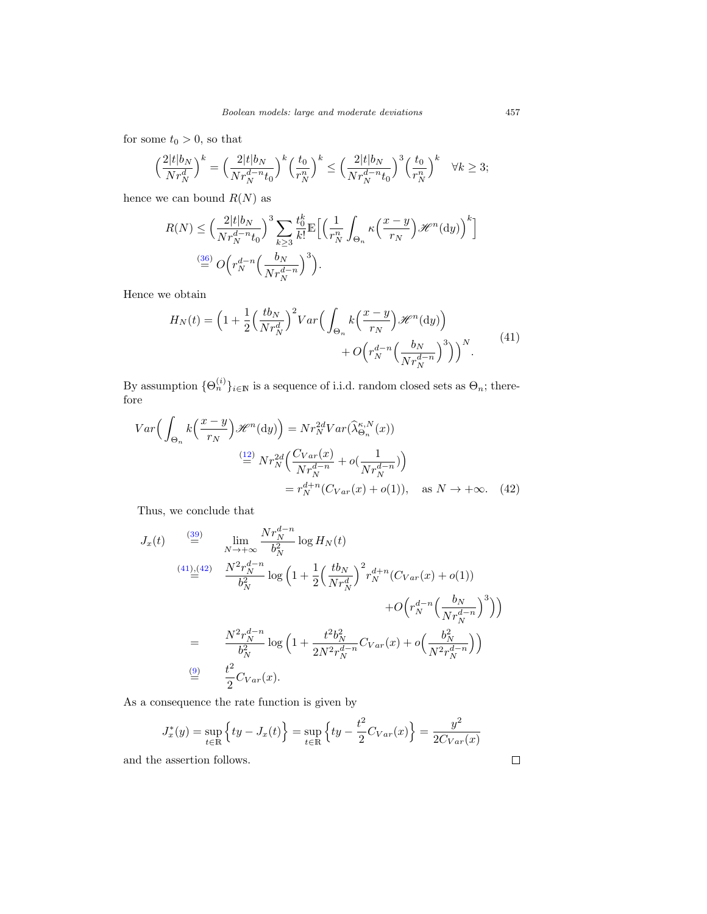for some $t_0 > 0$, so that

$$\Big(\frac{2|t|b_N}{Nr_N^d}\Big)^k = \Big(\frac{2|t|b_N}{Nr_N^{d-n}t_0}\Big)^k\Big(\frac{t_0}{r_N^n}\Big)^k \le \Big(\frac{2|t|b_N}{Nr_N^{d-n}t_0}\Big)^3\Big(\frac{t_0}{r_N^n}\Big)^k \quad \forall k \ge 3;$$

hence we can bound $R(N)$ as

$$\begin{aligned} R(N) &\le \Big(\frac{2|t|b_N}{Nr_N^{d-n}t_0}\Big)^3 \sum_{k\ge 3} \frac{t_0^k}{k!}\mathbb{E}\Big[\Big(\frac{1}{r_N^n}\int_{\Theta_n} \kappa\Big(\frac{x-y}{r_N}\Big)\mathscr{H}^n(\mathrm{d}y)\Big)^k\Big] \\ &\overset{(36)}{=} O\Big(r_N^{d-n}\Big(\frac{b_N}{Nr_N^{d-n}}\Big)^3\Big). \end{aligned}$$

Hence we obtain

$$\begin{aligned} H_N(t) = \Big(1 + \frac{1}{2}\Big(\frac{tb_N}{Nr_N^d}\Big)^2 Var\Big(\int_{\Theta_n} k\Big(\frac{x-y}{r_N}\Big)\mathscr{H}^n(\mathrm{d}y)\Big) \\ + O\Big(r_N^{d-n}\Big(\frac{b_N}{Nr_N^{d-n}}\Big)^3\Big)\Big)^N. \end{aligned} \tag{41}$$

By assumption $\{\Theta_n^{(i)}\}_{i\in\mathbb{N}}$ is a sequence of i.i.d. random closed sets as $\Theta_n$; therefore

$$\begin{aligned} Var\Big(\int_{\Theta_n} k\Big(\frac{x-y}{r_N}\Big)\mathscr{H}^n(\mathrm{d}y)\Big) &= Nr_N^{2d}Var(\widehat{\lambda}_{\Theta_n}^{\kappa,N}(x)) \\ &\overset{(12)}{=} Nr_N^{2d}\Big(\frac{C_{Var}(x)}{Nr_N^{d-n}} + o(\frac{1}{Nr_N^{d-n}})\Big) \\ &= r_N^{d+n}(C_{Var}(x) + o(1)), \quad \text{as } N \to +\infty. \end{aligned} \tag{42}$$

Thus, we conclude that

$$\begin{aligned} J_x(t) &\overset{(39)}{=} \lim_{N\to+\infty} \frac{Nr_N^{d-n}}{b_N^2}\log H_N(t) \\ &\overset{(41),(42)}{=} \frac{N^2r_N^{d-n}}{b_N^2}\log\Big(1 + \frac{1}{2}\Big(\frac{tb_N}{Nr_N^d}\Big)^2 r_N^{d+n}(C_{Var}(x) + o(1)) \\ &\qquad\qquad + O\Big(r_N^{d-n}\Big(\frac{b_N}{Nr_N^{d-n}}\Big)^3\Big)\Big) \\ &= \frac{N^2r_N^{d-n}}{b_N^2}\log\Big(1 + \frac{t^2b_N^2}{2N^2r_N^{d-n}}C_{Var}(x) + o\Big(\frac{b_N^2}{N^2r_N^{d-n}}\Big)\Big) \\ &\overset{(9)}{=} \frac{t^2}{2}C_{Var}(x). \end{aligned}$$

As a consequence the rate function is given by

$$J_x^*(y) = \sup_{t\in\mathbb{R}}\Big\{ty - J_x(t)\Big\} = \sup_{t\in\mathbb{R}}\Big\{ty - \frac{t^2}{2}C_{Var}(x)\Big\} = \frac{y^2}{2C_{Var}(x)}$$

and the assertion follows. $\square$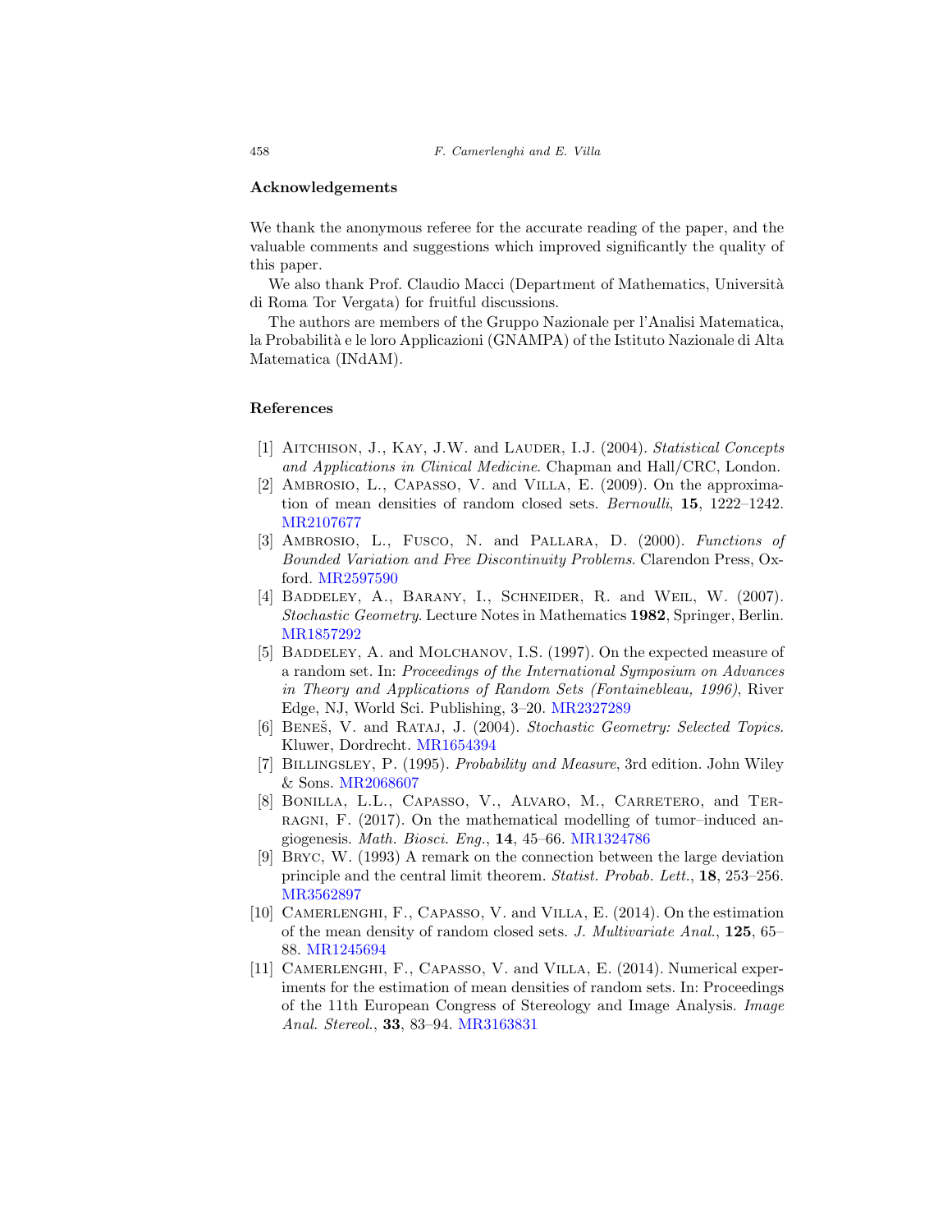## Acknowledgements

We thank the anonymous referee for the accurate reading of the paper, and the valuable comments and suggestions which improved significantly the quality of this paper.

We also thank Prof. Claudio Macci (Department of Mathematics, Università di Roma Tor Vergata) for fruitful discussions.

The authors are members of the Gruppo Nazionale per l'Analisi Matematica, la Probabilità e le loro Applicazioni (GNAMPA) of the Istituto Nazionale di Alta Matematica (INdAM).

## References

[1] Aitchison, J., Kay, J.W. and Lauder, I.J. (2004). *Statistical Concepts and Applications in Clinical Medicine*. Chapman and Hall/CRC, London.

[2] Ambrosio, L., Capasso, V. and Villa, E. (2009). On the approximation of mean densities of random closed sets. *Bernoulli*, **15**, 1222–1242. MR2107677

[3] Ambrosio, L., Fusco, N. and Pallara, D. (2000). *Functions of Bounded Variation and Free Discontinuity Problems*. Clarendon Press, Oxford. MR2597590

[4] Baddeley, A., Barany, I., Schneider, R. and Weil, W. (2007). *Stochastic Geometry*. Lecture Notes in Mathematics **1982**, Springer, Berlin. MR1857292

[5] Baddeley, A. and Molchanov, I.S. (1997). On the expected measure of a random set. In: *Proceedings of the International Symposium on Advances in Theory and Applications of Random Sets (Fontainebleau, 1996)*, River Edge, NJ, World Sci. Publishing, 3–20. MR2327289

[6] Beneš, V. and Rataj, J. (2004). *Stochastic Geometry: Selected Topics*. Kluwer, Dordrecht. MR1654394

[7] Billingsley, P. (1995). *Probability and Measure*, 3rd edition. John Wiley & Sons. MR2068607

[8] Bonilla, L.L., Capasso, V., Alvaro, M., Carretero, and Terragni, F. (2017). On the mathematical modelling of tumor–induced angiogenesis. *Math. Biosci. Eng.*, **14**, 45–66. MR1324786

[9] Bryc, W. (1993) A remark on the connection between the large deviation principle and the central limit theorem. *Statist. Probab. Lett.*, **18**, 253–256. MR3562897

[10] Camerlenghi, F., Capasso, V. and Villa, E. (2014). On the estimation of the mean density of random closed sets. *J. Multivariate Anal.*, **125**, 65–88. MR1245694

[11] Camerlenghi, F., Capasso, V. and Villa, E. (2014). Numerical experiments for the estimation of mean densities of random sets. In: Proceedings of the 11th European Congress of Stereology and Image Analysis. *Image Anal. Stereol.*, **33**, 83–94. MR3163831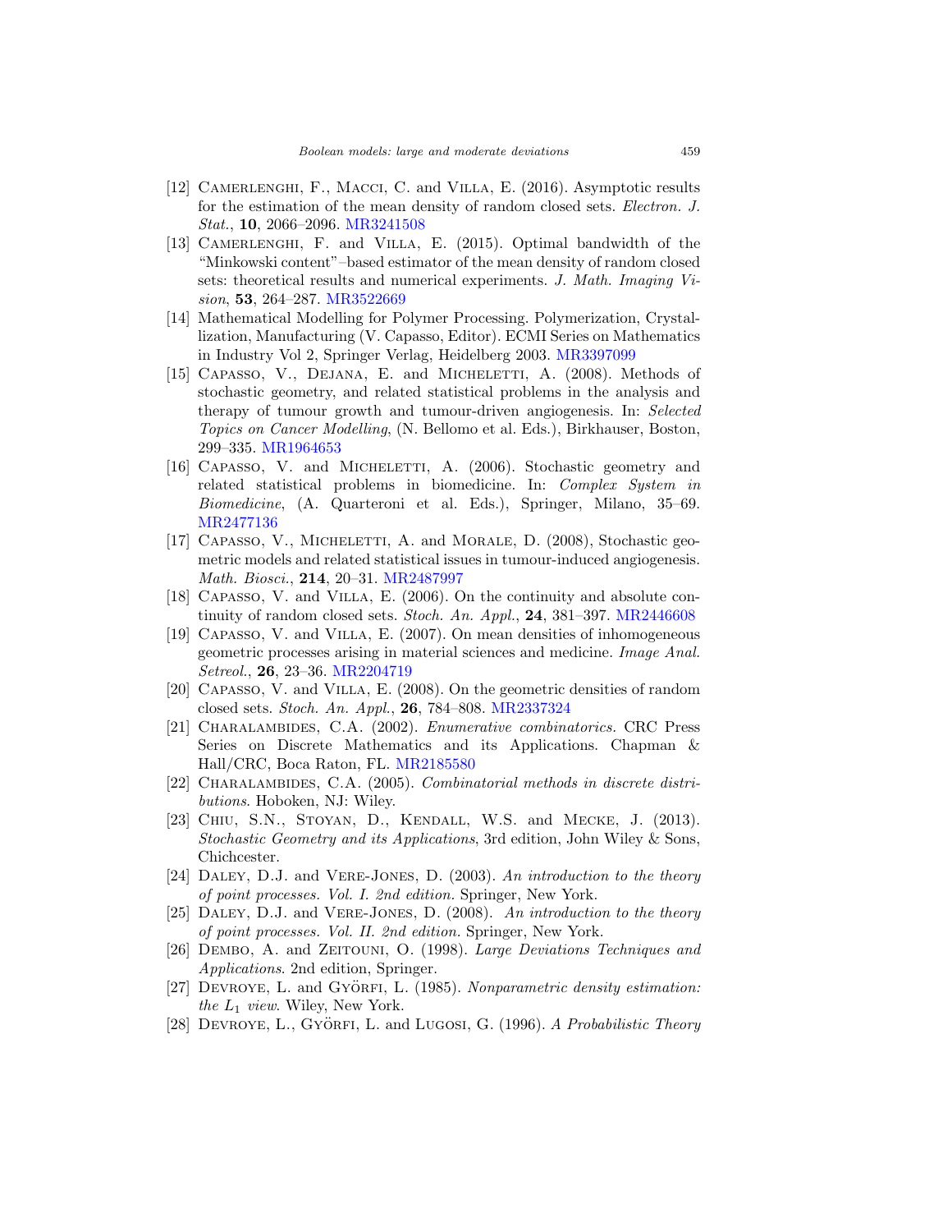[12] Camerlenghi, F., Macci, C. and Villa, E. (2016). Asymptotic results for the estimation of the mean density of random closed sets. *Electron. J. Stat.*, **10**, 2066–2096. MR3241508

[13] Camerlenghi, F. and Villa, E. (2015). Optimal bandwidth of the "Minkowski content"–based estimator of the mean density of random closed sets: theoretical results and numerical experiments. *J. Math. Imaging Vision*, **53**, 264–287. MR3522669

[14] Mathematical Modelling for Polymer Processing. Polymerization, Crystallization, Manufacturing (V. Capasso, Editor). ECMI Series on Mathematics in Industry Vol 2, Springer Verlag, Heidelberg 2003. MR3397099

[15] Capasso, V., Dejana, E. and Micheletti, A. (2008). Methods of stochastic geometry, and related statistical problems in the analysis and therapy of tumour growth and tumour-driven angiogenesis. In: *Selected Topics on Cancer Modelling*, (N. Bellomo et al. Eds.), Birkhauser, Boston, 299–335. MR1964653

[16] Capasso, V. and Micheletti, A. (2006). Stochastic geometry and related statistical problems in biomedicine. In: *Complex System in Biomedicine*, (A. Quarteroni et al. Eds.), Springer, Milano, 35–69. MR2477136

[17] Capasso, V., Micheletti, A. and Morale, D. (2008), Stochastic geometric models and related statistical issues in tumour-induced angiogenesis. *Math. Biosci.*, **214**, 20–31. MR2487997

[18] Capasso, V. and Villa, E. (2006). On the continuity and absolute continuity of random closed sets. *Stoch. An. Appl.*, **24**, 381–397. MR2446608

[19] Capasso, V. and Villa, E. (2007). On mean densities of inhomogeneous geometric processes arising in material sciences and medicine. *Image Anal. Setreol.*, **26**, 23–36. MR2204719

[20] Capasso, V. and Villa, E. (2008). On the geometric densities of random closed sets. *Stoch. An. Appl.*, **26**, 784–808. MR2337324

[21] Charalambides, C.A. (2002). *Enumerative combinatorics.* CRC Press Series on Discrete Mathematics and its Applications. Chapman & Hall/CRC, Boca Raton, FL. MR2185580

[22] Charalambides, C.A. (2005). *Combinatorial methods in discrete distributions*. Hoboken, NJ: Wiley.

[23] Chiu, S.N., Stoyan, D., Kendall, W.S. and Mecke, J. (2013). *Stochastic Geometry and its Applications*, 3rd edition, John Wiley & Sons, Chichcester.

[24] Daley, D.J. and Vere-Jones, D. (2003). *An introduction to the theory of point processes. Vol. I. 2nd edition.* Springer, New York.

[25] Daley, D.J. and Vere-Jones, D. (2008). *An introduction to the theory of point processes. Vol. II. 2nd edition.* Springer, New York.

[26] Dembo, A. and Zeitouni, O. (1998). *Large Deviations Techniques and Applications*. 2nd edition, Springer.

[27] Devroye, L. and Györfi, L. (1985). *Nonparametric density estimation: the $L_1$ view*. Wiley, New York.

[28] Devroye, L., Györfi, L. and Lugosi, G. (1996). *A Probabilistic Theory*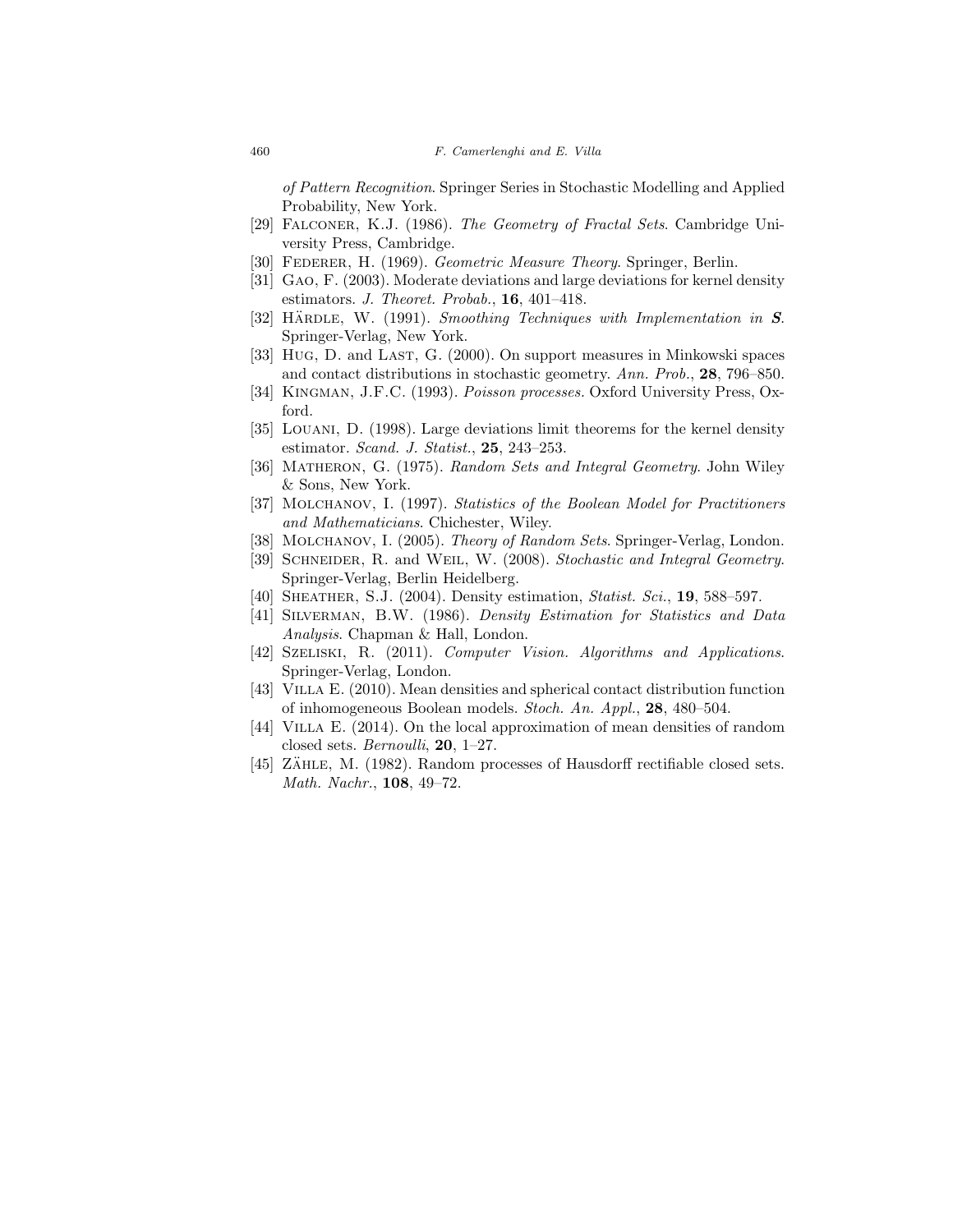*of Pattern Recognition*. Springer Series in Stochastic Modelling and Applied Probability, New York.

[29] Falconer, K.J. (1986). *The Geometry of Fractal Sets*. Cambridge University Press, Cambridge.

[30] Federer, H. (1969). *Geometric Measure Theory*. Springer, Berlin.

[31] Gao, F. (2003). Moderate deviations and large deviations for kernel density estimators. *J. Theoret. Probab.*, **16**, 401–418.

[32] Härdle, W. (1991). *Smoothing Techniques with Implementation in **S***. Springer-Verlag, New York.

[33] Hug, D. and Last, G. (2000). On support measures in Minkowski spaces and contact distributions in stochastic geometry. *Ann. Prob.*, **28**, 796–850.

[34] Kingman, J.F.C. (1993). *Poisson processes.* Oxford University Press, Oxford.

[35] Louani, D. (1998). Large deviations limit theorems for the kernel density estimator. *Scand. J. Statist.*, **25**, 243–253.

[36] Matheron, G. (1975). *Random Sets and Integral Geometry*. John Wiley & Sons, New York.

[37] Molchanov, I. (1997). *Statistics of the Boolean Model for Practitioners and Mathematicians*. Chichester, Wiley.

[38] Molchanov, I. (2005). *Theory of Random Sets*. Springer-Verlag, London.

[39] Schneider, R. and Weil, W. (2008). *Stochastic and Integral Geometry*. Springer-Verlag, Berlin Heidelberg.

[40] Sheather, S.J. (2004). Density estimation, *Statist. Sci.*, **19**, 588–597.

[41] Silverman, B.W. (1986). *Density Estimation for Statistics and Data Analysis*. Chapman & Hall, London.

[42] Szeliski, R. (2011). *Computer Vision. Algorithms and Applications*. Springer-Verlag, London.

[43] Villa E. (2010). Mean densities and spherical contact distribution function of inhomogeneous Boolean models. *Stoch. An. Appl.*, **28**, 480–504.

[44] Villa E. (2014). On the local approximation of mean densities of random closed sets. *Bernoulli*, **20**, 1–27.

[45] Zähle, M. (1982). Random processes of Hausdorff rectifiable closed sets. *Math. Nachr.*, **108**, 49–72.